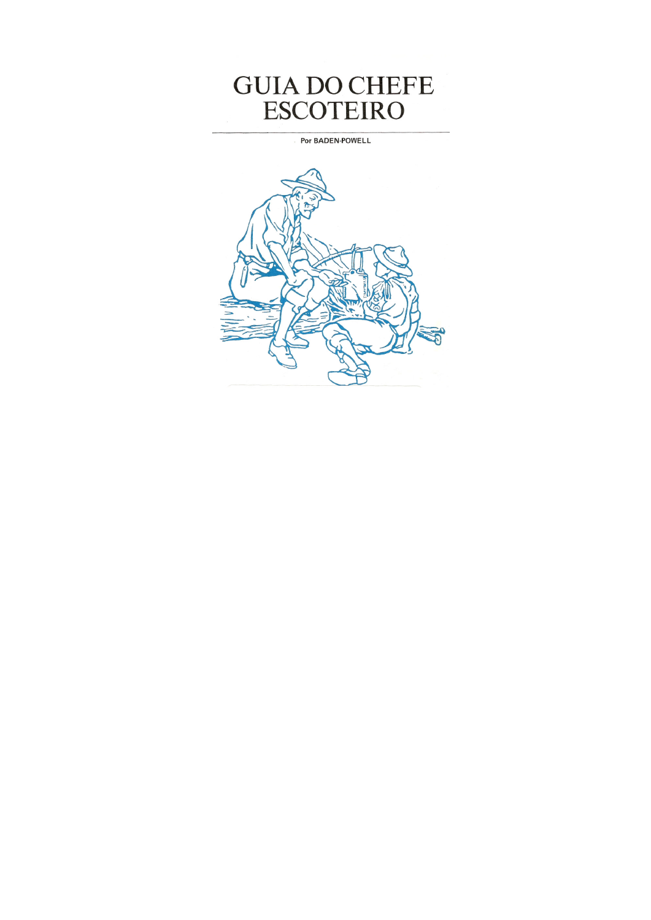# GUIA DO CHEFE ESCOTEIRO

Por BADEN-POWELL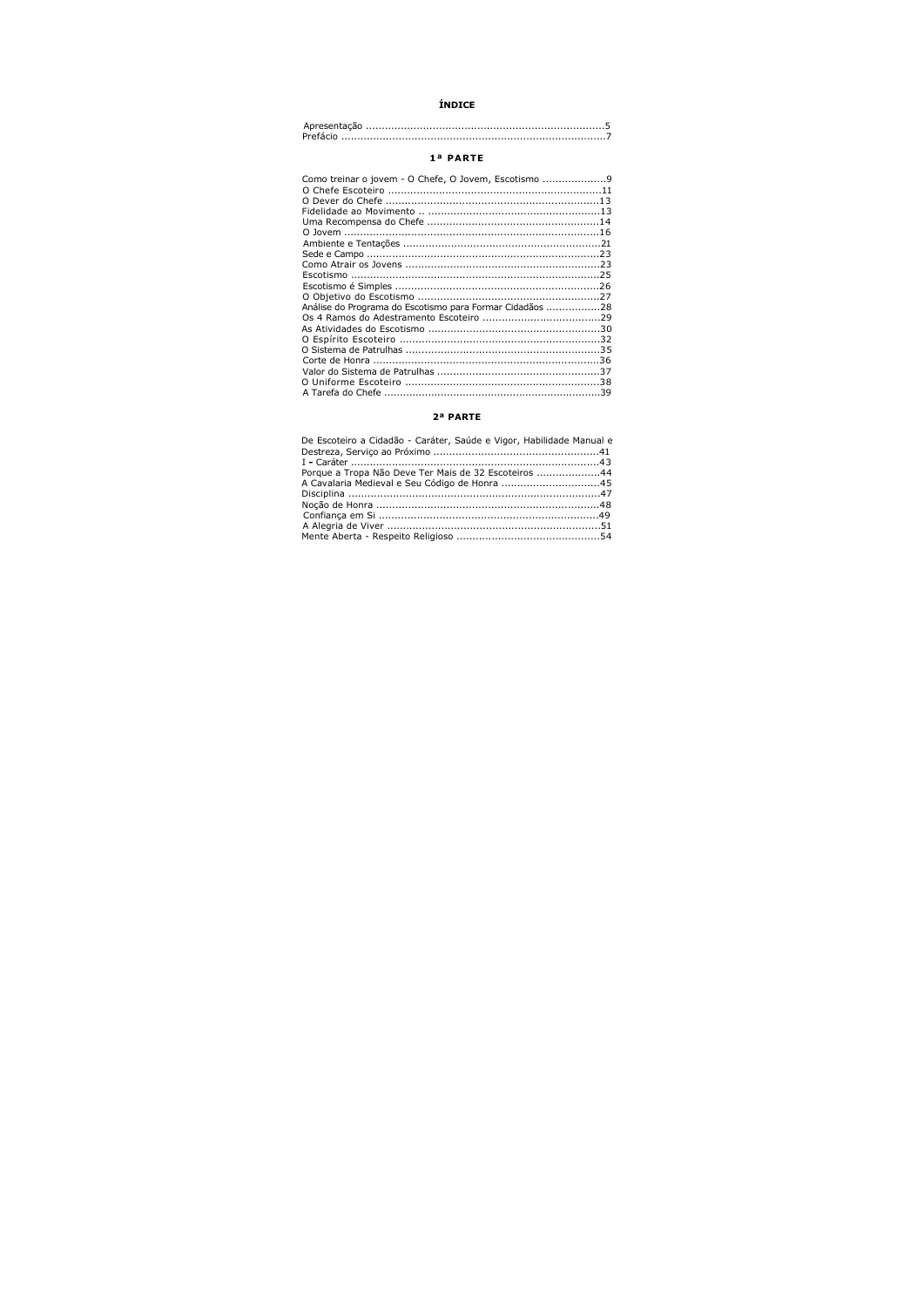# ÍNDICE

Apresentação ..........................................................................5
Prefácio ..................................................................................7

## 1ª PARTE

Como treinar o jovem - O Chefe, O Jovem, Escotismo ....................9
O Chefe Escoteiro ..................................................................11
O Dever do Chefe ...................................................................13
Fidelidade ao Movimento .. .....................................................13
Uma Recompensa do Chefe .....................................................14
O Jovem ................................................................................16
Ambiente e Tentações .............................................................21
Sede e Campo .........................................................................23
Como Atrair os Jovens ............................................................23
Escotismo ..............................................................................25
Escotismo é Simples ...............................................................26
O Objetivo do Escotismo .........................................................27
Análise do Programa do Escotismo para Formar Cidadãos .................28
Os 4 Ramos do Adestramento Escoteiro .....................................29
As Atividades do Escotismo .....................................................30
O Espírito Escoteiro ...............................................................32
O Sistema de Patrulhas ...........................................................35
Corte de Honra .......................................................................36
Valor do Sistema de Patrulhas ..................................................37
O Uniforme Escoteiro .............................................................38
A Tarefa do Chefe ....................................................................39

## 2ª PARTE

De Escoteiro a Cidadão - Caráter, Saúde e Vigor, Habilidade Manual e Destreza, Serviço ao Próximo ...................................................41
I - Caráter ..............................................................................43
Porque a Tropa Não Deve Ter Mais de 32 Escoteiros ....................44
A Cavalaria Medieval e Seu Código de Honra ...............................45
Disciplina ...............................................................................47
Noção de Honra ......................................................................48
Confiança em Si .....................................................................49
A Alegria de Viver ..................................................................51
Mente Aberta - Respeito Religioso ............................................54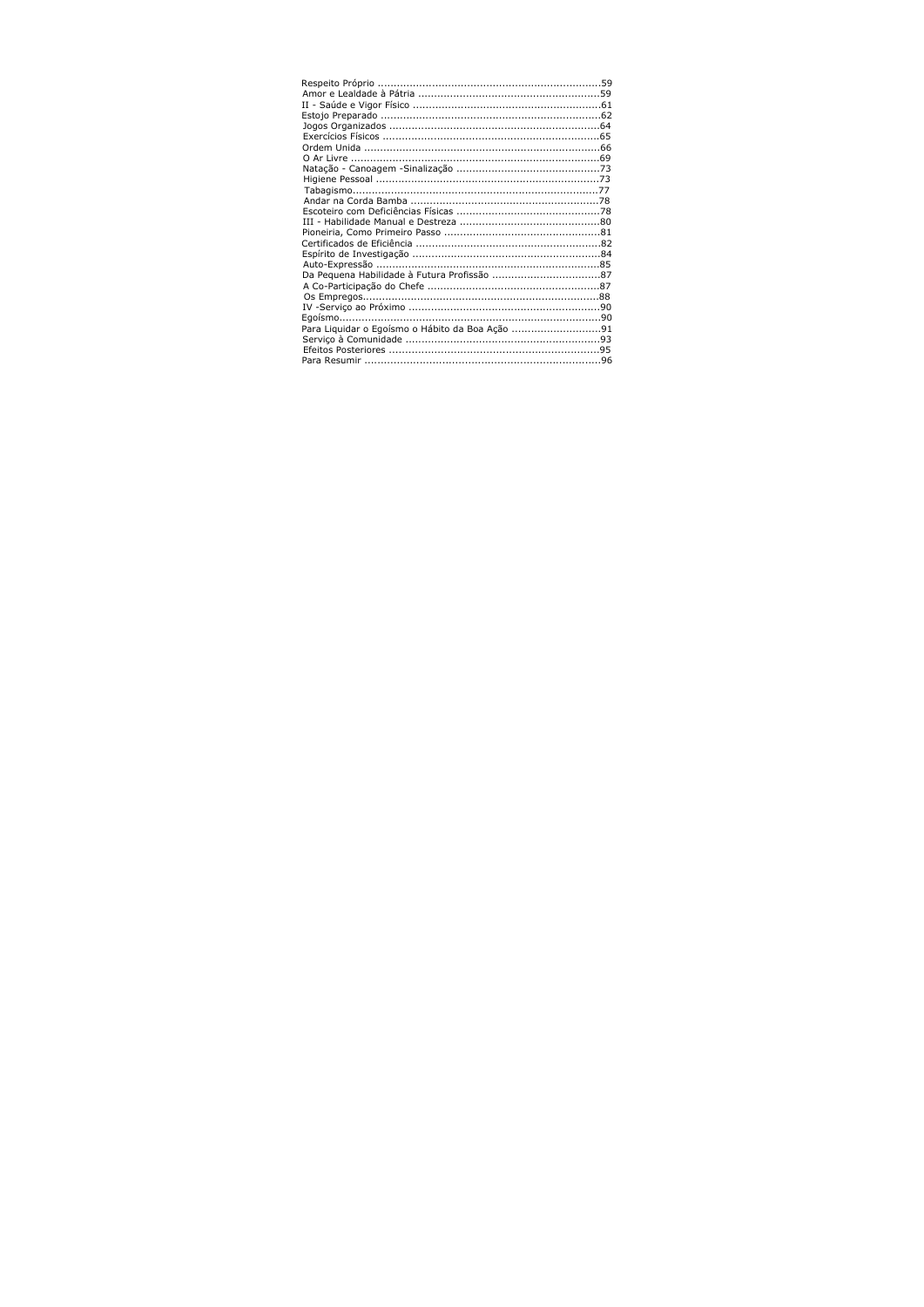Respeito Próprio .....................................................................59
Amor e Lealdade à Pátria .........................................................59
II - Saúde e Vigor Físico ...........................................................61
Estojo Preparado .....................................................................62
Jogos Organizados ..................................................................64
Exercícios Físicos ....................................................................65
Ordem Unida ..........................................................................66
O Ar Livre ..............................................................................69
Natação - Canoagem -Sinalização ............................................73
Higiene Pessoal ......................................................................73
Tabagismo.............................................................................77
Andar na Corda Bamba ...........................................................78
Escoteiro com Deficiências Físicas .............................................78
III - Habilidade Manual e Destreza ............................................80
Pioneiria, Como Primeiro Passo .................................................81
Certificados de Eficiência ..........................................................82
Espírito de Investigação ...........................................................84
Auto-Expressão ......................................................................85
Da Pequena Habilidade à Futura Profissão ..................................87
A Co-Participação do Chefe ......................................................87
Os Empregos..........................................................................88
IV -Serviço ao Próximo ............................................................90
Egoísmo..................................................................................90
Para Liquidar o Egoísmo o Hábito da Boa Ação ...........................91
Serviço à Comunidade ............................................................93
Efeitos Posteriores ..................................................................95
Para Resumir .........................................................................96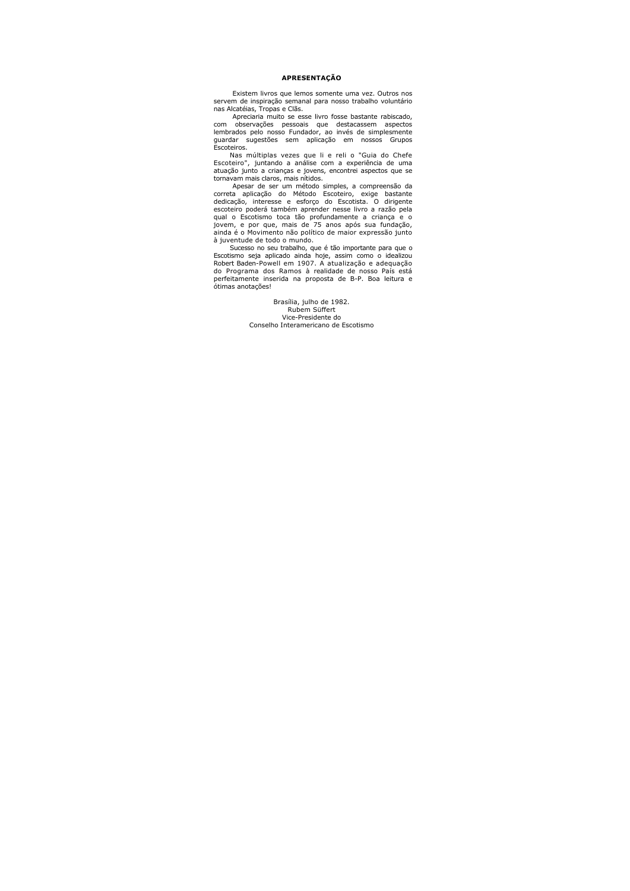## APRESENTAÇÃO

Existem livros que lemos somente uma vez. Outros nos servem de inspiração semanal para nosso trabalho voluntário nas Alcatéias, Tropas e Clãs.

Apreciaria muito se esse livro fosse bastante rabiscado, com observações pessoais que destacassem aspectos lembrados pelo nosso Fundador, ao invés de simplesmente guardar sugestões sem aplicação em nossos Grupos Escoteiros.

Nas múltiplas vezes que li e reli o "Guia do Chefe Escoteiro", juntando a análise com a experiência de uma atuação junto a crianças e jovens, encontrei aspectos que se tornavam mais claros, mais nítidos.

Apesar de ser um método simples, a compreensão da correta aplicação do Método Escoteiro, exige bastante dedicação, interesse e esforço do Escotista. O dirigente escoteiro poderá também aprender nesse livro a razão pela qual o Escotismo toca tão profundamente a criança e o jovem, e por que, mais de 75 anos após sua fundação, ainda é o Movimento não político de maior expressão junto à juventude de todo o mundo.

Sucesso no seu trabalho, que é tão importante para que o Escotismo seja aplicado ainda hoje, assim como o idealizou Robert Baden-Powell em 1907. A atualização e adequação do Programa dos Ramos à realidade de nosso País está perfeitamente inserida na proposta de B-P. Boa leitura e ótimas anotações!

Brasília, julho de 1982.
Rubem Süffert
Vice-Presidente do
Conselho Interamericano de Escotismo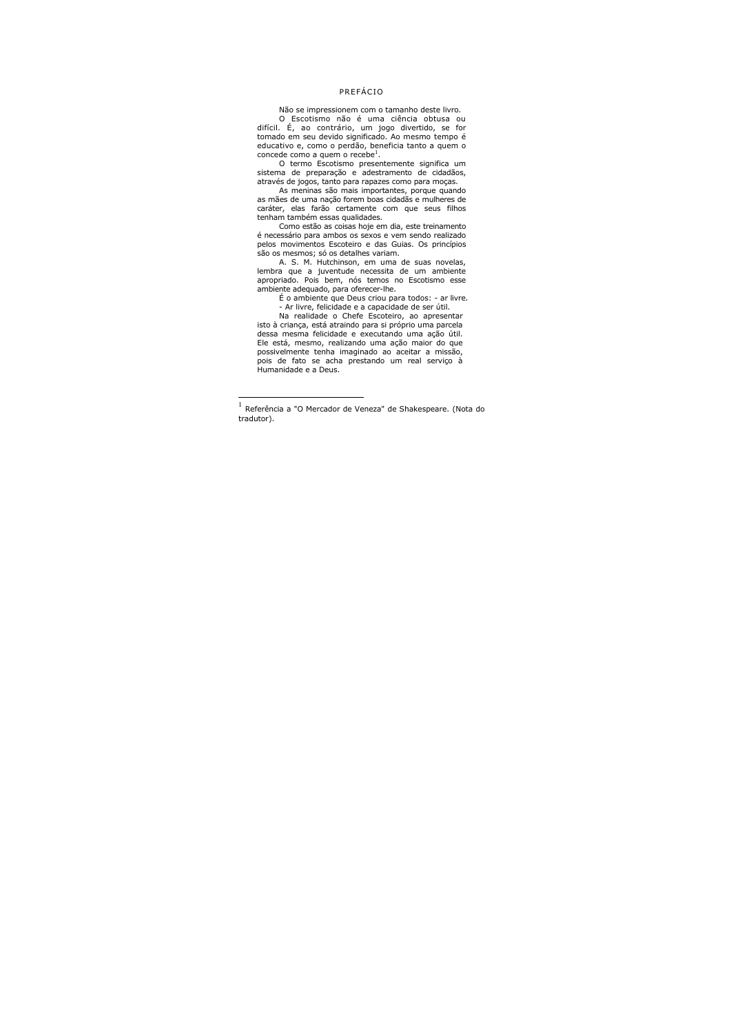# PREFÁCIO

Não se impressionem com o tamanho deste livro.

O Escotismo não é uma ciência obtusa ou difícil. É, ao contrário, um jogo divertido, se for tomado em seu devido significado. Ao mesmo tempo é educativo e, como o perdão, beneficia tanto a quem o concede como a quem o recebe[1].

O termo Escotismo presentemente significa um sistema de preparação e adestramento de cidadãos, através de jogos, tanto para rapazes como para moças.

As meninas são mais importantes, porque quando as mães de uma nação forem boas cidadãs e mulheres de caráter, elas farão certamente com que seus filhos tenham também essas qualidades.

Como estão as coisas hoje em dia, este treinamento é necessário para ambos os sexos e vem sendo realizado pelos movimentos Escoteiro e das Guias. Os princípios são os mesmos; só os detalhes variam.

A. S. M. Hutchinson, em uma de suas novelas, lembra que a juventude necessita de um ambiente apropriado. Pois bem, nós temos no Escotismo esse ambiente adequado, para oferecer-lhe.

É o ambiente que Deus criou para todos: - ar livre.
- Ar livre, felicidade e a capacidade de ser útil.

Na realidade o Chefe Escoteiro, ao apresentar isto à criança, está atraindo para si próprio uma parcela dessa mesma felicidade e executando uma ação útil. Ele está, mesmo, realizando uma ação maior do que possivelmente tenha imaginado ao aceitar a missão, pois de fato se acha prestando um real serviço à Humanidade e a Deus.

---

[1] Referência a "O Mercador de Veneza" de Shakespeare. (Nota do tradutor).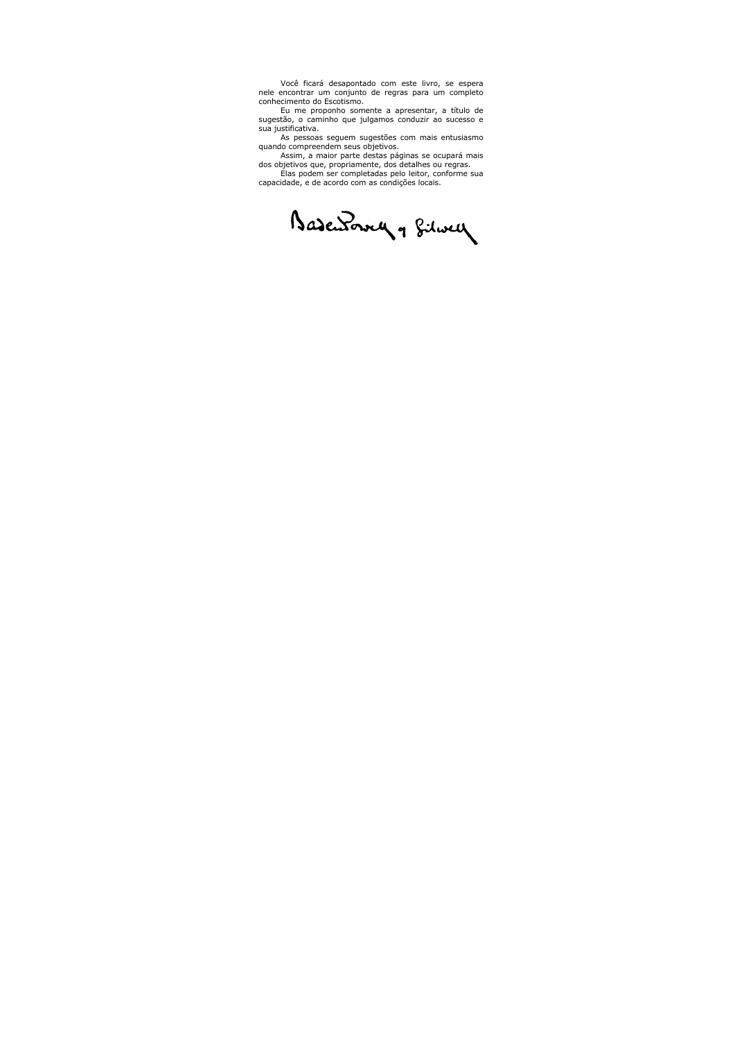Você ficará desapontado com este livro, se espera nele encontrar um conjunto de regras para um completo conhecimento do Escotismo.

Eu me proponho somente a apresentar, a título de sugestão, o caminho que julgamos conduzir ao sucesso e sua justificativa.

As pessoas seguem sugestões com mais entusiasmo quando compreendem seus objetivos.

Assim, a maior parte destas páginas se ocupará mais dos objetivos que, propriamente, dos detalhes ou regras.

Elas podem ser completadas pelo leitor, conforme sua capacidade, e de acordo com as condições locais.

Baden-Powell of Gilwell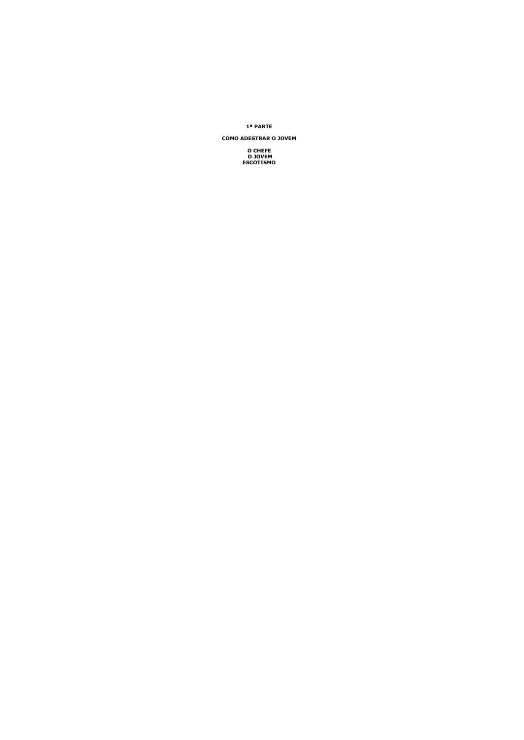# 1ª PARTE

## COMO ADESTRAR O JOVEM

**O CHEFE**
**O JOVEM**
**ESCOTISMO**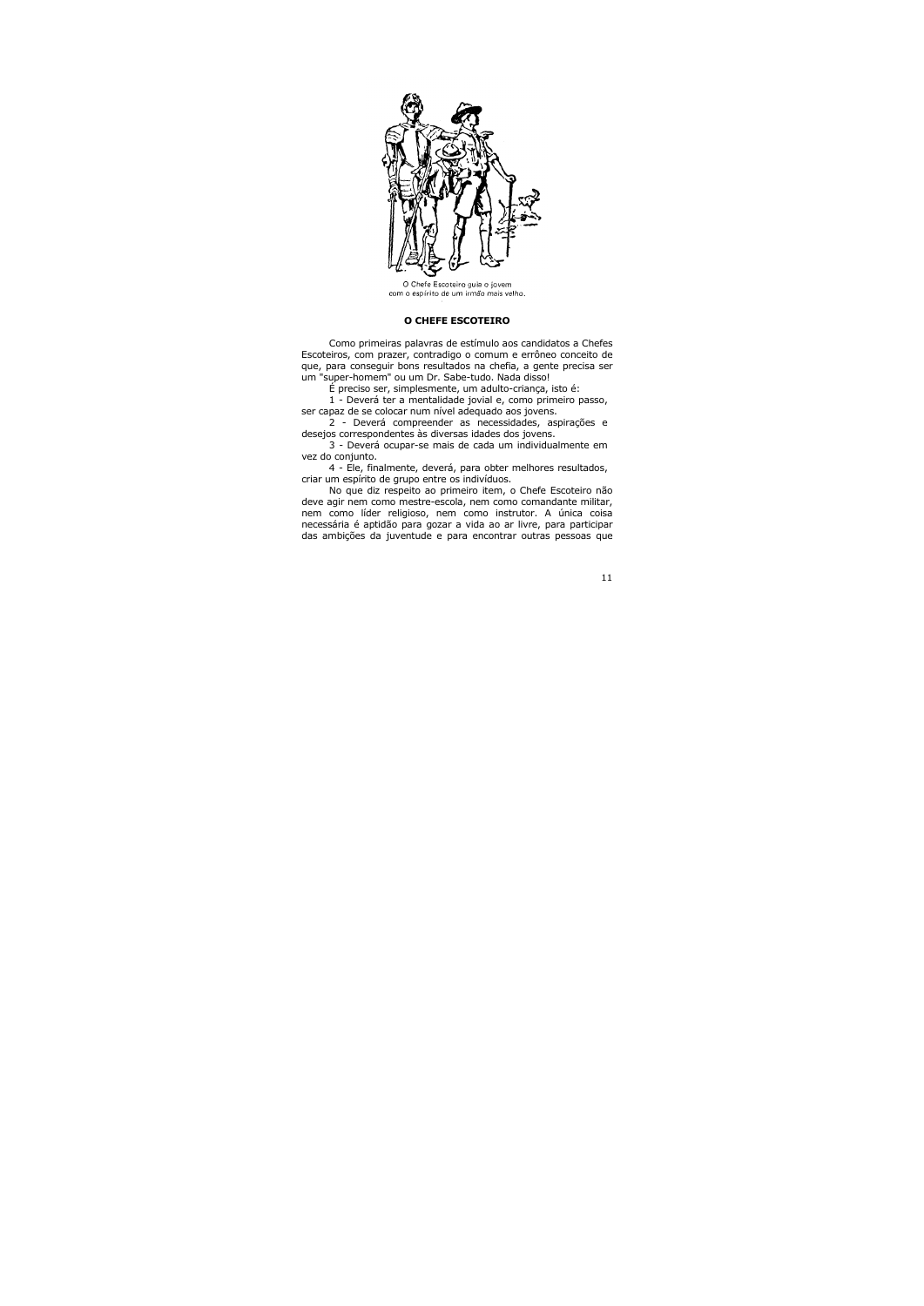O Chefe Escoteiro guia o jovem com o espírito de um irmão mais velho.

**O CHEFE ESCOTEIRO**

Como primeiras palavras de estímulo aos candidatos a Chefes Escoteiros, com prazer, contradigo o comum e errôneo conceito de que, para conseguir bons resultados na chefia, a gente precisa ser um "super-homem" ou um Dr. Sabe-tudo. Nada disso!

É preciso ser, simplesmente, um adulto-criança, isto é:

1 - Deverá ter a mentalidade jovial e, como primeiro passo, ser capaz de se colocar num nível adequado aos jovens.

2 - Deverá compreender as necessidades, aspirações e desejos correspondentes às diversas idades dos jovens.

3 - Deverá ocupar-se mais de cada um individualmente em vez do conjunto.

4 - Ele, finalmente, deverá, para obter melhores resultados, criar um espírito de grupo entre os indivíduos.

No que diz respeito ao primeiro item, o Chefe Escoteiro não deve agir nem como mestre-escola, nem como comandante militar, nem como líder religioso, nem como instrutor. A única coisa necessária é aptidão para gozar a vida ao ar livre, para participar das ambições da juventude e para encontrar outras pessoas que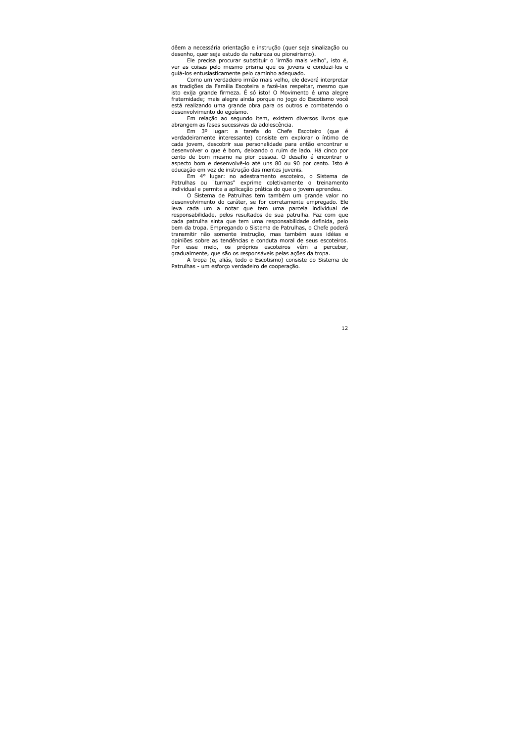dêem a necessária orientação e instrução (quer seja sinalização ou desenho, quer seja estudo da natureza ou pioneirismo).

Ele precisa procurar substituir o 'irmão mais velho", isto é, ver as coisas pelo mesmo prisma que os jovens e conduzi-los e guiá-los entusiasticamente pelo caminho adequado.

Como um verdadeiro irmão mais velho, ele deverá interpretar as tradições da Família Escoteira e fazê-las respeitar, mesmo que isto exija grande firmeza. É só isto! O Movimento é uma alegre fraternidade; mais alegre ainda porque no jogo do Escotismo você está realizando uma grande obra para os outros e combatendo o desenvolvimento do egoísmo.

Em relação ao segundo item, existem diversos livros que abrangem as fases sucessivas da adolescência.

Em 3º lugar: a tarefa do Chefe Escoteiro (que é verdadeiramente interessante) consiste em explorar o íntimo de cada jovem, descobrir sua personalidade para então encontrar e desenvolver o que é bom, deixando o ruim de lado. Há cinco por cento de bom mesmo na pior pessoa. O desafio é encontrar o aspecto bom e desenvolvê-lo até uns 80 ou 90 por cento. Isto é educação em vez de instrução das mentes juvenis.

Em 4° lugar: no adestramento escoteiro, o Sistema de Patrulhas ou "turmas" exprime coletivamente o treinamento individual e permite a aplicação prática do que o jovem aprendeu.

O Sistema de Patrulhas tem também um grande valor no desenvolvimento do caráter, se for corretamente empregado. Ele leva cada um a notar que tem uma parcela individual de responsabilidade, pelos resultados de sua patrulha. Faz com que cada patrulha sinta que tem uma responsabilidade definida, pelo bem da tropa. Empregando o Sistema de Patrulhas, o Chefe poderá transmitir não somente instrução, mas também suas idéias e opiniões sobre as tendências e conduta moral de seus escoteiros. Por esse meio, os próprios escoteiros vêm a perceber, gradualmente, que são os responsáveis pelas ações da tropa.

A tropa (e, aliás, todo o Escotismo) consiste do Sistema de Patrulhas - um esforço verdadeiro de cooperação.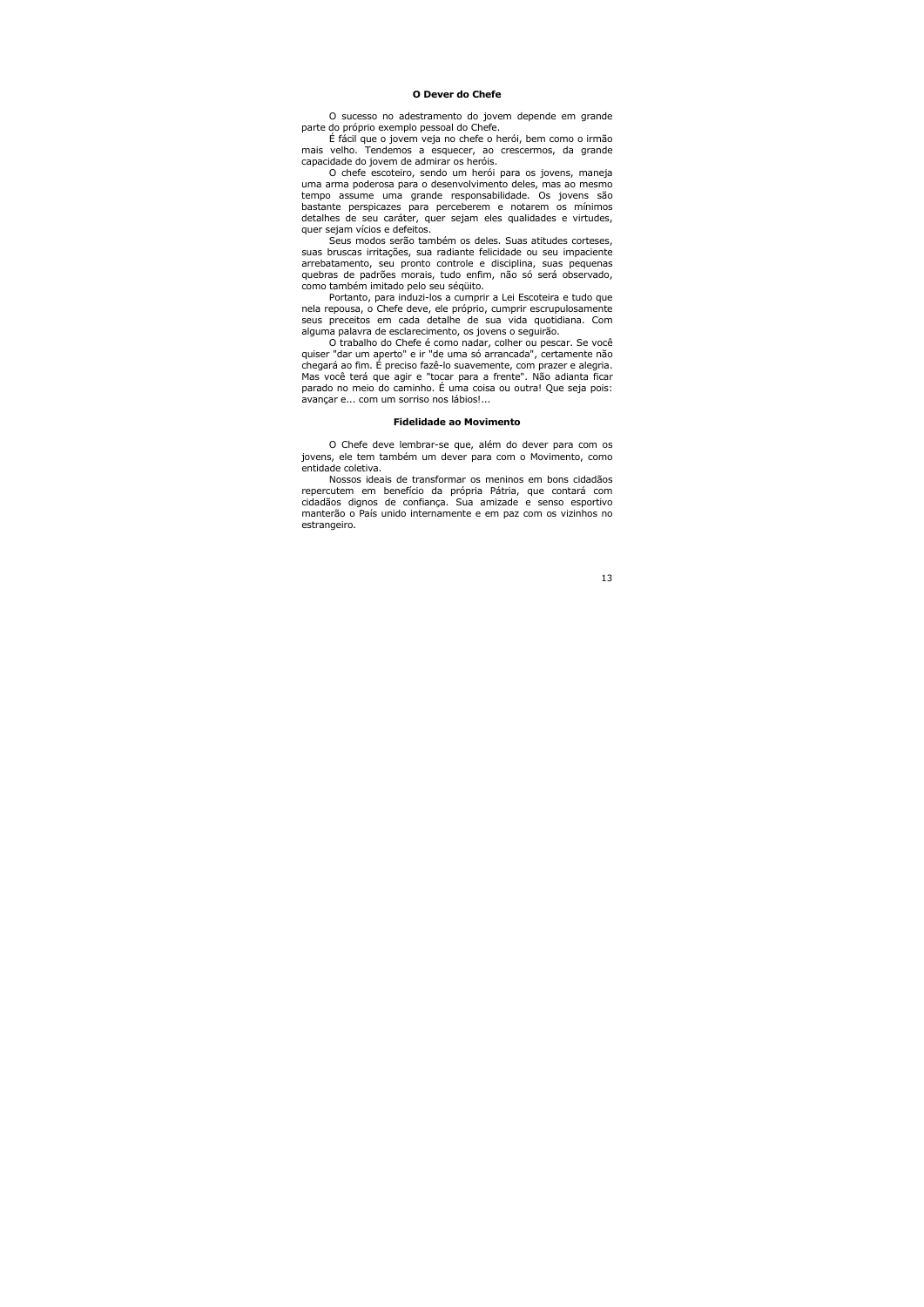## O Dever do Chefe

O sucesso no adestramento do jovem depende em grande parte do próprio exemplo pessoal do Chefe.

É fácil que o jovem veja no chefe o herói, bem como o irmão mais velho. Tendemos a esquecer, ao crescermos, da grande capacidade do jovem de admirar os heróis.

O chefe escoteiro, sendo um herói para os jovens, maneja uma arma poderosa para o desenvolvimento deles, mas ao mesmo tempo assume uma grande responsabilidade. Os jovens são bastante perspicazes para perceberem e notarem os mínimos detalhes de seu caráter, quer sejam eles qualidades e virtudes, quer sejam vícios e defeitos.

Seus modos serão também os deles. Suas atitudes corteses, suas bruscas irritações, sua radiante felicidade ou seu impaciente arrebatamento, seu pronto controle e disciplina, suas pequenas quebras de padrões morais, tudo enfim, não só será observado, como também imitado pelo seu séqüito.

Portanto, para induzi-los a cumprir a Lei Escoteira e tudo que nela repousa, o Chefe deve, ele próprio, cumprir escrupulosamente seus preceitos em cada detalhe de sua vida quotidiana. Com alguma palavra de esclarecimento, os jovens o seguirão.

O trabalho do Chefe é como nadar, colher ou pescar. Se você quiser "dar um aperto" e ir "de uma só arrancada", certamente não chegará ao fim. É preciso fazê-lo suavemente, com prazer e alegria. Mas você terá que agir e "tocar para a frente". Não adianta ficar parado no meio do caminho. É uma coisa ou outra! Que seja pois: avançar e... com um sorriso nos lábios!...

## Fidelidade ao Movimento

O Chefe deve lembrar-se que, além do dever para com os jovens, ele tem também um dever para com o Movimento, como entidade coletiva.

Nossos ideais de transformar os meninos em bons cidadãos repercutem em benefício da própria Pátria, que contará com cidadãos dignos de confiança. Sua amizade e senso esportivo manterão o País unido internamente e em paz com os vizinhos no estrangeiro.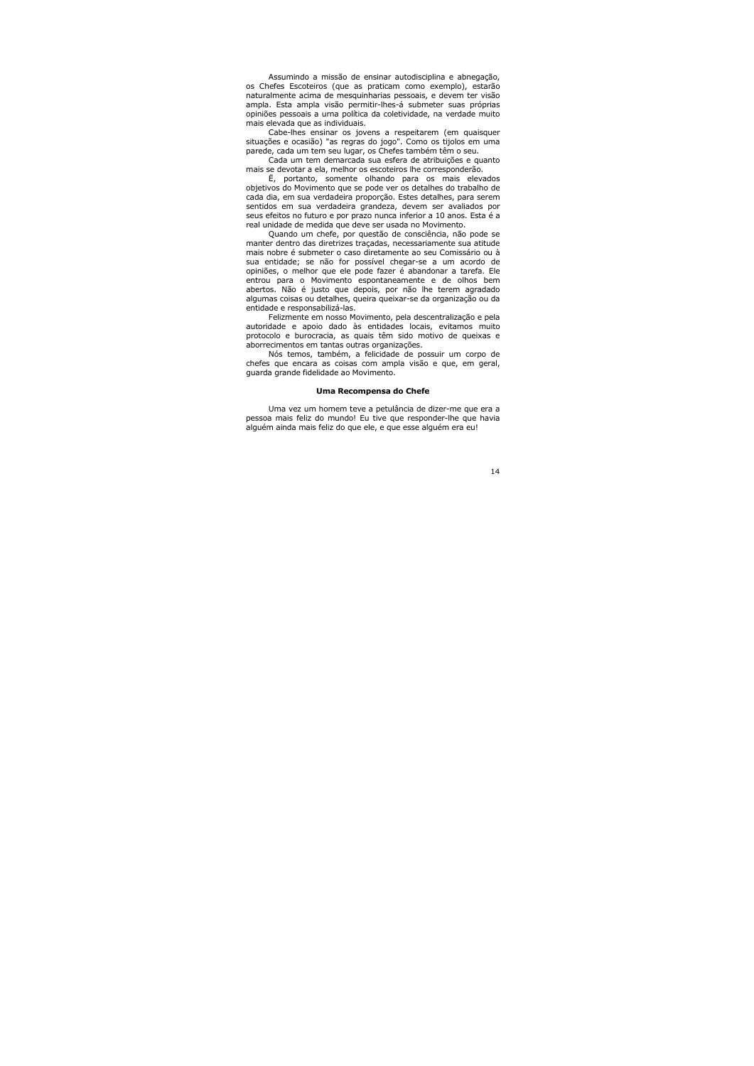Assumindo a missão de ensinar autodisciplina e abnegação, os Chefes Escoteiros (que as praticam como exemplo), estarão naturalmente acima de mesquinharias pessoais, e devem ter visão ampla. Esta ampla visão permitir-lhes-á submeter suas próprias opiniões pessoais a urna política da coletividade, na verdade muito mais elevada que as individuais.

Cabe-lhes ensinar os jovens a respeitarem (em quaisquer situações e ocasião) "as regras do jogo". Como os tijolos em uma parede, cada um tem seu lugar, os Chefes também têm o seu.

Cada um tem demarcada sua esfera de atribuições e quanto mais se devotar a ela, melhor os escoteiros lhe corresponderão.

É, portanto, somente olhando para os mais elevados objetivos do Movimento que se pode ver os detalhes do trabalho de cada dia, em sua verdadeira proporção. Estes detalhes, para serem sentidos em sua verdadeira grandeza, devem ser avaliados por seus efeitos no futuro e por prazo nunca inferior a 10 anos. Esta é a real unidade de medida que deve ser usada no Movimento.

Quando um chefe, por questão de consciência, não pode se manter dentro das diretrizes traçadas, necessariamente sua atitude mais nobre é submeter o caso diretamente ao seu Comissário ou à sua entidade; se não for possível chegar-se a um acordo de opiniões, o melhor que ele pode fazer é abandonar a tarefa. Ele entrou para o Movimento espontaneamente e de olhos bem abertos. Não é justo que depois, por não lhe terem agradado algumas coisas ou detalhes, queira queixar-se da organização ou da entidade e responsabilizá-las.

Felizmente em nosso Movimento, pela descentralização e pela autoridade e apoio dado às entidades locais, evitamos muito protocolo e burocracia, as quais têm sido motivo de queixas e aborrecimentos em tantas outras organizações.

Nós temos, também, a felicidade de possuir um corpo de chefes que encara as coisas com ampla visão e que, em geral, guarda grande fidelidade ao Movimento.

### Uma Recompensa do Chefe

Uma vez um homem teve a petulância de dizer-me que era a pessoa mais feliz do mundo! Eu tive que responder-lhe que havia alguém ainda mais feliz do que ele, e que esse alguém era eu!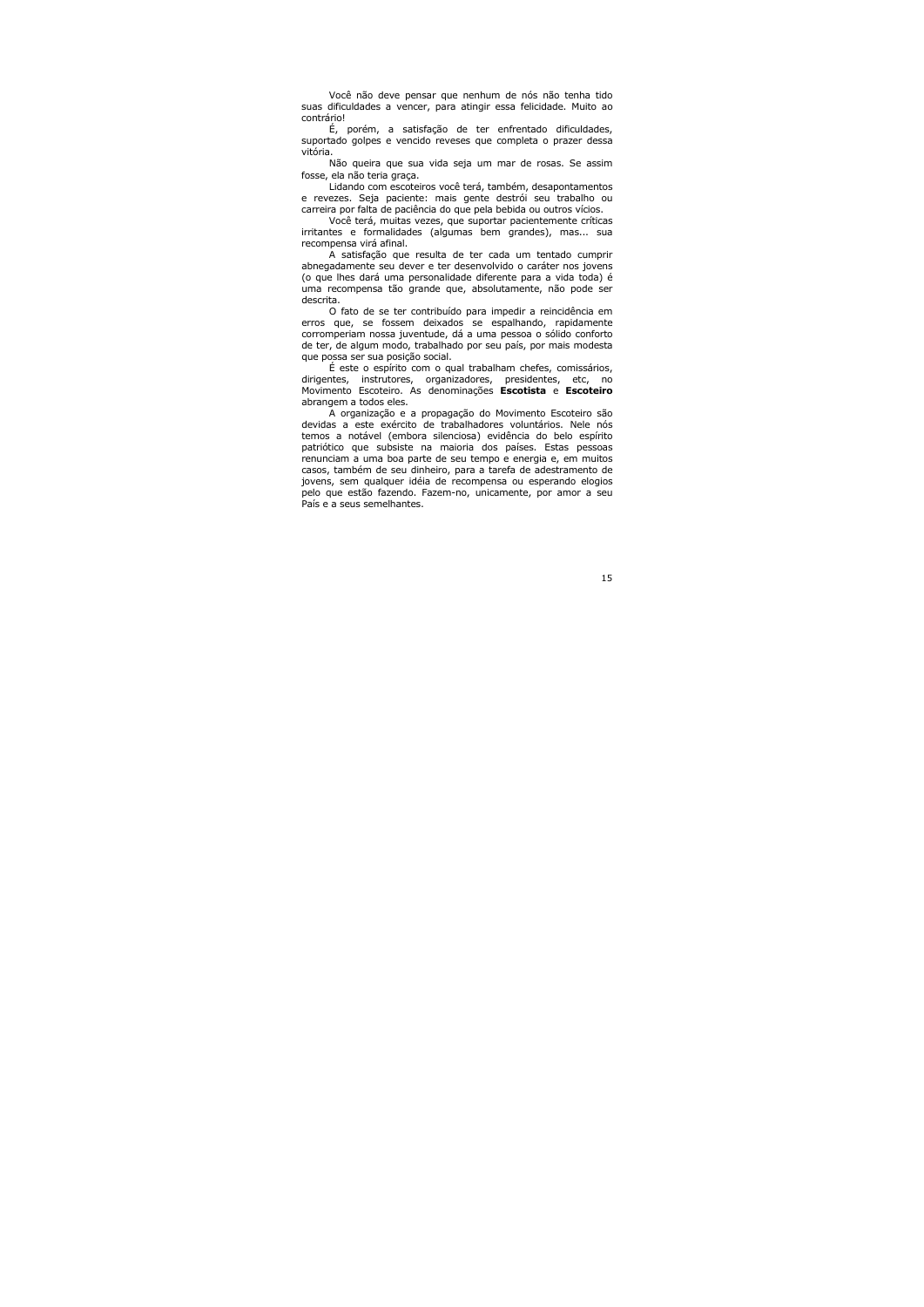Você não deve pensar que nenhum de nós não tenha tido suas dificuldades a vencer, para atingir essa felicidade. Muito ao contrário!

É, porém, a satisfação de ter enfrentado dificuldades, suportado golpes e vencido reveses que completa o prazer dessa vitória.

Não queira que sua vida seja um mar de rosas. Se assim fosse, ela não teria graça.

Lidando com escoteiros você terá, também, desapontamentos e revezes. Seja paciente: mais gente destrói seu trabalho ou carreira por falta de paciência do que pela bebida ou outros vícios.

Você terá, muitas vezes, que suportar pacientemente críticas irritantes e formalidades (algumas bem grandes), mas... sua recompensa virá afinal.

A satisfação que resulta de ter cada um tentado cumprir abnegadamente seu dever e ter desenvolvido o caráter nos jovens (o que lhes dará uma personalidade diferente para a vida toda) é uma recompensa tão grande que, absolutamente, não pode ser descrita.

O fato de se ter contribuído para impedir a reincidência em erros que, se fossem deixados se espalhando, rapidamente corromperiam nossa juventude, dá a uma pessoa o sólido conforto de ter, de algum modo, trabalhado por seu país, por mais modesta que possa ser sua posição social.

É este o espírito com o qual trabalham chefes, comissários, dirigentes, instrutores, organizadores, presidentes, etc, no Movimento Escoteiro. As denominações **Escotista** e **Escoteiro** abrangem a todos eles.

A organização e a propagação do Movimento Escoteiro são devidas a este exército de trabalhadores voluntários. Nele nós temos a notável (embora silenciosa) evidência do belo espírito patriótico que subsiste na maioria dos países. Estas pessoas renunciam a uma boa parte de seu tempo e energia e, em muitos casos, também de seu dinheiro, para a tarefa de adestramento de jovens, sem qualquer idéia de recompensa ou esperando elogios pelo que estão fazendo. Fazem-no, unicamente, por amor a seu País e a seus semelhantes.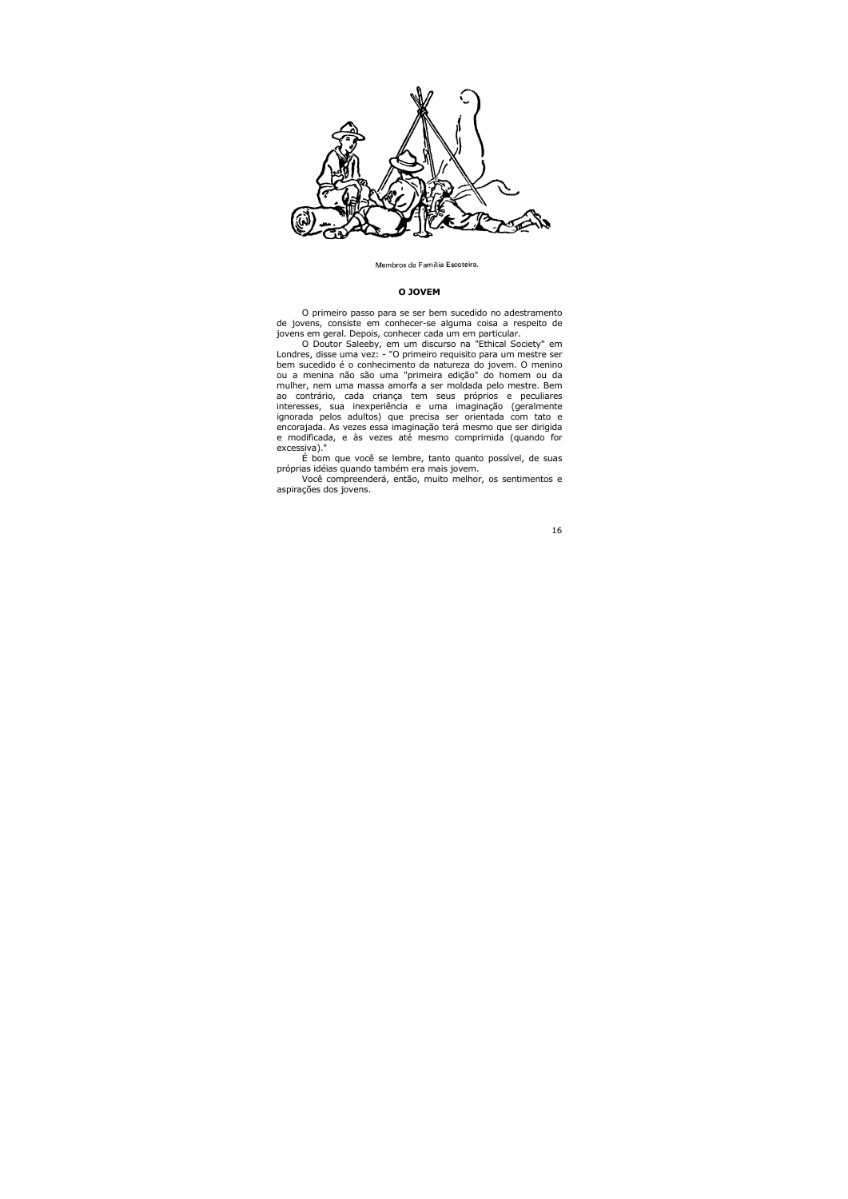Membros da Família Escoteira.

**O JOVEM**

O primeiro passo para se ser bem sucedido no adestramento de jovens, consiste em conhecer-se alguma coisa a respeito de jovens em geral. Depois, conhecer cada um em particular.

O Doutor Saleeby, em um discurso na "Ethical Society" em Londres, disse uma vez: - "O primeiro requisito para um mestre ser bem sucedido é o conhecimento da natureza do jovem. O menino ou a menina não são uma "primeira edição" do homem ou da mulher, nem uma massa amorfa a ser moldada pelo mestre. Bem ao contrário, cada criança tem seus próprios e peculiares interesses, sua inexperiência e uma imaginação (geralmente ignorada pelos adultos) que precisa ser orientada com tato e encorajada. As vezes essa imaginação terá mesmo que ser dirigida e modificada, e às vezes até mesmo comprimida (quando for excessiva)."

É bom que você se lembre, tanto quanto possível, de suas próprias idéias quando também era mais jovem.

Você compreenderá, então, muito melhor, os sentimentos e aspirações dos jovens.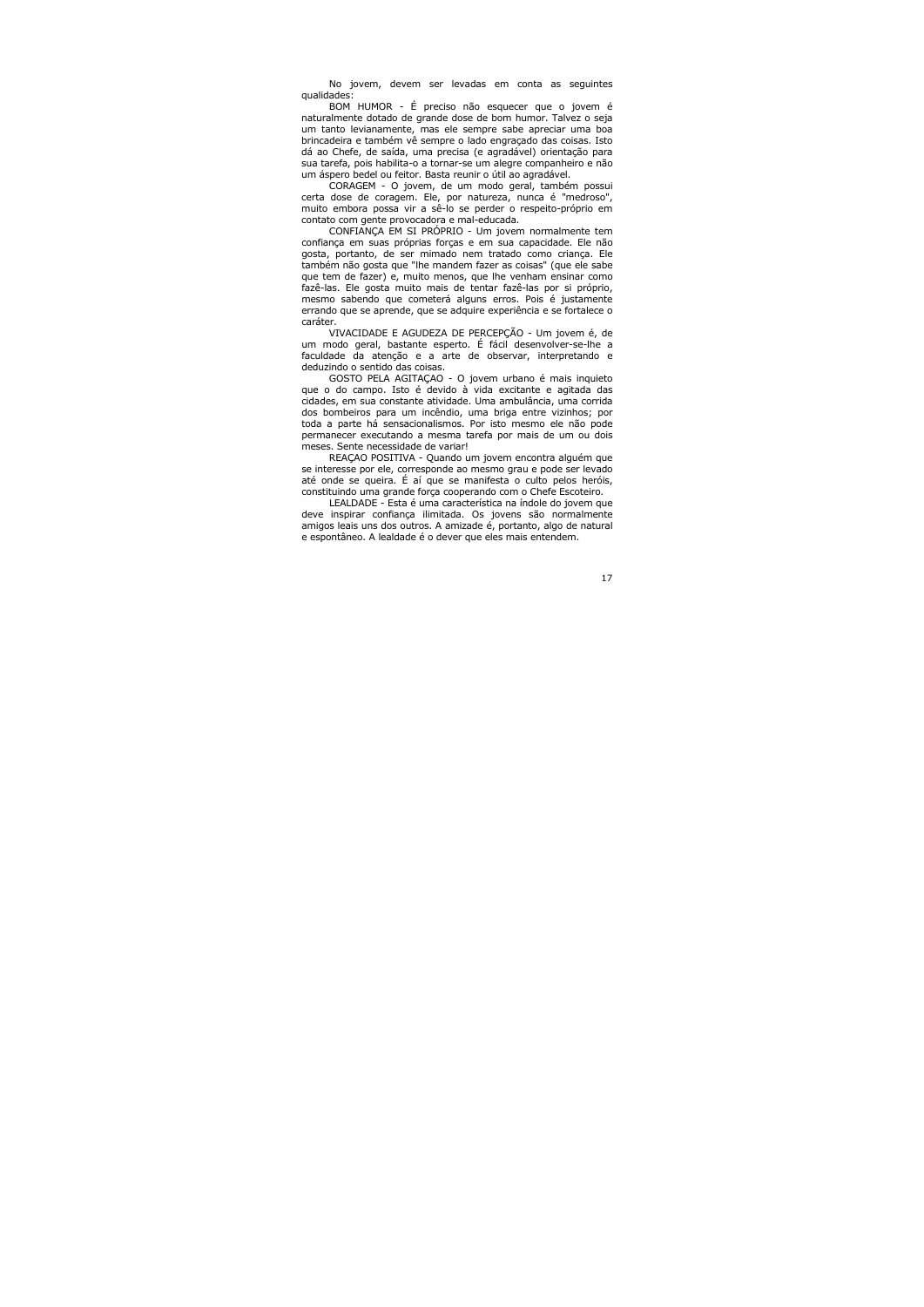No jovem, devem ser levadas em conta as seguintes qualidades:

BOM HUMOR - É preciso não esquecer que o jovem é naturalmente dotado de grande dose de bom humor. Talvez o seja um tanto levianamente, mas ele sempre sabe apreciar uma boa brincadeira e também vê sempre o lado engraçado das coisas. Isto dá ao Chefe, de saída, uma precisa (e agradável) orientação para sua tarefa, pois habilita-o a tornar-se um alegre companheiro e não um áspero bedel ou feitor. Basta reunir o útil ao agradável.

CORAGEM - O jovem, de um modo geral, também possui certa dose de coragem. Ele, por natureza, nunca é "medroso", muito embora possa vir a sê-lo se perder o respeito-próprio em contato com gente provocadora e mal-educada.

CONFIANÇA EM SI PRÓPRIO - Um jovem normalmente tem confiança em suas próprias forças e em sua capacidade. Ele não gosta, portanto, de ser mimado nem tratado como criança. Ele também não gosta que "lhe mandem fazer as coisas" (que ele sabe que tem de fazer) e, muito menos, que lhe venham ensinar como fazê-las. Ele gosta muito mais de tentar fazê-las por si próprio, mesmo sabendo que cometerá alguns erros. Pois é justamente errando que se aprende, que se adquire experiência e se fortalece o caráter.

VIVACIDADE E AGUDEZA DE PERCEPÇÃO - Um jovem é, de um modo geral, bastante esperto. É fácil desenvolver-se-lhe a faculdade da atenção e a arte de observar, interpretando e deduzindo o sentido das coisas.

GOSTO PELA AGITAÇAO - O jovem urbano é mais inquieto que o do campo. Isto é devido à vida excitante e agitada das cidades, em sua constante atividade. Uma ambulância, uma corrida dos bombeiros para um incêndio, uma briga entre vizinhos; por toda a parte há sensacionalismos. Por isto mesmo ele não pode permanecer executando a mesma tarefa por mais de um ou dois meses. Sente necessidade de variar!

REAÇAO POSITIVA - Quando um jovem encontra alguém que se interesse por ele, corresponde ao mesmo grau e pode ser levado até onde se queira. É aí que se manifesta o culto pelos heróis, constituindo uma grande força cooperando com o Chefe Escoteiro.

LEALDADE - Esta é uma característica na índole do jovem que deve inspirar confiança ilimitada. Os jovens são normalmente amigos leais uns dos outros. A amizade é, portanto, algo de natural e espontâneo. A lealdade é o dever que eles mais entendem.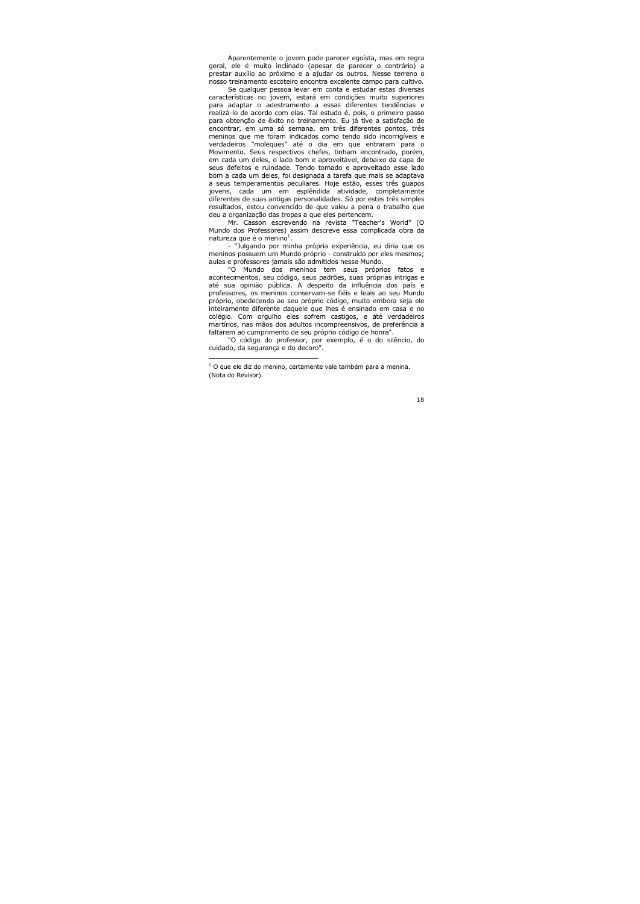Aparentemente o jovem pode parecer egoísta, mas em regra geral, ele é muito inclinado (apesar de parecer o contrário) a prestar auxílio ao próximo e a ajudar os outros. Nesse terreno o nosso treinamento escoteiro encontra excelente campo para cultivo.

Se qualquer pessoa levar em conta e estudar estas diversas características no jovem, estará em condições muito superiores para adaptar o adestramento a essas diferentes tendências e realizá-lo de acordo com elas. Tal estudo é, pois, o primeiro passo para obtenção de êxito no treinamento. Eu já tive a satisfação de encontrar, em uma só semana, em três diferentes pontos, três meninos que me foram indicados como tendo sido incorrigíveis e verdadeiros "moleques" até o dia em que entraram para o Movimento. Seus respectivos chefes, tinham encontrado, porém, em cada um deles, o lado bom e aproveitável, debaixo da capa de seus defeitos e ruindade. Tendo tomado e aproveitado esse lado bom a cada um deles, foi designada a tarefa que mais se adaptava a seus temperamentos peculiares. Hoje estão, esses três guapos jovens, cada um em esplêndida atividade, completamente diferentes de suas antigas personalidades. Só por estes três simples resultados, estou convencido de que valeu a pena o trabalho que deu a organização das tropas a que eles pertencem.

Mr. Casson escrevendo na revista "Teacher's World" (O Mundo dos Professores) assim descreve essa complicada obra da natureza que é o menino[1].

- "Julgando por minha própria experiência, eu diria que os meninos possuem um Mundo próprio - construído por eles mesmos; aulas e professores jamais são admitidos nesse Mundo.

"O Mundo dos meninos tem seus próprios fatos e acontecimentos, seu código, seus padrões, suas próprias intrigas e até sua opinião pública. A despeito da influência dos pais e professores, os meninos conservam-se fiéis e leais ao seu Mundo próprio, obedecendo ao seu próprio código, muito embora seja ele inteiramente diferente daquele que lhes é ensinado em casa e no colégio. Com orgulho eles sofrem castigos, e até verdadeiros martírios, nas mãos dos adultos incompreensivos, de preferência a faltarem ao cumprimento de seu próprio código de honra".

"O código do professor, por exemplo, é o do silêncio, do cuidado, da segurança e do decoro".

---

[1] O que ele diz do menino, certamente vale também para a menina. (Nota do Revisor).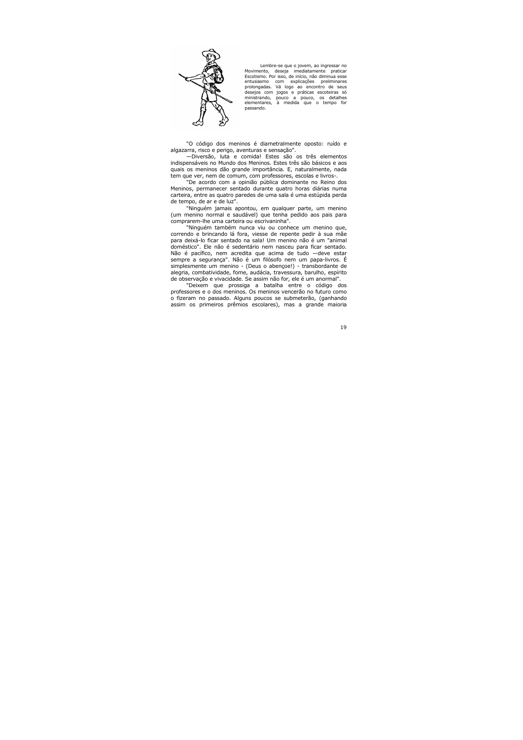Lembre-se que o jovem, ao ingressar no Movimento, deseja imediatamente praticar Escotismo. Por isso, de início, não diminua esse entusiasmo com explicações preliminares prolongadas. Vá logo ao encontro de seus desejos com jogos e práticas escoteiras só ministrando, pouco a pouco, os detalhes elementares, à medida que o tempo for passando.

"O código dos meninos é diametralmente oposto: ruído e algazarra, risco e perigo, aventuras e sensação".

—Diversão, luta e comida! Estes são os três elementos indispensáveis no Mundo dos Meninos. Estes três são básicos e aos quais os meninos dão grande importância. E, naturalmente, nada tem que ver, nem de comum, com professores, escolas e livros-.

"De acordo com a opinião pública dominante no Reino dos Meninos, permanecer sentado durante quatro horas diárias numa carteira, entre as quatro paredes de uma sala é uma estúpida perda de tempo, de ar e de luz".

"Ninguém jamais apontou, em qualquer parte, um menino (um menino normal e saudável) que tenha pedido aos pais para comprarem-lhe uma carteira ou escrivaninha".

"Ninguém também nunca viu ou conhece um menino que, correndo e brincando lá fora, viesse de repente pedir à sua mãe para deixá-lo ficar sentado na sala! Um menino não é um "animal doméstico". Ele não é sedentário nem nasceu para ficar sentado. Não é pacífico, nem acredita que acima de tudo —deve estar sempre a segurança". Não é um filósofo nem um papa-livros. É simplesmente um menino - (Deus o abençoe!) - transbordante de alegria, combatividade, fome, audácia, travessura, barulho, espírito de observação e vivacidade. Se assim não for, ele é um anormal".

"Deixem que prossiga a batalha entre o código dos professores e o dos meninos. Os meninos vencerão no futuro como o fizeram no passado. Alguns poucos se submeterão, (ganhando assim os primeiros prêmios escolares), mas a grande maioria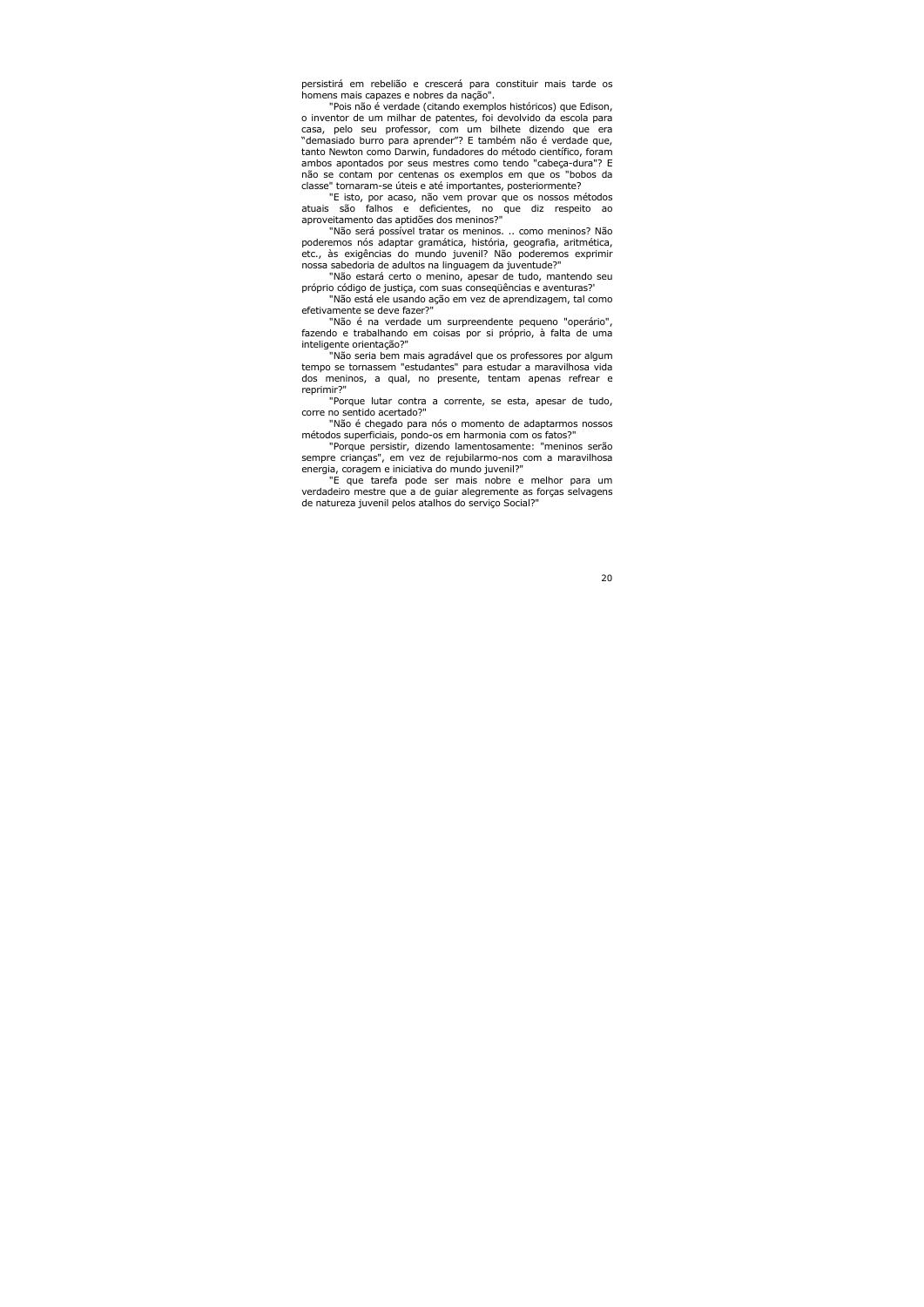persistirá em rebelião e crescerá para constituir mais tarde os homens mais capazes e nobres da nação".

"Pois não é verdade (citando exemplos históricos) que Edison, o inventor de um milhar de patentes, foi devolvido da escola para casa, pelo seu professor, com um bilhete dizendo que era "demasiado burro para aprender"? E também não é verdade que, tanto Newton como Darwin, fundadores do método científico, foram ambos apontados por seus mestres como tendo "cabeça-dura"? E não se contam por centenas os exemplos em que os "bobos da classe" tornaram-se úteis e até importantes, posteriormente?

"E isto, por acaso, não vem provar que os nossos métodos atuais são falhos e deficientes, no que diz respeito ao aproveitamento das aptidões dos meninos?"

"Não será possível tratar os meninos. .. como meninos? Não poderemos nós adaptar gramática, história, geografia, aritmética, etc., às exigências do mundo juvenil? Não poderemos exprimir nossa sabedoria de adultos na linguagem da juventude?"

"Não estará certo o menino, apesar de tudo, mantendo seu próprio código de justiça, com suas conseqüências e aventuras?'

"Não está ele usando ação em vez de aprendizagem, tal como efetivamente se deve fazer?"

"Não é na verdade um surpreendente pequeno "operário", fazendo e trabalhando em coisas por si próprio, à falta de uma inteligente orientação?"

"Não seria bem mais agradável que os professores por algum tempo se tornassem "estudantes" para estudar a maravilhosa vida dos meninos, a qual, no presente, tentam apenas refrear e reprimir?"

"Porque lutar contra a corrente, se esta, apesar de tudo, corre no sentido acertado?"

"Não é chegado para nós o momento de adaptarmos nossos métodos superficiais, pondo-os em harmonia com os fatos?"

"Porque persistir, dizendo lamentosamente: "meninos serão sempre crianças", em vez de rejubilarmo-nos com a maravilhosa energia, coragem e iniciativa do mundo juvenil?"

"E que tarefa pode ser mais nobre e melhor para um verdadeiro mestre que a de guiar alegremente as forças selvagens de natureza juvenil pelos atalhos do serviço Social?"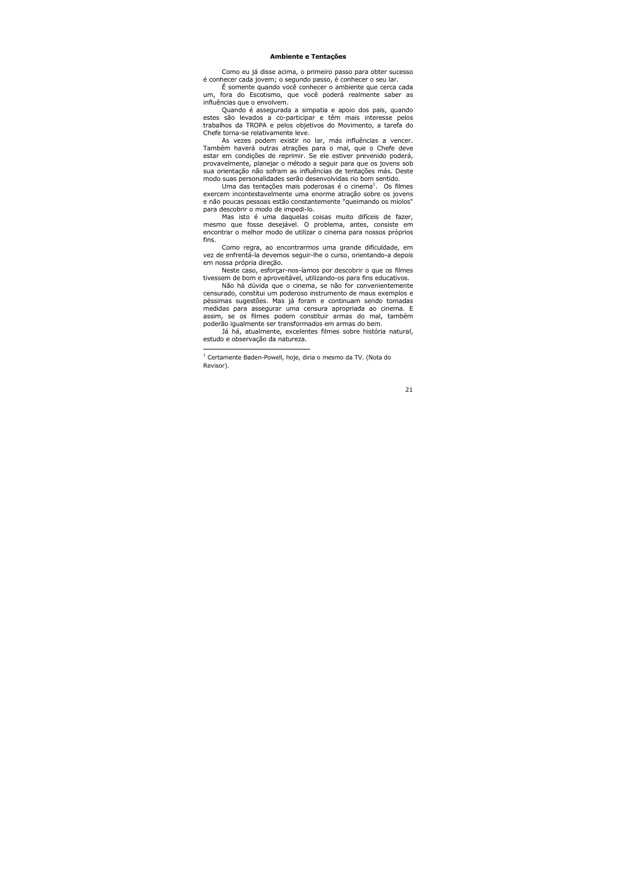### Ambiente e Tentações

Como eu já disse acima, o primeiro passo para obter sucesso é conhecer cada jovem; o segundo passo, é conhecer o seu lar.

É somente quando você conhecer o ambiente que cerca cada um, fora do Escotismo, que você poderá realmente saber as influências que o envolvem.

Quando é assegurada a simpatia e apoio dos pais, quando estes são levados a co-participar e têm mais interesse pelos trabalhos da TROPA e pelos objetivos do Movimento, a tarefa do Chefe torna-se relativamente leve.

As vezes podem existir no lar, más influências a vencer. Também haverá outras atrações para o mal, que o Chefe deve estar em condições de reprimir. Se ele estiver prevenido poderá, provavelmente, planejar o método a seguir para que os jovens sob sua orientação não sofram as influências de tentações más. Deste modo suas personalidades serão desenvolvidas rio bom sentido.

Uma das tentações mais poderosas é o cinema[1]. Os filmes exercem incontestavelmente uma enorme atração sobre os jovens e não poucas pessoas estão constantemente "queimando os miolos" para descobrir o modo de impedi-lo.

Mas isto é uma daquelas coisas muito difíceis de fazer, mesmo que fosse desejável. O problema, antes, consiste em encontrar o melhor modo de utilizar o cinema para nossos próprios fins.

Como regra, ao encontrarmos uma grande dificuldade, em vez de enfrentá-la devemos seguir-lhe o curso, orientando-a depois em nossa própria direção.

Neste caso, esforçar-nos-íamos por descobrir o que os filmes tivessem de bom e aproveitável, utilizando-os para fins educativos.

Não há dúvida que o cinema, se não for convenientemente censurado, constitui um poderoso instrumento de maus exemplos e péssimas sugestões. Mas já foram e continuam sendo tomadas medidas para assegurar uma censura apropriada ao cinema. E assim, se os filmes podem constituir armas do mal, também poderão igualmente ser transformados em armas do bem.

Já há, atualmente, excelentes filmes sobre história natural, estudo e observação da natureza.

---

[1] Certamente Baden-Powell, hoje, diria o mesmo da TV. (Nota do Revisor).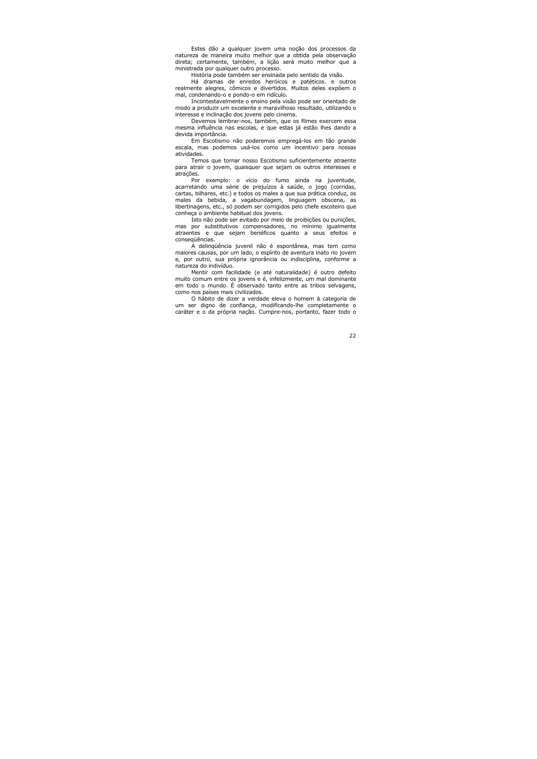Estes dão a qualquer jovem uma noção dos processos da natureza de maneira muito melhor que a obtida pela observação direta; certamente, também, a lição será muito melhor que a ministrada por qualquer outro processo.

História pode também ser ensinada pelo sentido da visão.

Há dramas de enredos heróicos e patéticos. e outros realmente alegres, cômicos e divertidos. Muitos deles expõem o mal, condenando-o e pondo-o em ridículo.

Incontestavelmente o ensino pela visão pode ser orientado de modo a produzir um excelente e maravilhoso resultado, utilizando o interesse e inclinação dos jovens pelo cinema.

Devemos lembrar-nos, também, que os filmes exercem essa mesma influência nas escolas, e que estas já estão lhes dando a devida importância.

Em Escotismo não poderemos empregá-los em tão grande escala, mas podemos usá-los como um incentivo para nossas atividades.

Temos que tornar nosso Escotismo suficientemente atraente para atrair o jovem, quaisquer que sejam os outros interesses e atrações.

Por exemplo: o vício do fumo ainda na juventude, acarretando uma série de prejuízos à saúde, o jogo (corridas, cartas, bilhares, etc.) e todos os males a que sua prática conduz, os males da bebida, a vagabundagem, linguagem obscena, as libertinagens, etc., só podem ser corrigidos pelo chefe escoteiro que conheça o ambiente habitual dos jovens.

Isto não pode ser evitado por meio de proibições ou punições, mas por substitutivos compensadores, no mínimo igualmente atraentes e que sejam benéficos quanto a seus efeitos e conseqüências.

A delinqüência juvenil não é espontânea, mas tem como maiores causas, por um lado, o espírito de aventura inato rio jovem e, por outro, sua própria ignorância ou indisciplina, conforme a natureza do indivíduo.

Mentir com facilidade (e até naturalidade) é outro defeito muito comum entre os jovens e é, infelizmente, um mal dominante em todo o mundo. É observado tanto entre as tribos selvagens, como nos países mais civilizados.

O hábito de dizer a verdade eleva o homem à categoria de um ser digno de confiança, modificando-lhe completamente o caráter e o da própria nação. Cumpre-nos, portanto, fazer todo o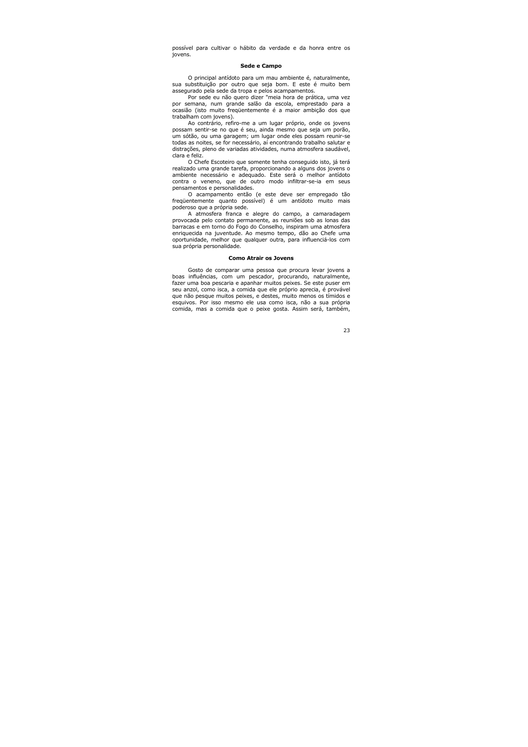possível para cultivar o hábito da verdade e da honra entre os jovens.

### Sede e Campo

O principal antídoto para um mau ambiente é, naturalmente, sua substituição por outro que seja bom. E este é muito bem assegurado pela sede da tropa e pelos acampamentos.

Por sede eu não quero dizer "meia hora de prática, uma vez por semana, num grande salão da escola, emprestado para a ocasião (isto muito freqüentemente é a maior ambição dos que trabalham com jovens).

Ao contrário, refiro-me a um lugar próprio, onde os jovens possam sentir-se no que é seu, ainda mesmo que seja um porão, um sótão, ou uma garagem; um lugar onde eles possam reunir-se todas as noites, se for necessário, aí encontrando trabalho salutar e distrações, pleno de variadas atividades, numa atmosfera saudável, clara e feliz.

O Chefe Escoteiro que somente tenha conseguido isto, já terá realizado uma grande tarefa, proporcionando a alguns dos jovens o ambiente necessário e adequado. Este será o melhor antídoto contra o veneno, que de outro modo infiltrar-se-ia em seus pensamentos e personalidades.

O acampamento então (e este deve ser empregado tão freqüentemente quanto possível) é um antídoto muito mais poderoso que a própria sede.

A atmosfera franca e alegre do campo, a camaradagem provocada pelo contato permanente, as reuniões sob as lonas das barracas e em torno do Fogo do Conselho, inspiram uma atmosfera enriquecida na juventude. Ao mesmo tempo, dão ao Chefe uma oportunidade, melhor que qualquer outra, para influenciá-los com sua própria personalidade.

### Como Atrair os Jovens

Gosto de comparar uma pessoa que procura levar jovens a boas influências, com um pescador, procurando, naturalmente, fazer uma boa pescaria e apanhar muitos peixes. Se este puser em seu anzol, como isca, a comida que ele próprio aprecia, é provável que não pesque muitos peixes, e destes, muito menos os tímidos e esquivos. Por isso mesmo ele usa como isca, não a sua própria comida, mas a comida que o peixe gosta. Assim será, também,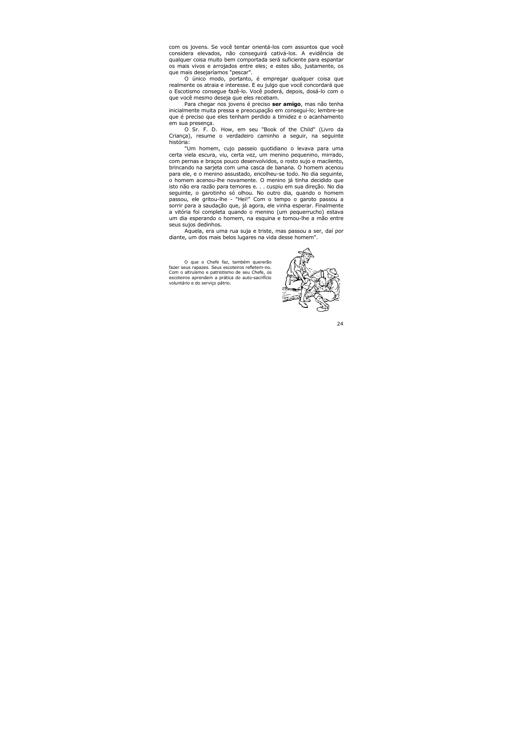com os jovens. Se você tentar orientá-los com assuntos que você considera elevados, não conseguirá cativá-los. A evidência de qualquer coisa muito bem comportada será suficiente para espantar os mais vivos e arrojados entre eles; e estes são, justamente, os que mais desejaríamos "pescar".

O único modo, portanto, é empregar qualquer coisa que realmente os atraia e interesse. E eu julgo que você concordará que o Escotismo consegue fazê-lo. Você poderá, depois, dosá-lo com o que você mesmo deseja que eles recebam.

Para chegar nos jovens é preciso **ser amigo**, mas não tenha inicialmente muita pressa e preocupação em consegui-lo; lembre-se que é preciso que eles tenham perdido a timidez e o acanhamento em sua presença.

O Sr. F. D. How, em seu "Book of the Child" (Livro da Criança), resume o verdadeiro caminho a seguir, na seguinte história:

"Um homem, cujo passeio quotidiano o levava para uma certa viela escura, viu, certa vez, um menino pequenino, mirrado, com pernas e braços pouco desenvolvidos, o rosto sujo e macilento, brincando na sarjeta com uma casca de banana. O homem acenou para ele, e o menino assustado, encolheu-se todo. No dia seguinte, o homem acenou-lhe novamente. O menino já tinha decidido que isto não era razão para temores e. . . cuspiu em sua direção. No dia seguinte, o garotinho só olhou. No outro dia, quando o homem passou, ele gritou-lhe - "Hei!" Com o tempo o garoto passou a sorrir para a saudação que, já agora, ele vinha esperar. Finalmente a vitória foi completa quando o menino (um pequerrucho) estava um dia esperando o homem, na esquina e tomou-lhe a mão entre seus sujos dedinhos.

Aquela, era uma rua suja e triste, mas passou a ser, daí por diante, um dos mais belos lugares na vida desse homem".

O que o Chefe faz, também quererão fazer seus rapazes. Seus escoteiros refletem-no. Com o altruísmo e patriotismo de seu Chefe, os escoteiros aprendem a prática do auto-sacrifício voluntário e do serviço pátrio.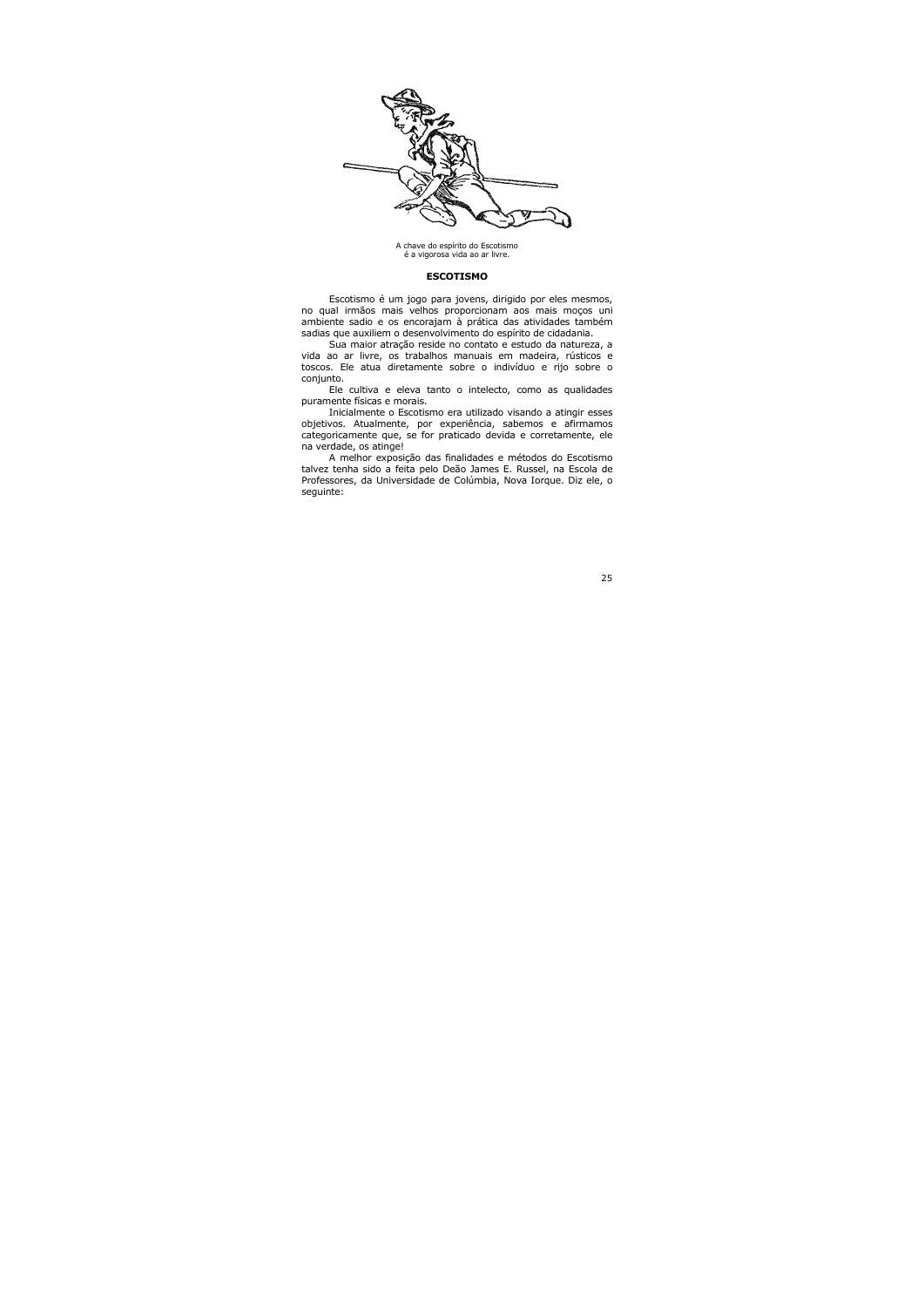A chave do espírito do Escotismo
é a vigorosa vida ao ar livre.

## ESCOTISMO

Escotismo é um jogo para jovens, dirigido por eles mesmos, no qual irmãos mais velhos proporcionam aos mais moços uni ambiente sadio e os encorajam à prática das atividades também sadias que auxiliem o desenvolvimento do espírito de cidadania.

Sua maior atração reside no contato e estudo da natureza, a vida ao ar livre, os trabalhos manuais em madeira, rústicos e toscos. Ele atua diretamente sobre o indivíduo e rijo sobre o conjunto.

Ele cultiva e eleva tanto o intelecto, como as qualidades puramente físicas e morais.

Inicialmente o Escotismo era utilizado visando a atingir esses objetivos. Atualmente, por experiência, sabemos e afirmamos categoricamente que, se for praticado devida e corretamente, ele na verdade, os atinge!

A melhor exposição das finalidades e métodos do Escotismo talvez tenha sido a feita pelo Deão James E. Russel, na Escola de Professores, da Universidade de Colúmbia, Nova Iorque. Diz ele, o seguinte: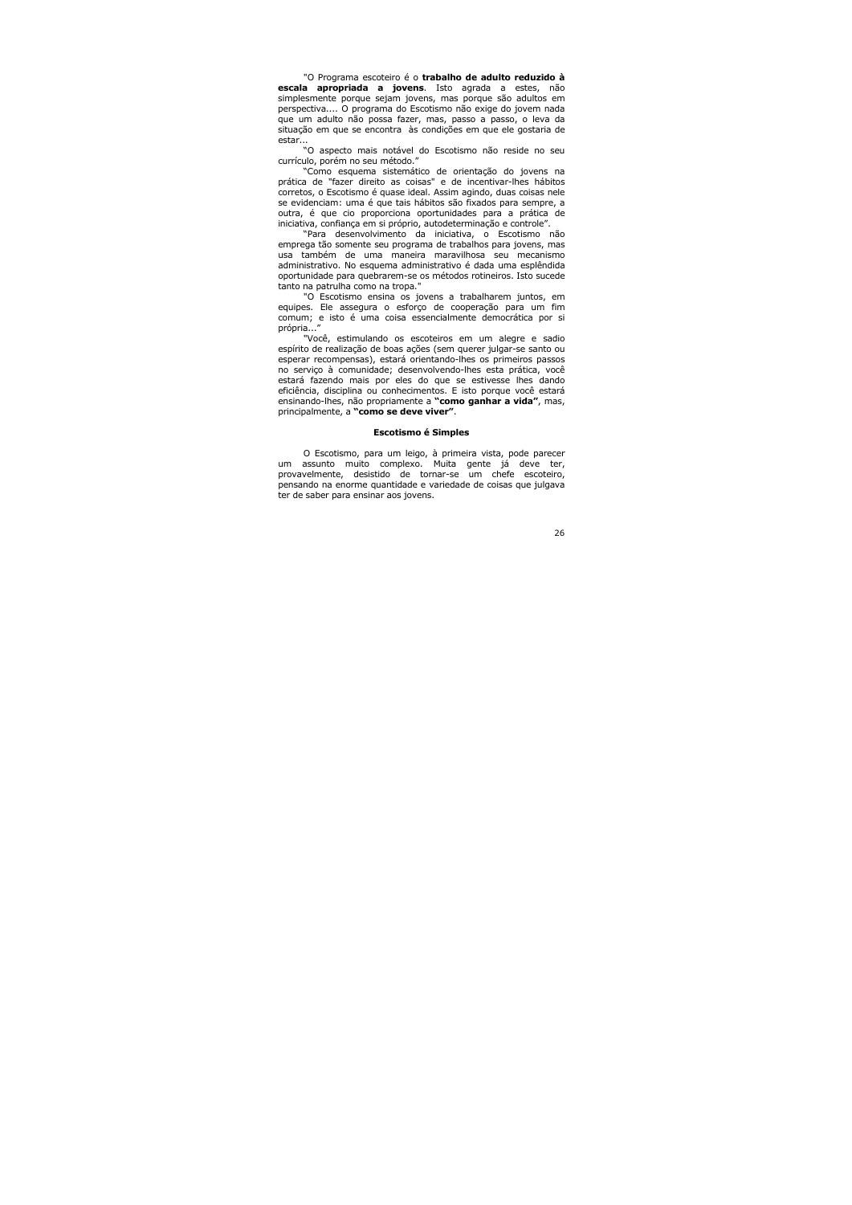"O Programa escoteiro é o **trabalho de adulto reduzido à escala apropriada a jovens**. Isto agrada a estes, não simplesmente porque sejam jovens, mas porque são adultos em perspectiva.... O programa do Escotismo não exige do jovem nada que um adulto não possa fazer, mas, passo a passo, o leva da situação em que se encontra às condições em que ele gostaria de estar...

"O aspecto mais notável do Escotismo não reside no seu currículo, porém no seu método."

"Como esquema sistemático de orientação do jovens na prática de "fazer direito as coisas" e de incentivar-lhes hábitos corretos, o Escotismo é quase ideal. Assim agindo, duas coisas nele se evidenciam: uma é que tais hábitos são fixados para sempre, a outra, é que cio proporciona oportunidades para a prática de iniciativa, confiança em si próprio, autodeterminação e controle".

"Para desenvolvimento da iniciativa, o Escotismo não emprega tão somente seu programa de trabalhos para jovens, mas usa também de uma maneira maravilhosa seu mecanismo administrativo. No esquema administrativo é dada uma esplêndida oportunidade para quebrarem-se os métodos rotineiros. Isto sucede tanto na patrulha como na tropa."

"O Escotismo ensina os jovens a trabalharem juntos, em equipes. Ele assegura o esforço de cooperação para um fim comum; e isto é uma coisa essencialmente democrática por si própria..."

"Você, estimulando os escoteiros em um alegre e sadio espírito de realização de boas ações (sem querer julgar-se santo ou esperar recompensas), estará orientando-lhes os primeiros passos no serviço à comunidade; desenvolvendo-lhes esta prática, você estará fazendo mais por eles do que se estivesse lhes dando eficiência, disciplina ou conhecimentos. E isto porque você estará ensinando-lhes, não propriamente a **"como ganhar a vida"**, mas, principalmente, a **"como se deve viver"**.

### Escotismo é Simples

O Escotismo, para um leigo, à primeira vista, pode parecer um assunto muito complexo. Muita gente já deve ter, provavelmente, desistido de tornar-se um chefe escoteiro, pensando na enorme quantidade e variedade de coisas que julgava ter de saber para ensinar aos jovens.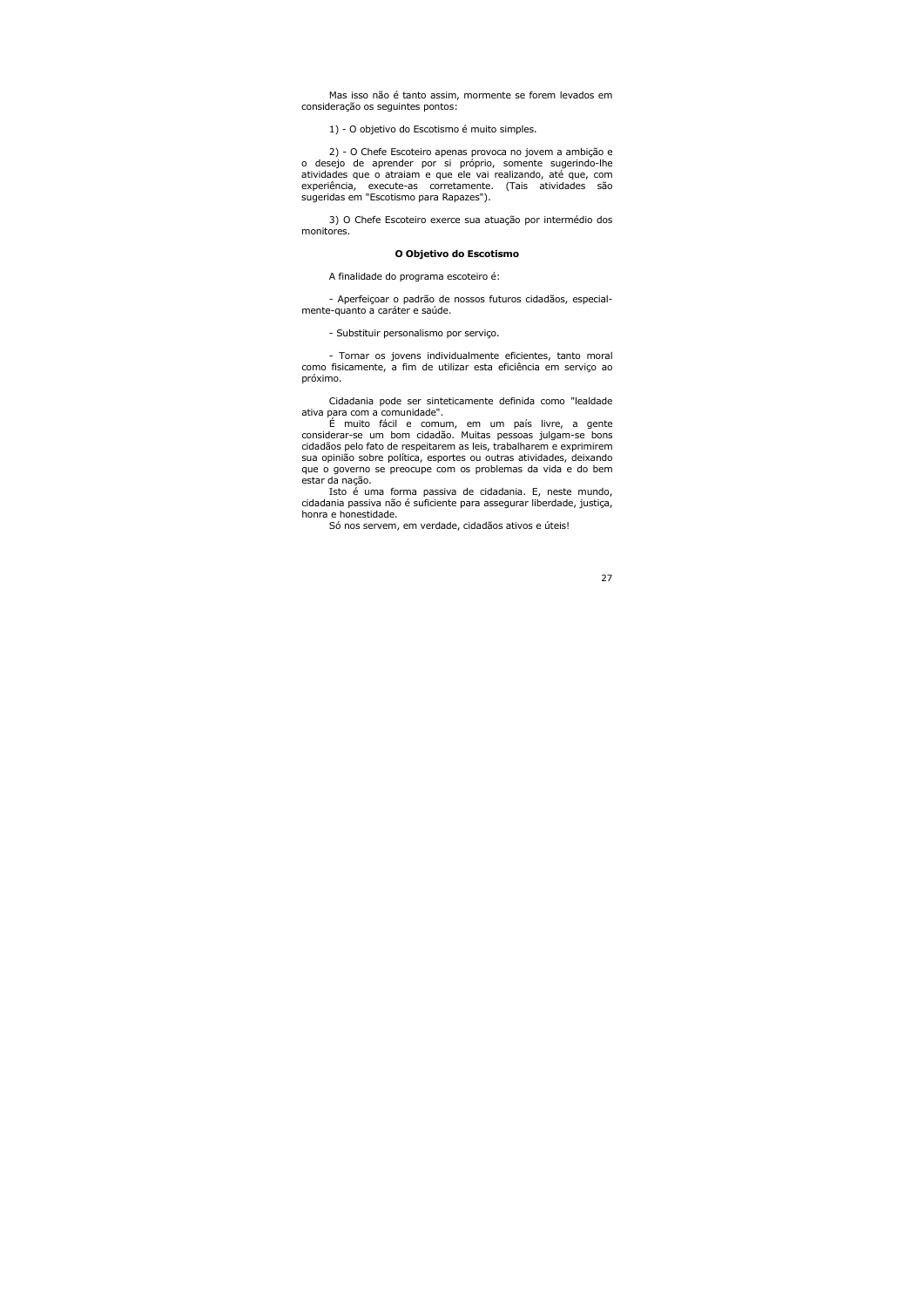Mas isso não é tanto assim, mormente se forem levados em consideração os seguintes pontos:

1) - O objetivo do Escotismo é muito simples.

2) - O Chefe Escoteiro apenas provoca no jovem a ambição e o desejo de aprender por si próprio, somente sugerindo-lhe atividades que o atraiam e que ele vai realizando, até que, com experiência, execute-as corretamente. (Tais atividades são sugeridas em "Escotismo para Rapazes").

3) O Chefe Escoteiro exerce sua atuação por intermédio dos monitores.

**O Objetivo do Escotismo**

A finalidade do programa escoteiro é:

- Aperfeiçoar o padrão de nossos futuros cidadãos, especial-mente-quanto a caráter e saúde.

- Substituir personalismo por serviço.

- Tornar os jovens individualmente eficientes, tanto moral como fisicamente, a fim de utilizar esta eficiência em serviço ao próximo.

Cidadania pode ser sinteticamente definida como "lealdade ativa para com a comunidade".

É muito fácil e comum, em um país livre, a gente considerar-se um bom cidadão. Muitas pessoas julgam-se bons cidadãos pelo fato de respeitarem as leis, trabalharem e exprimirem sua opinião sobre política, esportes ou outras atividades, deixando que o governo se preocupe com os problemas da vida e do bem estar da nação.

Isto é uma forma passiva de cidadania. E, neste mundo, cidadania passiva não é suficiente para assegurar liberdade, justiça, honra e honestidade.

Só nos servem, em verdade, cidadãos ativos e úteis!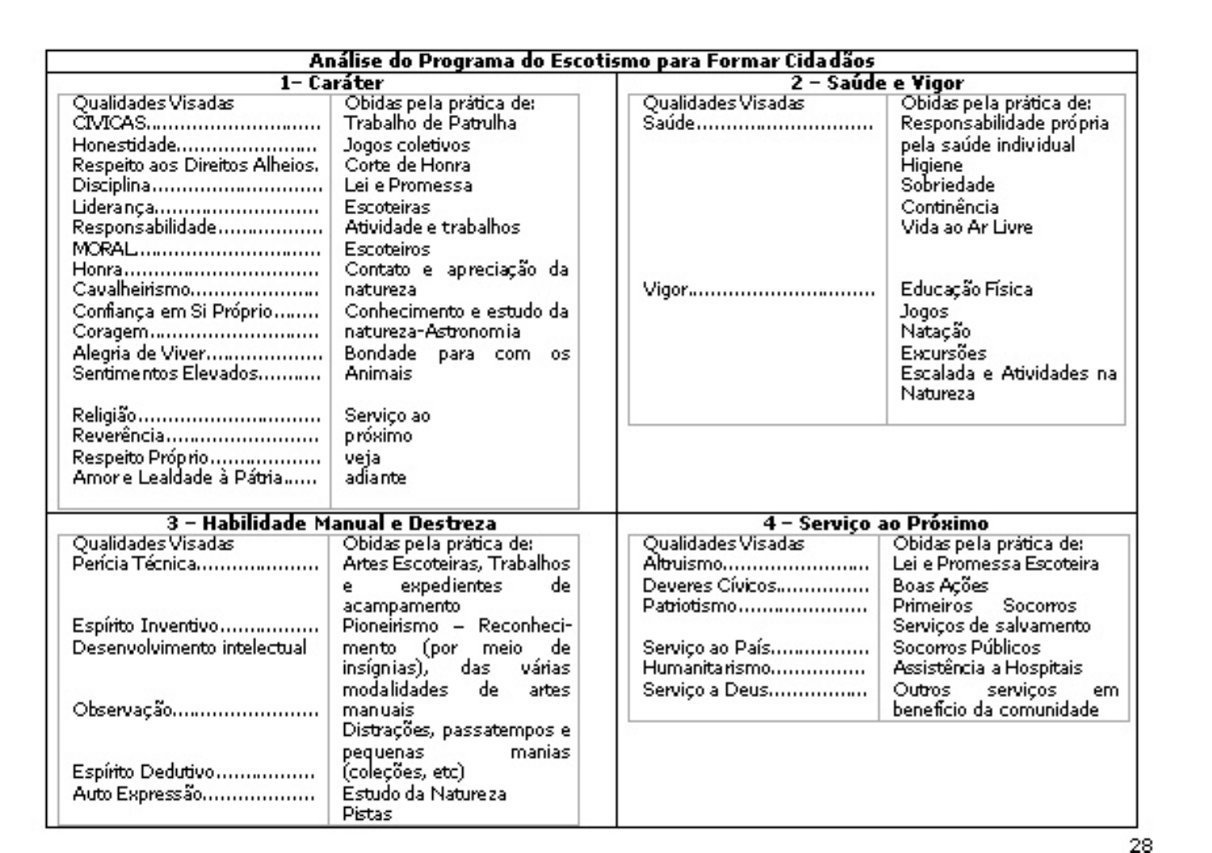## Análise do Programa do Escotismo para Formar Cidadãos

### 1– Caráter

| Qualidades Visadas | Obidas pela prática de: |
|---|---|
| CÍVICAS............................ | Trabalho de Patrulha |
| Honestidade........................ | Jogos coletivos |
| Respeito aos Direitos Alheios. | Corte de Honra |
| Disciplina............................ | Lei e Promessa |
| Liderança........................... | Escoteiras |
| Responsabilidade.................. | Atividade e trabalhos |
| MORAL.............................. | Escoteiros |
| Honra................................. | Contato e apreciação da |
| Cavalheirismo....................... | natureza |
| Confiança em Si Próprio........ | Conhecimento e estudo da |
| Coragem............................ | natureza-Astronomia |
| Alegria de Viver.................... | Bondade para com os |
| Sentimentos Elevados........... | Animais |
| Religião.............................. | Serviço ao |
| Reverência.......................... | próximo |
| Respeito Próprio................... | veja |
| Amor e Lealdade à Pátria...... | adiante |

### 2 – Saúde e Vigor

| Qualidades Visadas | Obidas pela prática de: |
|---|---|
| Saúde.............................. | Responsabilidade própria pela saúde individual<br>Higiene<br>Sobriedade<br>Continência<br>Vida ao Ar Livre |
| Vigor.............................. | Educação Física<br>Jogos<br>Natação<br>Excursões<br>Escalada e Atividades na Natureza |

### 3 – Habilidade Manual e Destreza

| Qualidades Visadas | Obidas pela prática de: |
|---|---|
| Perícia Técnica.................... | Artes Escoteiras, Trabalhos e expedientes de acampamento |
| Espírito Inventivo................<br>Desenvolvimento intelectual | Pioneirismo – Reconhecimento (por meio de insígnias), das várias modalidades de artes manuais |
| Observação......................... | Distrações, passatempos e pequenas manias (coleções, etc) |
| Espírito Dedutivo................ | Estudo da Natureza |
| Auto Expressão.................. | Pistas |

### 4 – Serviço ao Próximo

| Qualidades Visadas | Obidas pela prática de: |
|---|---|
| Altruismo........................ | Lei e Promessa Escoteira |
| Deveres Cívicos............... | Boas Ações |
| Patriotismo..................... | Primeiros Socorros<br>Serviços de salvamento |
| Serviço ao País................ | Socorros Públicos |
| Humanitarismo................ | Assistência a Hospitais |
| Serviço a Deus................ | Outros serviços em benefício da comunidade |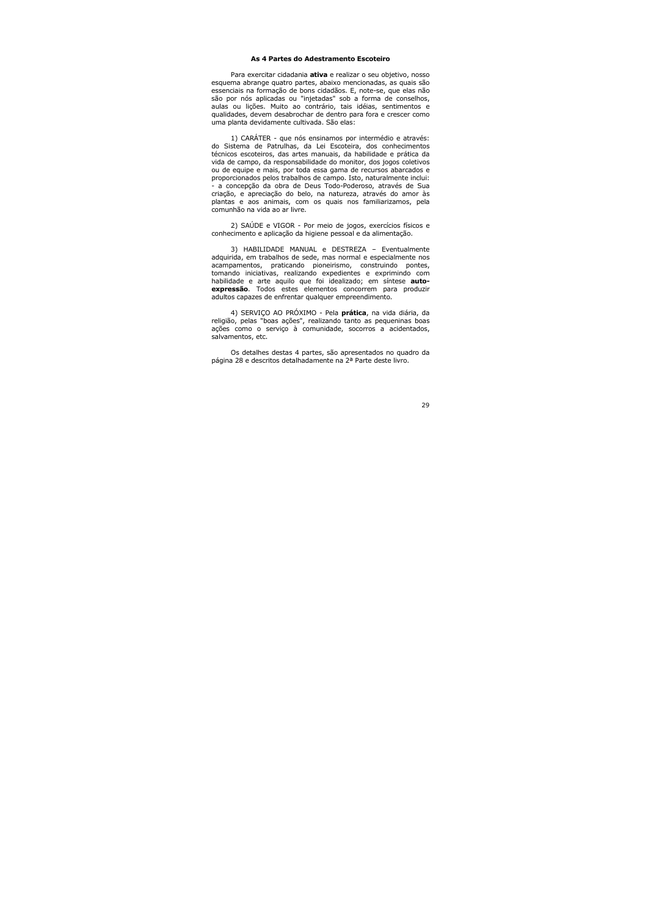### As 4 Partes do Adestramento Escoteiro

Para exercitar cidadania **ativa** e realizar o seu objetivo, nosso esquema abrange quatro partes, abaixo mencionadas, as quais são essenciais na formação de bons cidadãos. E, note-se, que elas não são por nós aplicadas ou "injetadas" sob a forma de conselhos, aulas ou lições. Muito ao contrário, tais idéias, sentimentos e qualidades, devem desabrochar de dentro para fora e crescer como uma planta devidamente cultivada. São elas:

1) CARÁTER - que nós ensinamos por intermédio e através: do Sistema de Patrulhas, da Lei Escoteira, dos conhecimentos técnicos escoteiros, das artes manuais, da habilidade e prática da vida de campo, da responsabilidade do monitor, dos jogos coletivos ou de equipe e mais, por toda essa gama de recursos abarcados e proporcionados pelos trabalhos de campo. Isto, naturalmente inclui:
- a concepção da obra de Deus Todo-Poderoso, através de Sua criação, e apreciação do belo, na natureza, através do amor às plantas e aos animais, com os quais nos familiarizamos, pela comunhão na vida ao ar livre.

2) SAÚDE e VIGOR - Por meio de jogos, exercícios físicos e conhecimento e aplicação da higiene pessoal e da alimentação.

3) HABILIDADE MANUAL e DESTREZA – Eventualmente adquirida, em trabalhos de sede, mas normal e especialmente nos acampamentos, praticando pioneirismo, construindo pontes, tomando iniciativas, realizando expedientes e exprimindo com habilidade e arte aquilo que foi idealizado; em síntese **auto-expressão**. Todos estes elementos concorrem para produzir adultos capazes de enfrentar qualquer empreendimento.

4) SERVIÇO AO PRÓXIMO - Pela **prática**, na vida diária, da religião, pelas "boas ações", realizando tanto as pequeninas boas ações como o serviço à comunidade, socorros a acidentados, salvamentos, etc.

Os detalhes destas 4 partes, são apresentados no quadro da página 28 e descritos detalhadamente na 2ª Parte deste livro.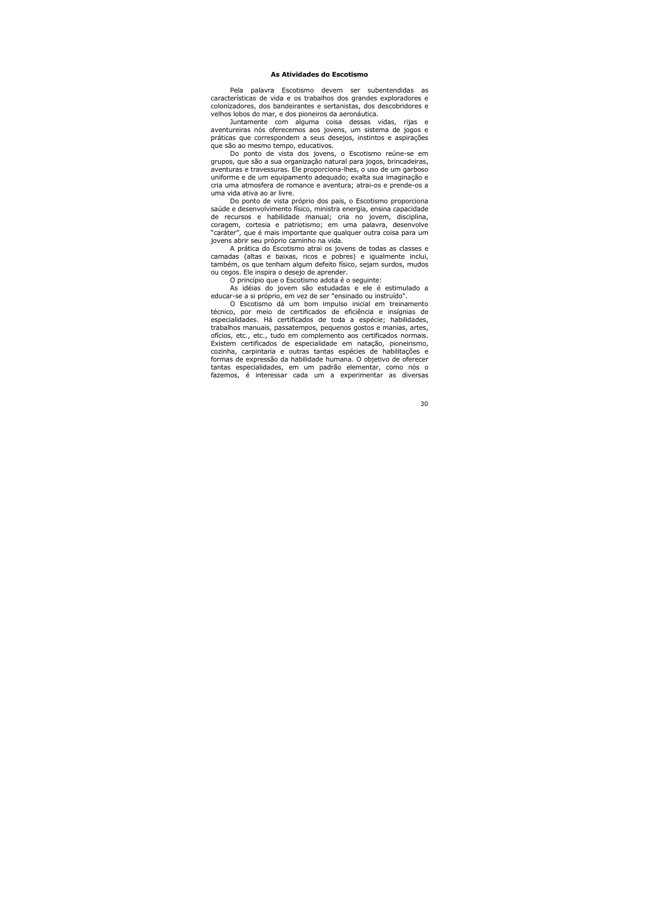### As Atividades do Escotismo

Pela palavra Escotismo devem ser subentendidas as características de vida e os trabalhos dos grandes exploradores e colonizadores, dos bandeirantes e sertanistas, dos descobridores e velhos lobos do mar, e dos pioneiros da aeronáutica.

Juntamente com alguma coisa dessas vidas, rijas e aventureiras nós oferecemos aos jovens, um sistema de jogos e práticas que correspondem a seus desejos, instintos e aspirações que são ao mesmo tempo, educativos.

Do ponto de vista dos jovens, o Escotismo reúne-se em grupos, que são a sua organização natural para jogos, brincadeiras, aventuras e travessuras. Ele proporciona-lhes, o uso de um garboso uniforme e de um equipamento adequado; exalta sua imaginação e cria uma atmosfera de romance e aventura; atrai-os e prende-os a uma vida ativa ao ar livre.

Do ponto de vista próprio dos pais, o Escotismo proporciona saúde e desenvolvimento físico, ministra energia, ensina capacidade de recursos e habilidade manual; cria no jovem, disciplina, coragem, cortesia e patriotismo; em uma palavra, desenvolve "caráter", que é mais importante que qualquer outra coisa para um jovens abrir seu próprio caminho na vida.

A prática do Escotismo atrai os jovens de todas as classes e camadas (altas e baixas, ricos e pobres) e igualmente inclui, também, os que tenham algum defeito físico, sejam surdos, mudos ou cegos. Ele inspira o desejo de aprender.

O princípio que o Escotismo adota é o seguinte:

As idéias do jovem são estudadas e ele é estimulado a educar-se a si próprio, em vez de ser "ensinado ou instruído".

O Escotismo dá um bom impulso inicial em treinamento técnico, por meio de certificados de eficiência e insígnias de especialidades. Há certificados de toda a espécie; habilidades, trabalhos manuais, passatempos, pequenos gostos e manias, artes, ofícios, etc., etc., tudo em complemento aos certificados normais. Existem certificados de especialidade em natação, pioneirismo, cozinha, carpintaria e outras tantas espécies de habilitações e formas de expressão da habilidade humana. O objetivo de oferecer tantas especialidades, em um padrão elementar, como nós o fazemos, é interessar cada um a experimentar as diversas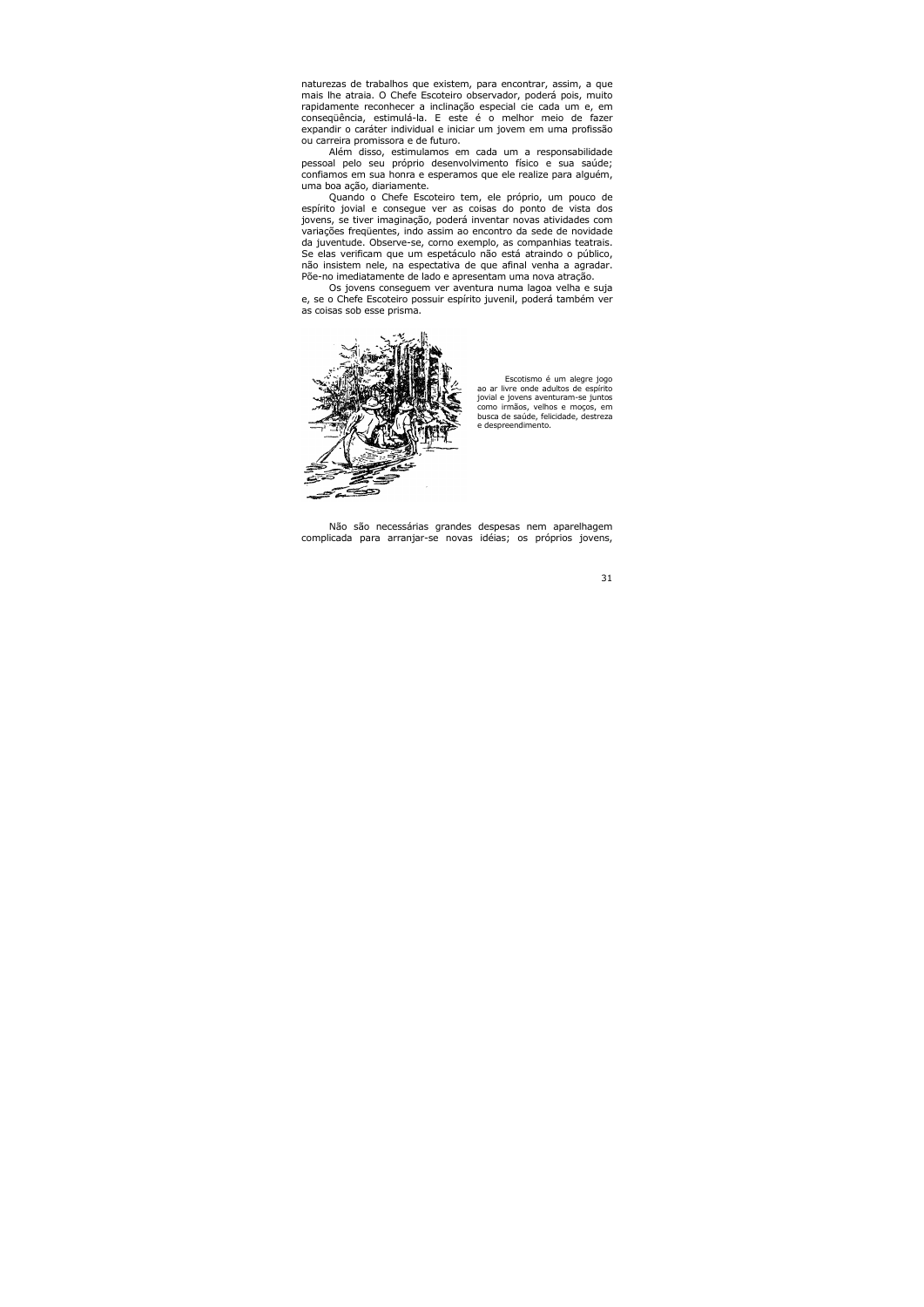naturezas de trabalhos que existem, para encontrar, assim, a que mais lhe atraia. O Chefe Escoteiro observador, poderá pois, muito rapidamente reconhecer a inclinação especial cie cada um e, em conseqüência, estimulá-la. E este é o melhor meio de fazer expandir o caráter individual e iniciar um jovem em uma profissão ou carreira promissora e de futuro.

Além disso, estimulamos em cada um a responsabilidade pessoal pelo seu próprio desenvolvimento físico e sua saúde; confiamos em sua honra e esperamos que ele realize para alguém, uma boa ação, diariamente.

Quando o Chefe Escoteiro tem, ele próprio, um pouco de espírito jovial e consegue ver as coisas do ponto de vista dos jovens, se tiver imaginação, poderá inventar novas atividades com variações freqüentes, indo assim ao encontro da sede de novidade da juventude. Observe-se, como exemplo, as companhias teatrais. Se elas verificam que um espetáculo não está atraindo o público, não insistem nele, na espectativa de que afinal venha a agradar. Põe-no imediatamente de lado e apresentam uma nova atração.

Os jovens conseguem ver aventura numa lagoa velha e suja e, se o Chefe Escoteiro possuir espírito juvenil, poderá também ver as coisas sob esse prisma.

Escotismo é um alegre jogo ao ar livre onde adultos de espírito jovial e jovens aventuram-se juntos como irmãos, velhos e moços, em busca de saúde, felicidade, destreza e despreendimento.

Não são necessárias grandes despesas nem aparelhagem complicada para arranjar-se novas idéias; os próprios jovens,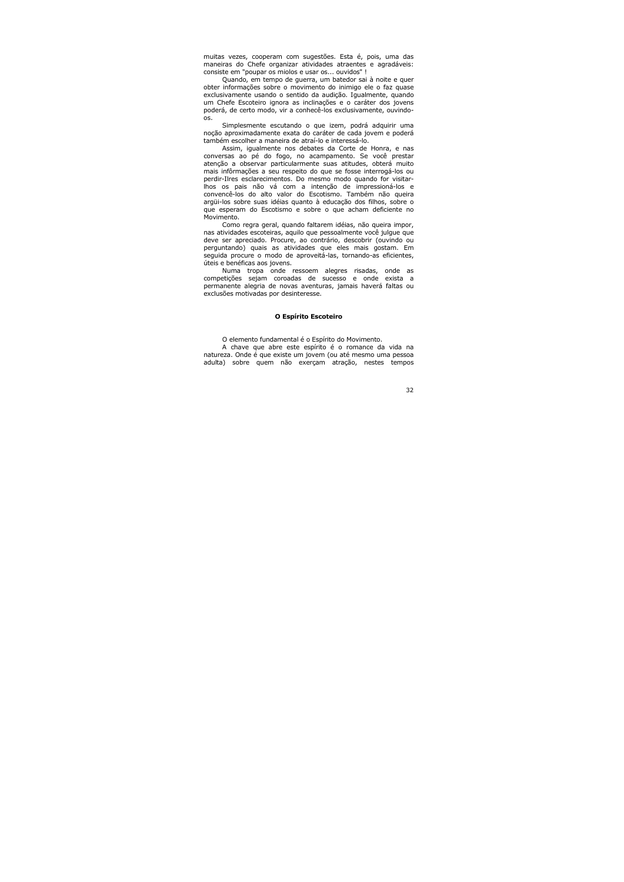muitas vezes, cooperam com sugestões. Esta é, pois, uma das maneiras do Chefe organizar atividades atraentes e agradáveis: consiste em "poupar os miolos e usar os... ouvidos" !

Quando, em tempo de guerra, um batedor sai à noite e quer obter informações sobre o movimento do inimigo ele o faz quase exclusivamente usando o sentido da audição. Igualmente, quando um Chefe Escoteiro ignora as inclinações e o caráter dos jovens poderá, de certo modo, vir a conhecê-los exclusivamente, ouvindo-os.

Simplesmente escutando o que izem, podrá adquirir uma noção aproximadamente exata do caráter de cada jovem e poderá também escolher a maneira de atraí-lo e interessá-lo.

Assim, igualmente nos debates da Corte de Honra, e nas conversas ao pé do fogo, no acampamento. Se você prestar atenção a observar particularmente suas atitudes, obterá muito mais infôrmações a seu respeito do que se fosse interrogá-los ou perdir-Ilres esclarecimentos. Do mesmo modo quando for visitar-lhos os pais não vá com a intenção de impressioná-los e convencê-los do alto valor do Escotismo. Também não queira argüi-los sobre suas idéias quanto à educação dos filhos, sobre o que esperam do Escotismo e sobre o que acham deficiente no Movimento.

Como regra geral, quando faltarem idéias, não queira impor, nas atividades escoteiras, aquilo que pessoalmente você julgue que deve ser apreciado. Procure, ao contrário, descobrir (ouvindo ou perguntando) quais as atividades que eles mais gostam. Em seguida procure o modo de aproveitá-las, tornando-as eficientes, úteis e benéficas aos jovens.

Numa tropa onde ressoem alegres risadas, onde as competições sejam coroadas de sucesso e onde exista a permanente alegria de novas aventuras, jamais haverá faltas ou exclusões motivadas por desinteresse.

## O Espírito Escoteiro

O elemento fundamental é o Espírito do Movimento.

A chave que abre este espírito é o romance da vida na natureza. Onde é que existe um jovem (ou até mesmo uma pessoa adulta) sobre quem não exerçam atração, nestes tempos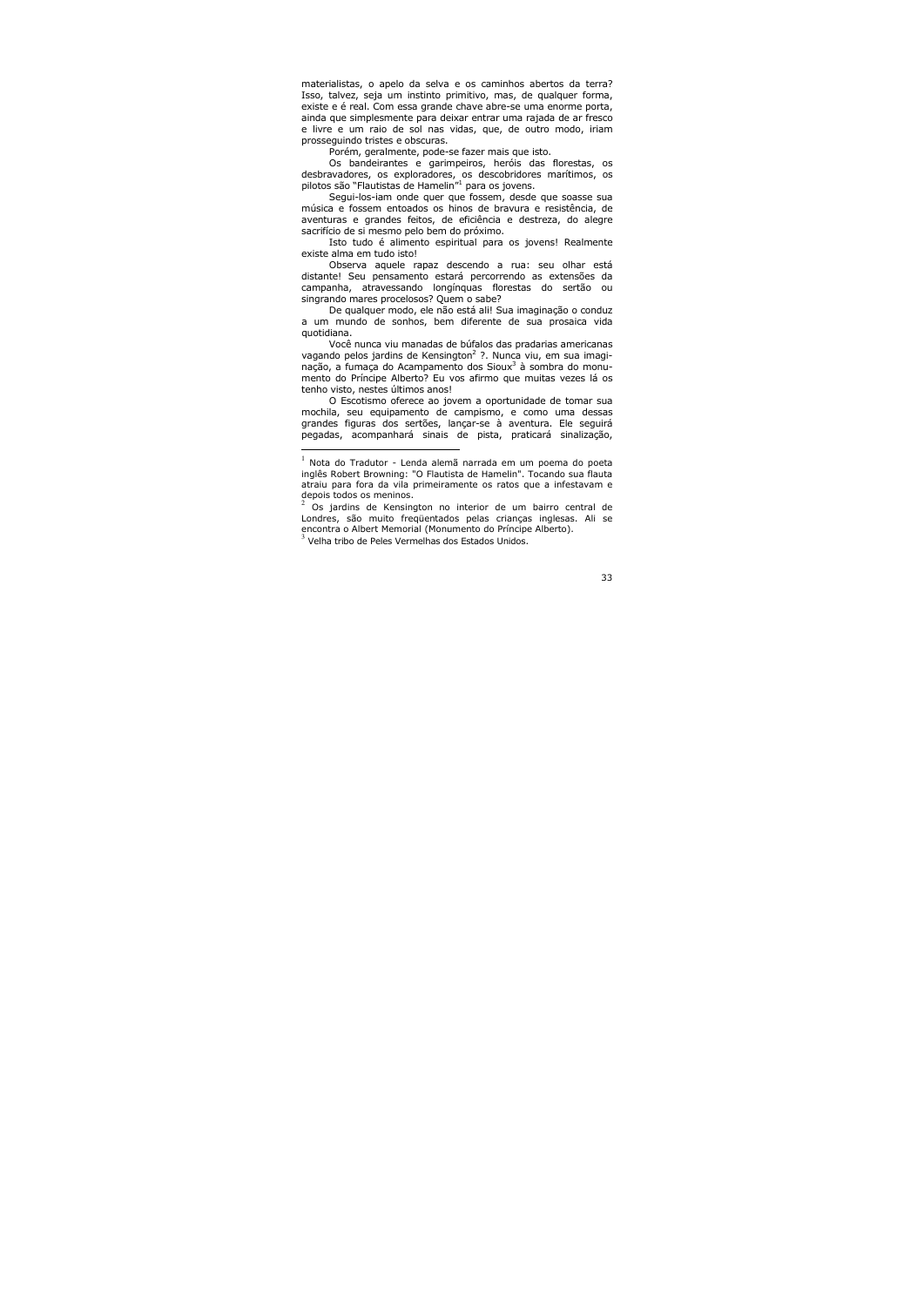materialistas, o apelo da selva e os caminhos abertos da terra? Isso, talvez, seja um instinto primitivo, mas, de qualquer forma, existe e é real. Com essa grande chave abre-se uma enorme porta, ainda que simplesmente para deixar entrar uma rajada de ar fresco e livre e um raio de sol nas vidas, que, de outro modo, iriam prosseguindo tristes e obscuras.

Porém, geralmente, pode-se fazer mais que isto.

Os bandeirantes e garimpeiros, heróis das florestas, os desbravadores, os exploradores, os descobridores marítimos, os pilotos são "Flautistas de Hamelin"[1] para os jovens.

Segui-los-iam onde quer que fossem, desde que soasse sua música e fossem entoados os hinos de bravura e resistência, de aventuras e grandes feitos, de eficiência e destreza, do alegre sacrifício de si mesmo pelo bem do próximo.

Isto tudo é alimento espiritual para os jovens! Realmente existe alma em tudo isto!

Observa aquele rapaz descendo a rua: seu olhar está distante! Seu pensamento estará percorrendo as extensões da campanha, atravessando longínquas florestas do sertão ou singrando mares procelosos? Quem o sabe?

De qualquer modo, ele não está ali! Sua imaginação o conduz a um mundo de sonhos, bem diferente de sua prosaica vida quotidiana.

Você nunca viu manadas de búfalos das pradarias americanas vagando pelos jardins de Kensington[2] ?. Nunca viu, em sua imaginação, a fumaça do Acampamento dos Sioux[3] à sombra do monumento do Príncipe Alberto? Eu vos afirmo que muitas vezes lá os tenho visto, nestes últimos anos!

O Escotismo oferece ao jovem a oportunidade de tomar sua mochila, seu equipamento de campismo, e como uma dessas grandes figuras dos sertões, lançar-se à aventura. Ele seguirá pegadas, acompanhará sinais de pista, praticará sinalização,

---

[1] Nota do Tradutor - Lenda alemã narrada em um poema do poeta inglês Robert Browning: "O Flautista de Hamelin". Tocando sua flauta atraiu para fora da vila primeiramente os ratos que a infestavam e depois todos os meninos.

[2] Os jardins de Kensington no interior de um bairro central de Londres, são muito freqüentados pelas crianças inglesas. Ali se encontra o Albert Memorial (Monumento do Príncipe Alberto).

[3] Velha tribo de Peles Vermelhas dos Estados Unidos.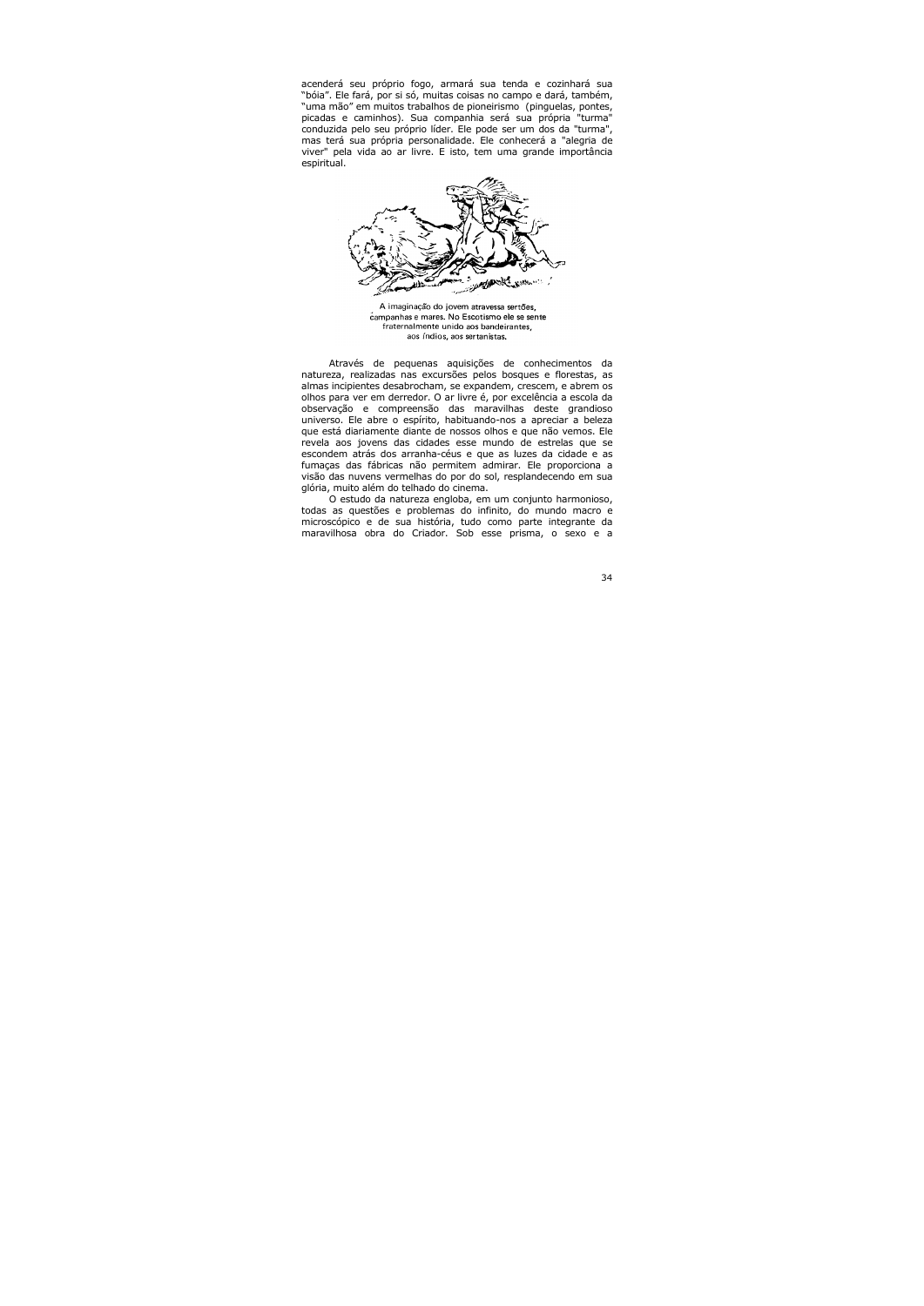acenderá seu próprio fogo, armará sua tenda e cozinhará sua "bóia". Ele fará, por si só, muitas coisas no campo e dará, também, "uma mão" em muitos trabalhos de pioneirismo (pinguelas, pontes, picadas e caminhos). Sua companhia será sua própria "turma" conduzida pelo seu próprio líder. Ele pode ser um dos da "turma", mas terá sua própria personalidade. Ele conhecerá a "alegria de viver" pela vida ao ar livre. E isto, tem uma grande importância espiritual.

A imaginação do jovem atravessa sertões, campanhas e mares. No Escotismo ele se sente fraternalmente unido aos bandeirantes, aos índios, aos sertanistas.

Através de pequenas aquisições de conhecimentos da natureza, realizadas nas excursões pelos bosques e florestas, as almas incipientes desabrocham, se expandem, crescem, e abrem os olhos para ver em derredor. O ar livre é, por excelência a escola da observação e compreensão das maravilhas deste grandioso universo. Ele abre o espírito, habituando-nos a apreciar a beleza que está diariamente diante de nossos olhos e que não vemos. Ele revela aos jovens das cidades esse mundo de estrelas que se escondem atrás dos arranha-céus e que as luzes da cidade e as fumaças das fábricas não permitem admirar. Ele proporciona a visão das nuvens vermelhas do por do sol, resplandecendo em sua glória, muito além do telhado do cinema.

O estudo da natureza engloba, em um conjunto harmonioso, todas as questões e problemas do infinito, do mundo macro e microscópico e de sua história, tudo como parte integrante da maravilhosa obra do Criador. Sob esse prisma, o sexo e a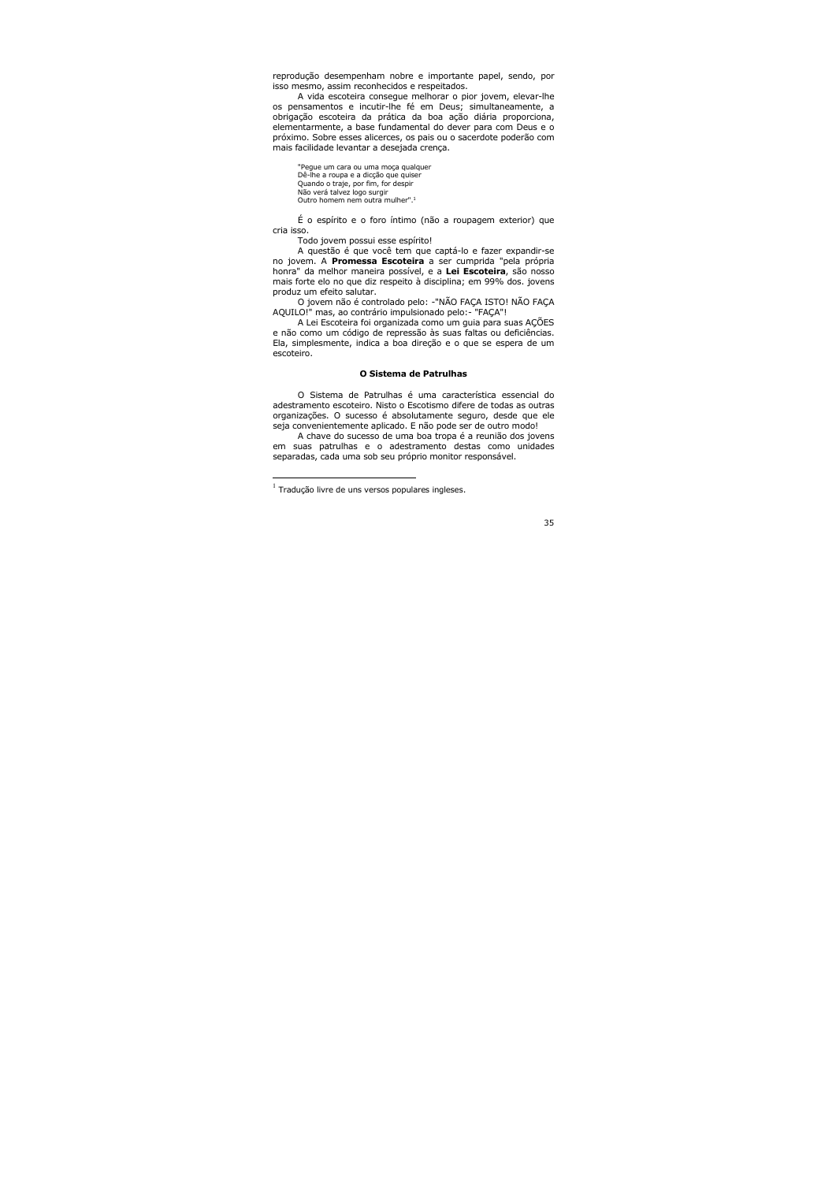reprodução desempenham nobre e importante papel, sendo, por isso mesmo, assim reconhecidos e respeitados.

A vida escoteira consegue melhorar o pior jovem, elevar-lhe os pensamentos e incutir-lhe fé em Deus; simultaneamente, a obrigação escoteira da prática da boa ação diária proporciona, elementarmente, a base fundamental do dever para com Deus e o próximo. Sobre esses alicerces, os pais ou o sacerdote poderão com mais facilidade levantar a desejada crença.

> "Pegue um cara ou uma moça qualquer
> Dê-lhe a roupa e a dicção que quiser
> Quando o traje, por fim, for despir
> Não verá talvez logo surgir
> Outro homem nem outra mulher".[1]

É o espírito e o foro íntimo (não a roupagem exterior) que cria isso.

Todo jovem possui esse espírito!

A questão é que você tem que captá-lo e fazer expandir-se no jovem. A **Promessa Escoteira** a ser cumprida "pela própria honra" da melhor maneira possível, e a **Lei Escoteira**, são nosso mais forte elo no que diz respeito à disciplina; em 99% dos. jovens produz um efeito salutar.

O jovem não é controlado pelo: -"NÃO FAÇA ISTO! NÃO FAÇA AQUILO!" mas, ao contrário impulsionado pelo:- "FAÇA"!

A Lei Escoteira foi organizada como um guia para suas AÇÕES e não como um código de repressão às suas faltas ou deficiências. Ela, simplesmente, indica a boa direção e o que se espera de um escoteiro.

### O Sistema de Patrulhas

O Sistema de Patrulhas é uma característica essencial do adestramento escoteiro. Nisto o Escotismo difere de todas as outras organizações. O sucesso é absolutamente seguro, desde que ele seja convenientemente aplicado. E não pode ser de outro modo!

A chave do sucesso de uma boa tropa é a reunião dos jovens em suas patrulhas e o adestramento destas como unidades separadas, cada uma sob seu próprio monitor responsável.

---

[1] Tradução livre de uns versos populares ingleses.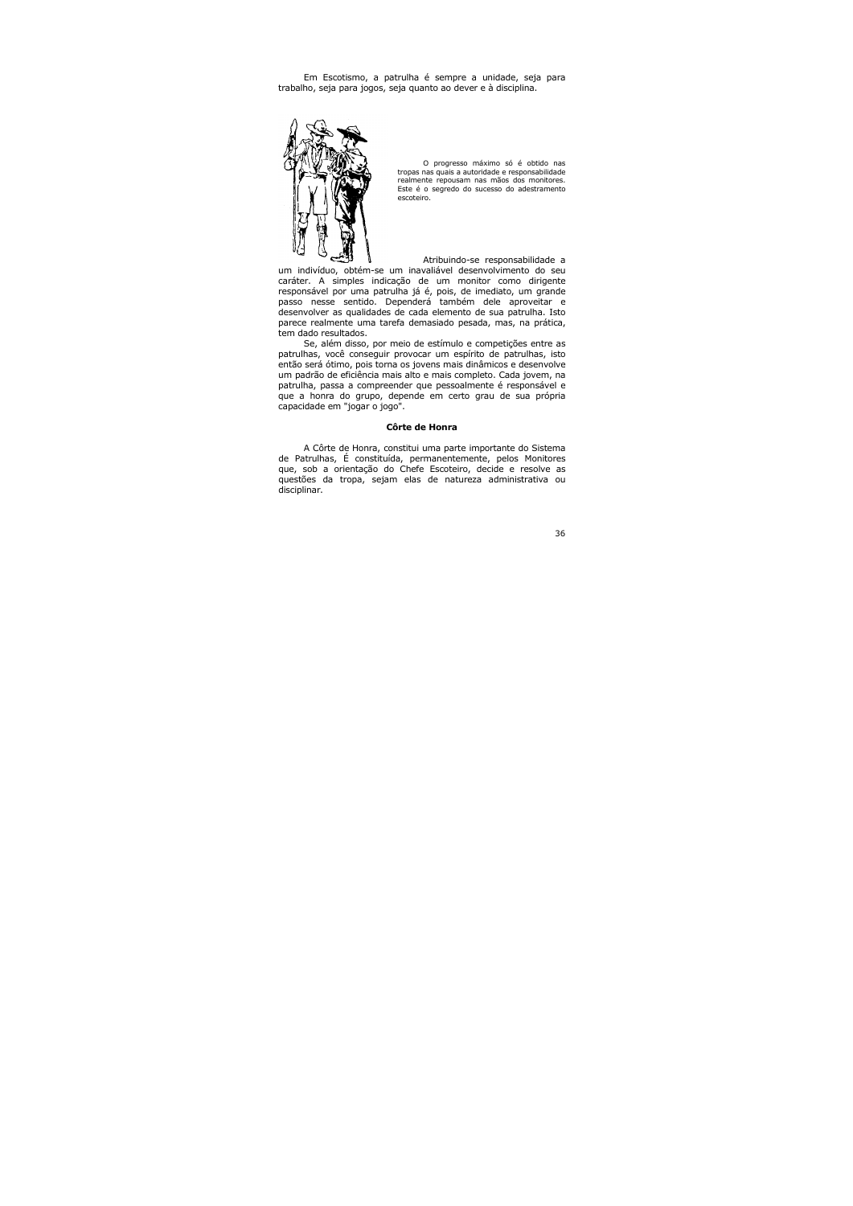Em Escotismo, a patrulha é sempre a unidade, seja para trabalho, seja para jogos, seja quanto ao dever e à disciplina.

O progresso máximo só é obtido nas tropas nas quais a autoridade e responsabilidade realmente repousam nas mãos dos monitores. Este é o segredo do sucesso do adestramento escoteiro.

Atribuindo-se responsabilidade a um indivíduo, obtém-se um inavaliável desenvolvimento do seu caráter. A simples indicação de um monitor como dirigente responsável por uma patrulha já é, pois, de imediato, um grande passo nesse sentido. Dependerá também dele aproveitar e desenvolver as qualidades de cada elemento de sua patrulha. Isto parece realmente uma tarefa demasiado pesada, mas, na prática, tem dado resultados.

Se, além disso, por meio de estímulo e competições entre as patrulhas, você conseguir provocar um espírito de patrulhas, isto então será ótimo, pois torna os jovens mais dinâmicos e desenvolve um padrão de eficiência mais alto e mais completo. Cada jovem, na patrulha, passa a compreender que pessoalmente é responsável e que a honra do grupo, depende em certo grau de sua própria capacidade em "jogar o jogo".

### Côrte de Honra

A Côrte de Honra, constitui uma parte importante do Sistema de Patrulhas, É constituída, permanentemente, pelos Monitores que, sob a orientação do Chefe Escoteiro, decide e resolve as questões da tropa, sejam elas de natureza administrativa ou disciplinar.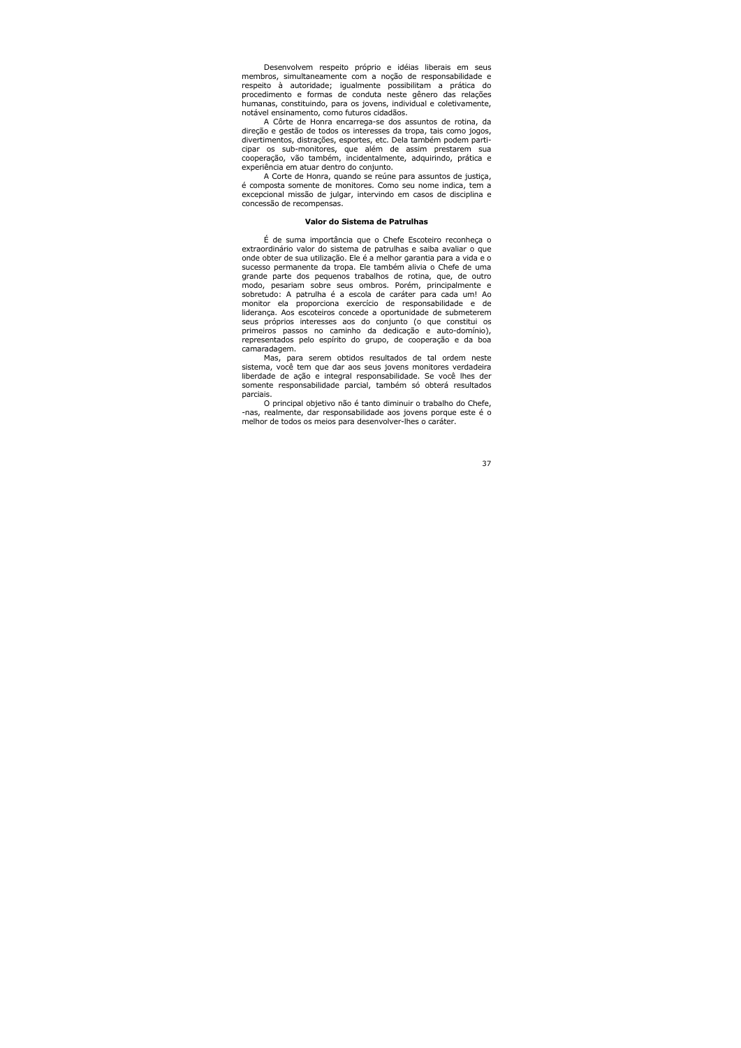Desenvolvem respeito próprio e idéias liberais em seus membros, simultaneamente com a noção de responsabilidade e respeito à autoridade; igualmente possibilitam a prática do procedimento e formas de conduta neste gênero das relações humanas, constituindo, para os jovens, individual e coletivamente, notável ensinamento, como futuros cidadãos.

A Côrte de Honra encarrega-se dos assuntos de rotina, da direção e gestão de todos os interesses da tropa, tais como jogos, divertimentos, distrações, esportes, etc. Dela também podem participar os sub-monitores, que além de assim prestarem sua cooperação, vão também, incidentalmente, adquirindo, prática e experiência em atuar dentro do conjunto.

A Corte de Honra, quando se reúne para assuntos de justiça, é composta somente de monitores. Como seu nome indica, tem a excepcional missão de julgar, intervindo em casos de disciplina e concessão de recompensas.

**Valor do Sistema de Patrulhas**

É de suma importância que o Chefe Escoteiro reconheça o extraordinário valor do sistema de patrulhas e saiba avaliar o que onde obter de sua utilização. Ele é a melhor garantia para a vida e o sucesso permanente da tropa. Ele também alivia o Chefe de uma grande parte dos pequenos trabalhos de rotina, que, de outro modo, pesariam sobre seus ombros. Porém, principalmente e sobretudo: A patrulha é a escola de caráter para cada um! Ao monitor ela proporciona exercício de responsabilidade e de liderança. Aos escoteiros concede a oportunidade de submeterem seus próprios interesses aos do conjunto (o que constitui os primeiros passos no caminho da dedicação e auto-domínio), representados pelo espírito do grupo, de cooperação e da boa camaradagem.

Mas, para serem obtidos resultados de tal ordem neste sistema, você tem que dar aos seus jovens monitores verdadeira liberdade de ação e integral responsabilidade. Se você lhes der somente responsabilidade parcial, também só obterá resultados parciais.

O principal objetivo não é tanto diminuir o trabalho do Chefe, -nas, realmente, dar responsabilidade aos jovens porque este é o melhor de todos os meios para desenvolver-lhes o caráter.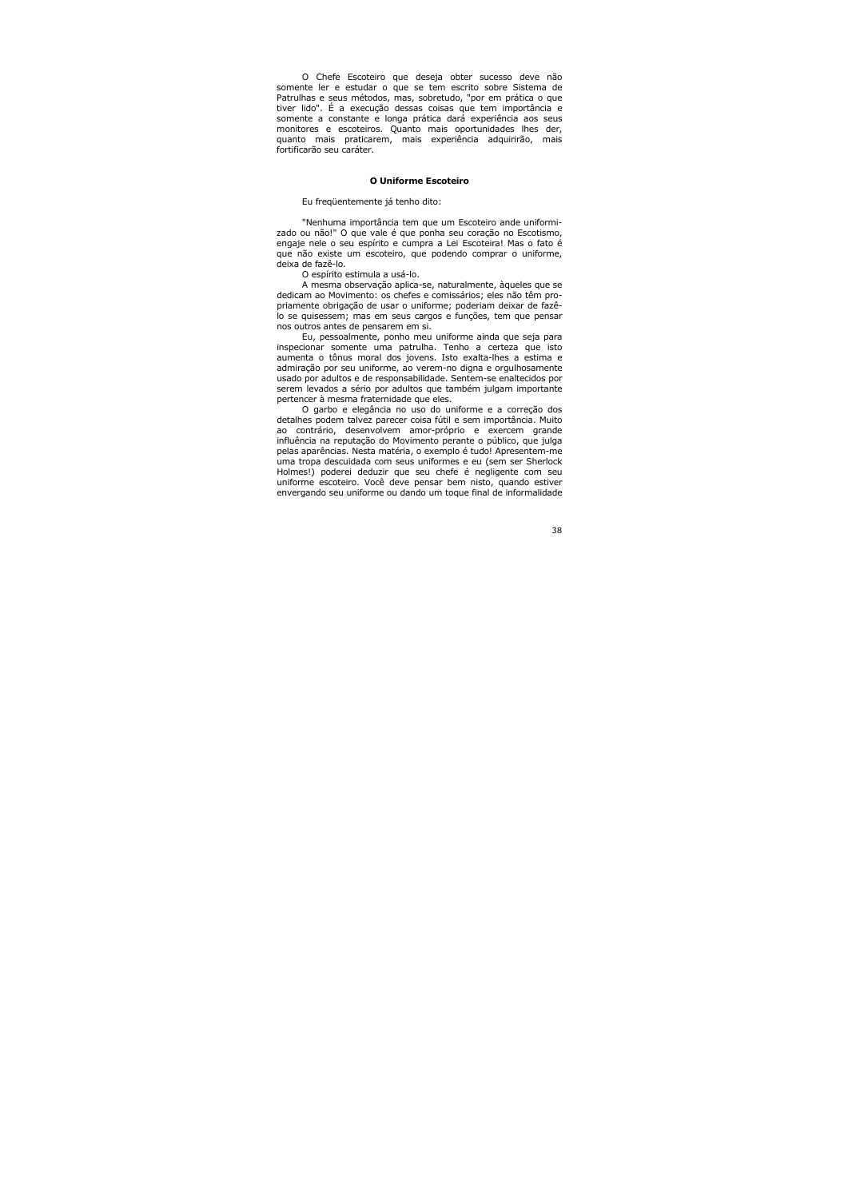O Chefe Escoteiro que deseja obter sucesso deve não somente ler e estudar o que se tem escrito sobre Sistema de Patrulhas e seus métodos, mas, sobretudo, "por em prática o que tiver lido". É a execução dessas coisas que tem importância e somente a constante e longa prática dará experiência aos seus monitores e escoteiros. Quanto mais oportunidades lhes der, quanto mais praticarem, mais experiência adquirirão, mais fortificarão seu caráter.

**O Uniforme Escoteiro**

Eu freqüentemente já tenho dito:

"Nenhuma importância tem que um Escoteiro ande uniformizado ou não!" O que vale é que ponha seu coração no Escotismo, engaje nele o seu espírito e cumpra a Lei Escoteira! Mas o fato é que não existe um escoteiro, que podendo comprar o uniforme, deixa de fazê-lo.

O espírito estimula a usá-lo.

A mesma observação aplica-se, naturalmente, àqueles que se dedicam ao Movimento: os chefes e comissários; eles não têm propriamente obrigação de usar o uniforme; poderiam deixar de fazê-lo se quisessem; mas em seus cargos e funções, tem que pensar nos outros antes de pensarem em si.

Eu, pessoalmente, ponho meu uniforme ainda que seja para inspecionar somente uma patrulha. Tenho a certeza que isto aumenta o tônus moral dos jovens. Isto exalta-lhes a estima e admiração por seu uniforme, ao verem-no digna e orgulhosamente usado por adultos e de responsabilidade. Sentem-se enaltecidos por serem levados a sério por adultos que também julgam importante pertencer à mesma fraternidade que eles.

O garbo e elegância no uso do uniforme e a correção dos detalhes podem talvez parecer coisa fútil e sem importância. Muito ao contrário, desenvolvem amor-próprio e exercem grande influência na reputação do Movimento perante o público, que julga pelas aparências. Nesta matéria, o exemplo é tudo! Apresentem-me uma tropa descuidada com seus uniformes e eu (sem ser Sherlock Holmes!) poderei deduzir que seu chefe é negligente com seu uniforme escoteiro. Você deve pensar bem nisto, quando estiver envergando seu uniforme ou dando um toque final de informalidade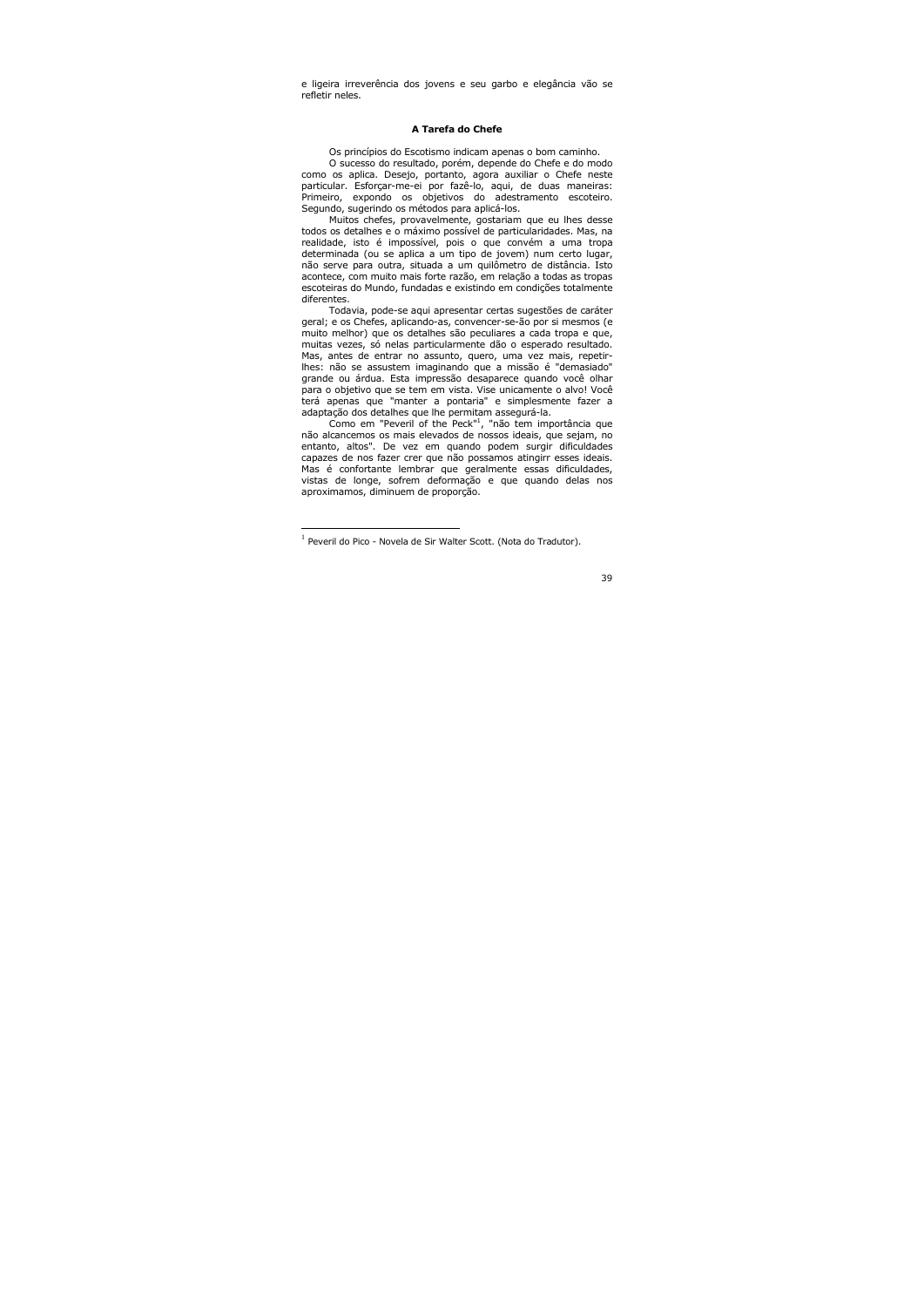e ligeira irreverência dos jovens e seu garbo e elegância vão se refletir neles.

### A Tarefa do Chefe

Os princípios do Escotismo indicam apenas o bom caminho.

O sucesso do resultado, porém, depende do Chefe e do modo como os aplica. Desejo, portanto, agora auxiliar o Chefe neste particular. Esforçar-me-ei por fazê-lo, aqui, de duas maneiras: Primeiro, expondo os objetivos do adestramento escoteiro. Segundo, sugerindo os métodos para aplicá-los.

Muitos chefes, provavelmente, gostariam que eu lhes desse todos os detalhes e o máximo possível de particularidades. Mas, na realidade, isto é impossível, pois o que convém a uma tropa determinada (ou se aplica a um tipo de jovem) num certo lugar, não serve para outra, situada a um quilômetro de distância. Isto acontece, com muito mais forte razão, em relação a todas as tropas escoteiras do Mundo, fundadas e existindo em condições totalmente diferentes.

Todavia, pode-se aqui apresentar certas sugestões de caráter geral; e os Chefes, aplicando-as, convencer-se-ão por si mesmos (e muito melhor) que os detalhes são peculiares a cada tropa e que, muitas vezes, só nelas particularmente dão o esperado resultado. Mas, antes de entrar no assunto, quero, uma vez mais, repetir-lhes: não se assustem imaginando que a missão é "demasiado" grande ou árdua. Esta impressão desaparece quando você olhar para o objetivo que se tem em vista. Vise unicamente o alvo! Você terá apenas que "manter a pontaria" e simplesmente fazer a adaptação dos detalhes que lhe permitam assegurá-la.

Como em "Peveril of the Peck"[1], "não tem importância que não alcancemos os mais elevados de nossos ideais, que sejam, no entanto, altos". De vez em quando podem surgir dificuldades capazes de nos fazer crer que não possamos atingirr esses ideais. Mas é confortante lembrar que geralmente essas dificuldades, vistas de longe, sofrem deformação e que quando delas nos aproximamos, diminuem de proporção.

---

[1] Peveril do Pico - Novela de Sir Walter Scott. (Nota do Tradutor).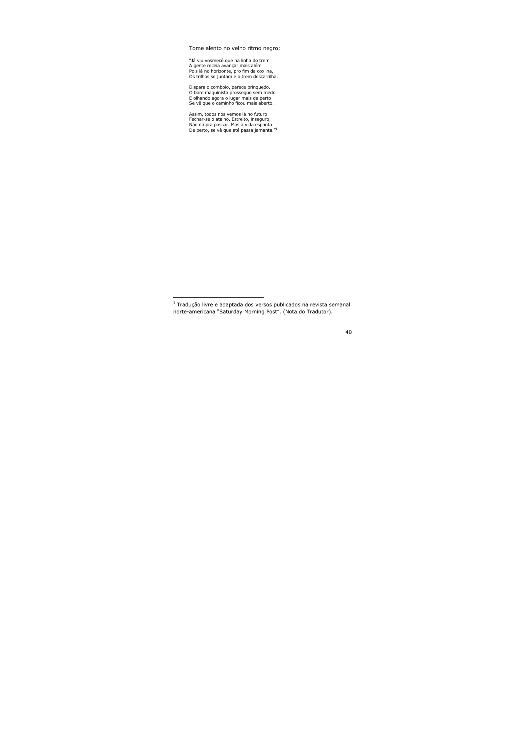Tome alento no velho ritmo negro:

"Já viu vosmecê que na linha do trem  
A gente receia avançar mais além  
Pois lá no horizonte, pro fim da coxilha,  
Os trilhos se juntam e o trem descarrilha.

Dispara o comboio, parece brinquedo.  
O bom maquinista prossegue sem medo  
E olhando agora o lugar mais de perto  
Se vê que o caminho ficou mais aberto.

Assim, todos nós vemos lá no futuro  
Fechar-se o atalho. Estreito, inseguro;  
Não dá pra passar. Mas a vida espanta:  
De perto, se vê que até passa jamanta."[1]

---

[1] Tradução livre e adaptada dos versos publicados na revista semanal norte-americana "Saturday Morning Post". (Nota do Tradutor).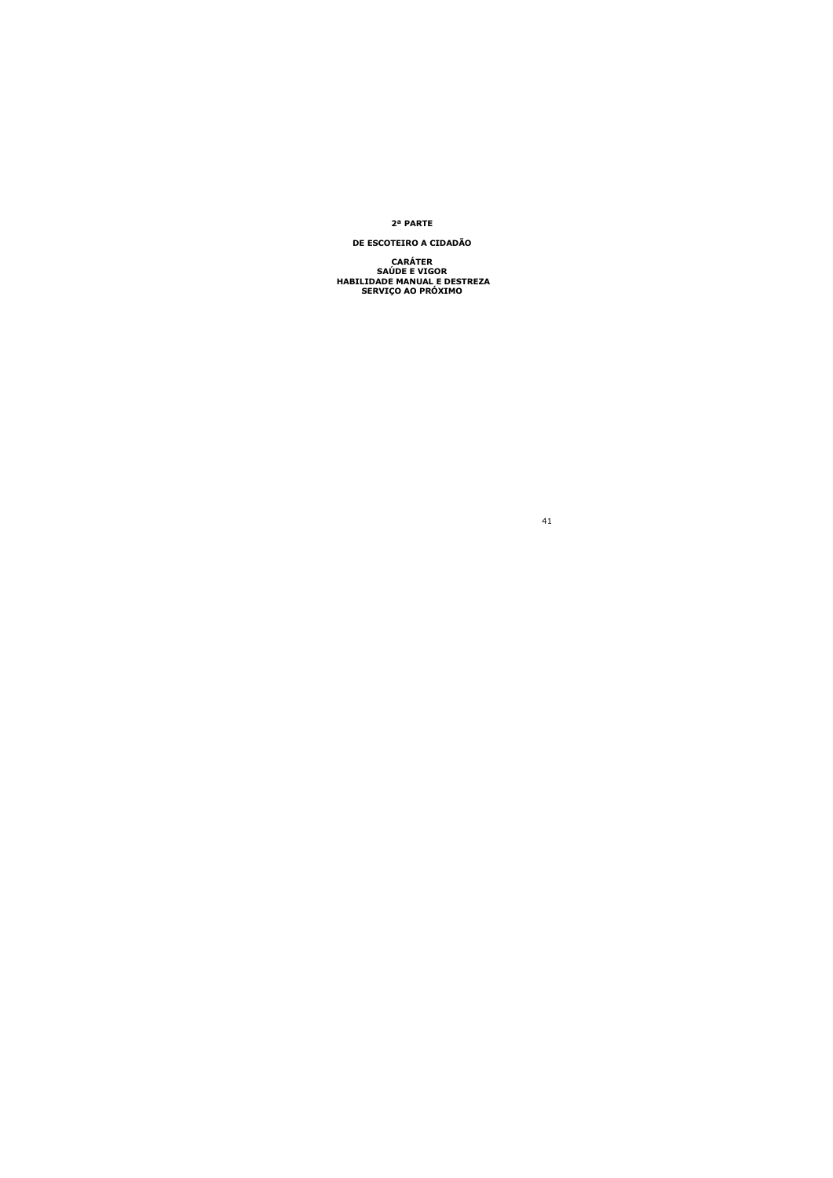# 2ª PARTE

## DE ESCOTEIRO A CIDADÃO

**CARÁTER**
**SAÚDE E VIGOR**
**HABILIDADE MANUAL E DESTREZA**
**SERVIÇO AO PRÓXIMO**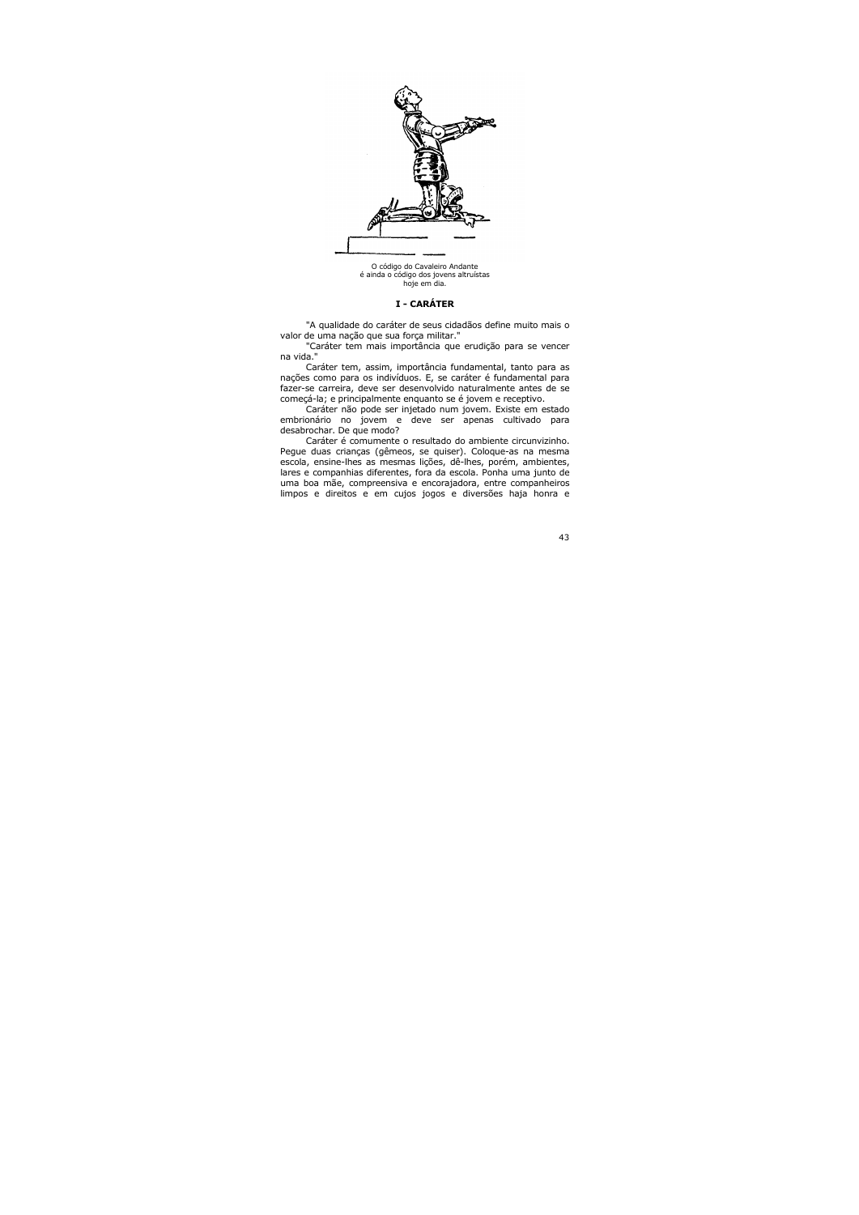O código do Cavaleiro Andante
é ainda o código dos jovens altruístas
hoje em dia.

## I - CARÁTER

"A qualidade do caráter de seus cidadãos define muito mais o valor de uma nação que sua força militar."

"Caráter tem mais importância que erudição para se vencer na vida."

Caráter tem, assim, importância fundamental, tanto para as nações como para os indivíduos. E, se caráter é fundamental para fazer-se carreira, deve ser desenvolvido naturalmente antes de se começá-la; e principalmente enquanto se é jovem e receptivo.

Caráter não pode ser injetado num jovem. Existe em estado embrionário no jovem e deve ser apenas cultivado para desabrochar. De que modo?

Caráter é comumente o resultado do ambiente circunvizinho. Pegue duas crianças (gêmeos, se quiser). Coloque-as na mesma escola, ensine-lhes as mesmas lições, dê-lhes, porém, ambientes, lares e companhias diferentes, fora da escola. Ponha uma junto de uma boa mãe, compreensiva e encorajadora, entre companheiros limpos e direitos e em cujos jogos e diversões haja honra e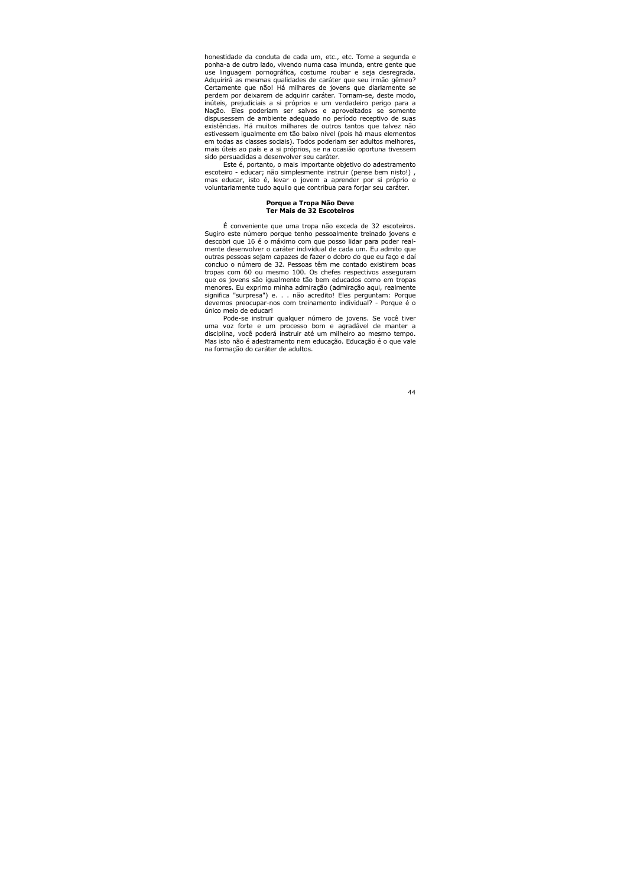honestidade da conduta de cada um, etc., etc. Tome a segunda e ponha-a de outro lado, vivendo numa casa imunda, entre gente que use linguagem pornográfica, costume roubar e seja desregrada. Adquirirá as mesmas qualidades de caráter que seu irmão gêmeo? Certamente que não! Há milhares de jovens que diariamente se perdem por deixarem de adquirir caráter. Tornam-se, deste modo, inúteis, prejudiciais a si próprios e um verdadeiro perigo para a Nação. Eles poderiam ser salvos e aproveitados se somente dispusessem de ambiente adequado no período receptivo de suas existências. Há muitos milhares de outros tantos que talvez não estivessem igualmente em tão baixo nível (pois há maus elementos em todas as classes sociais). Todos poderiam ser adultos melhores, mais úteis ao país e a si próprios, se na ocasião oportuna tivessem sido persuadidas a desenvolver seu caráter.

Este é, portanto, o mais importante objetivo do adestramento escoteiro - educar; não simplesmente instruir (pense bem nisto!) , mas educar, isto é, levar o jovem a aprender por si próprio e voluntariamente tudo aquilo que contribua para forjar seu caráter.

### Porque a Tropa Não Deve Ter Mais de 32 Escoteiros

É conveniente que uma tropa não exceda de 32 escoteiros. Sugiro este número porque tenho pessoalmente treinado jovens e descobri que 16 é o máximo com que posso lidar para poder realmente desenvolver o caráter individual de cada um. Eu admito que outras pessoas sejam capazes de fazer o dobro do que eu faço e daí concluo o número de 32. Pessoas têm me contado existirem boas tropas com 60 ou mesmo 100. Os chefes respectivos asseguram que os jovens são igualmente tão bem educados como em tropas menores. Eu exprimo minha admiração (admiração aqui, realmente significa "surpresa") e. . . não acredito! Eles perguntam: Porque devemos preocupar-nos com treinamento individual? - Porque é o único meio de educar!

Pode-se instruir qualquer número de jovens. Se você tiver uma voz forte e um processo bom e agradável de manter a disciplina, você poderá instruir até um milheiro ao mesmo tempo. Mas isto não é adestramento nem educação. Educação é o que vale na formação do caráter de adultos.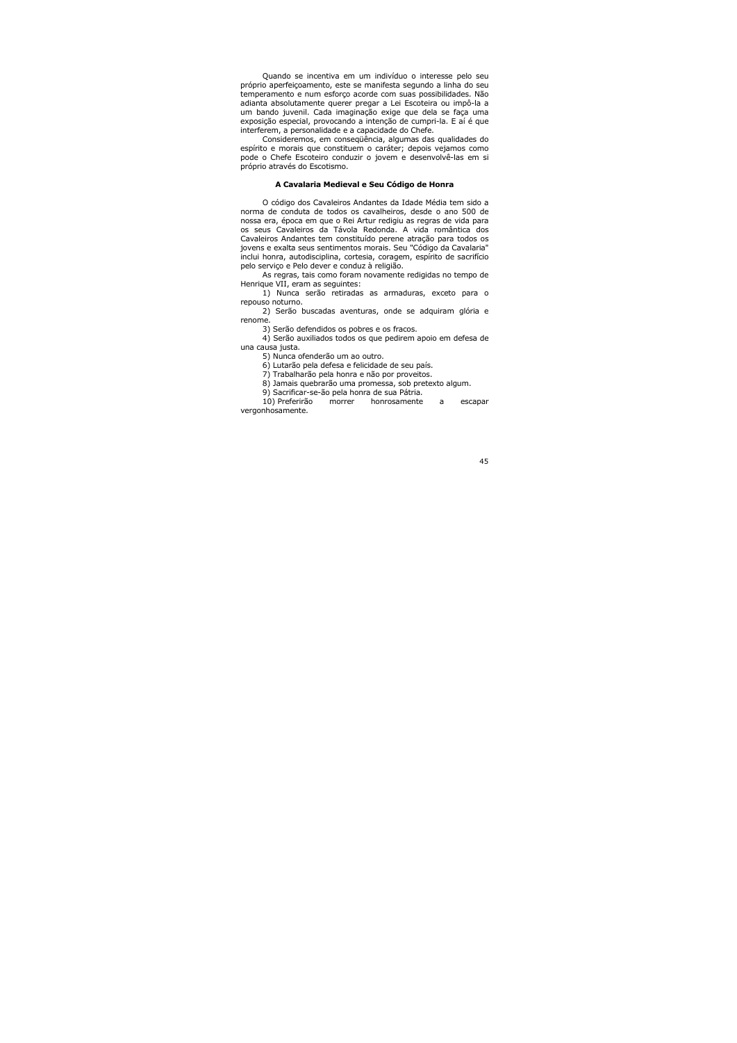Quando se incentiva em um indivíduo o interesse pelo seu próprio aperfeiçoamento, este se manifesta segundo a linha do seu temperamento e num esforço acorde com suas possibilidades. Não adianta absolutamente querer pregar a Lei Escoteira ou impô-la a um bando juvenil. Cada imaginação exige que dela se faça uma exposição especial, provocando a intenção de cumpri-la. E aí é que interferem, a personalidade e a capacidade do Chefe.

Consideremos, em conseqüência, algumas das qualidades do espírito e morais que constituem o caráter; depois vejamos como pode o Chefe Escoteiro conduzir o jovem e desenvolvê-las em si próprio através do Escotismo.

### A Cavalaria Medieval e Seu Código de Honra

O código dos Cavaleiros Andantes da Idade Média tem sido a norma de conduta de todos os cavalheiros, desde o ano 500 de nossa era, época em que o Rei Artur redigiu as regras de vida para os seus Cavaleiros da Távola Redonda. A vida romântica dos Cavaleiros Andantes tem constituído perene atração para todos os jovens e exalta seus sentimentos morais. Seu "Código da Cavalaria" inclui honra, autodisciplina, cortesia, coragem, espírito de sacrifício pelo serviço e Pelo dever e conduz à religião.

As regras, tais como foram novamente redigidas no tempo de Henrique VII, eram as seguintes:

1) Nunca serão retiradas as armaduras, exceto para o repouso noturno.

2) Serão buscadas aventuras, onde se adquiram glória e renome.

3) Serão defendidos os pobres e os fracos.

4) Serão auxiliados todos os que pedirem apoio em defesa de una causa justa.

5) Nunca ofenderão um ao outro.

6) Lutarão pela defesa e felicidade de seu país.

7) Trabalharão pela honra e não por proveitos.

8) Jamais quebrarão uma promessa, sob pretexto algum.

9) Sacrificar-se-ão pela honra de sua Pátria.

10) Preferirão morrer honrosamente a escapar vergonhosamente.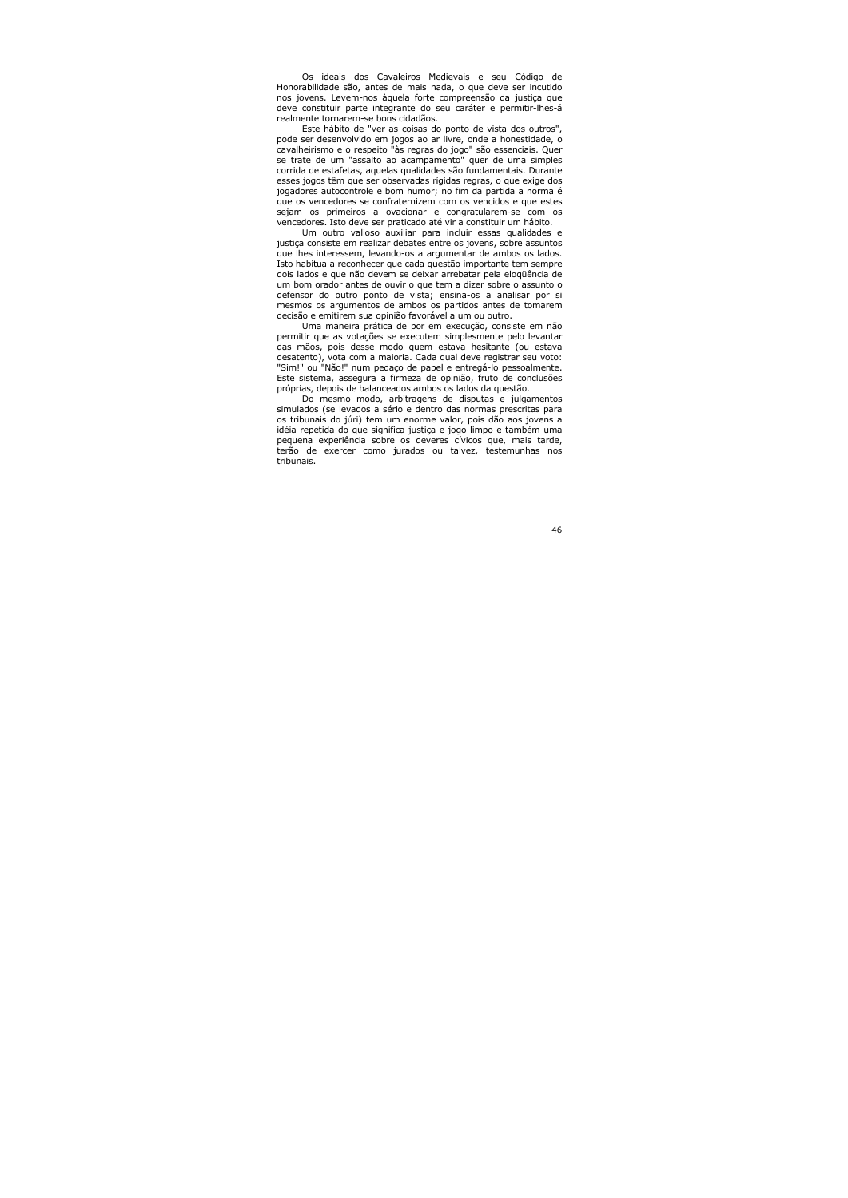Os ideais dos Cavaleiros Medievais e seu Código de Honorabilidade são, antes de mais nada, o que deve ser incutido nos jovens. Levem-nos àquela forte compreensão da justiça que deve constituir parte integrante do seu caráter e permitir-lhes-á realmente tornarem-se bons cidadãos.

Este hábito de "ver as coisas do ponto de vista dos outros", pode ser desenvolvido em jogos ao ar livre, onde a honestidade, o cavalheirismo e o respeito "às regras do jogo" são essenciais. Quer se trate de um "assalto ao acampamento" quer de uma simples corrida de estafetas, aquelas qualidades são fundamentais. Durante esses jogos têm que ser observadas rígidas regras, o que exige dos jogadores autocontrole e bom humor; no fim da partida a norma é que os vencedores se confraternizem com os vencidos e que estes sejam os primeiros a ovacionar e congratularem-se com os vencedores. Isto deve ser praticado até vir a constituir um hábito.

Um outro valioso auxiliar para incluir essas qualidades e justiça consiste em realizar debates entre os jovens, sobre assuntos que lhes interessem, levando-os a argumentar de ambos os lados. Isto habitua a reconhecer que cada questão importante tem sempre dois lados e que não devem se deixar arrebatar pela eloqüência de um bom orador antes de ouvir o que tem a dizer sobre o assunto o defensor do outro ponto de vista; ensina-os a analisar por si mesmos os argumentos de ambos os partidos antes de tomarem decisão e emitirem sua opinião favorável a um ou outro.

Uma maneira prática de por em execução, consiste em não permitir que as votações se executem simplesmente pelo levantar das mãos, pois desse modo quem estava hesitante (ou estava desatento), vota com a maioria. Cada qual deve registrar seu voto: "Sim!" ou "Não!" num pedaço de papel e entregá-lo pessoalmente. Este sistema, assegura a firmeza de opinião, fruto de conclusões próprias, depois de balanceados ambos os lados da questão.

Do mesmo modo, arbitragens de disputas e julgamentos simulados (se levados a sério e dentro das normas prescritas para os tribunais do júri) tem um enorme valor, pois dão aos jovens a idéia repetida do que significa justiça e jogo limpo e também uma pequena experiência sobre os deveres cívicos que, mais tarde, terão de exercer como jurados ou talvez, testemunhas nos tribunais.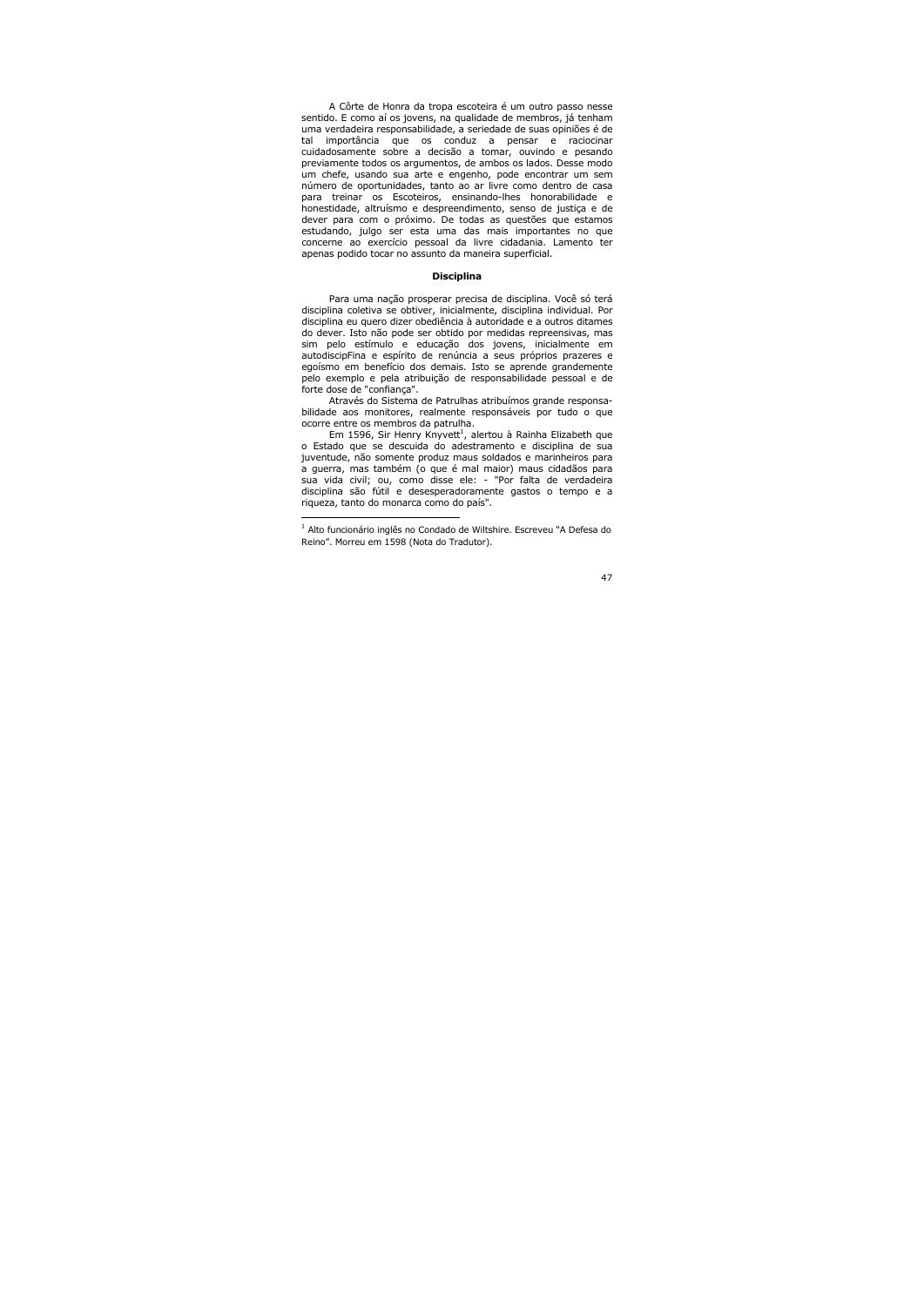A Côrte de Honra da tropa escoteira é um outro passo nesse sentido. E como aí os jovens, na qualidade de membros, já tenham uma verdadeira responsabilidade, a seriedade de suas opiniões é de tal importância que os conduz a pensar e raciocinar cuidadosamente sobre a decisão a tomar, ouvindo e pesando previamente todos os argumentos, de ambos os lados. Desse modo um chefe, usando sua arte e engenho, pode encontrar um sem número de oportunidades, tanto ao ar livre como dentro de casa para treinar os Escoteiros, ensinando-lhes honorabilidade e honestidade, altruísmo e despreendimento, senso de justiça e de dever para com o próximo. De todas as questões que estamos estudando, julgo ser esta uma das mais importantes no que concerne ao exercício pessoal da livre cidadania. Lamento ter apenas podido tocar no assunto da maneira superficial.

**Disciplina**

Para uma nação prosperar precisa de disciplina. Você só terá disciplina coletiva se obtiver, inicialmente, disciplina individual. Por disciplina eu quero dizer obediência à autoridade e a outros ditames do dever. Isto não pode ser obtido por medidas repreensivas, mas sim pelo estímulo e educação dos jovens, inicialmente em autodiscipFina e espírito de renúncia a seus próprios prazeres e egoísmo em benefício dos demais. Isto se aprende grandemente pelo exemplo e pela atribuição de responsabilidade pessoal e de forte dose de "confiança".

Através do Sistema de Patrulhas atribuímos grande responsabilidade aos monitores, realmente responsáveis por tudo o que ocorre entre os membros da patrulha.

Em 1596, Sir Henry Knyvett[1], alertou à Rainha Elizabeth que o Estado que se descuida do adestramento e disciplina de sua juventude, não somente produz maus soldados e marinheiros para a guerra, mas também (o que é mal maior) maus cidadãos para sua vida civil; ou, como disse ele: - "Por falta de verdadeira disciplina são fútil e desesperadoramente gastos o tempo e a riqueza, tanto do monarca como do país".

---

[1] Alto funcionário inglês no Condado de Wiltshire. Escreveu "A Defesa do Reino". Morreu em 1598 (Nota do Tradutor).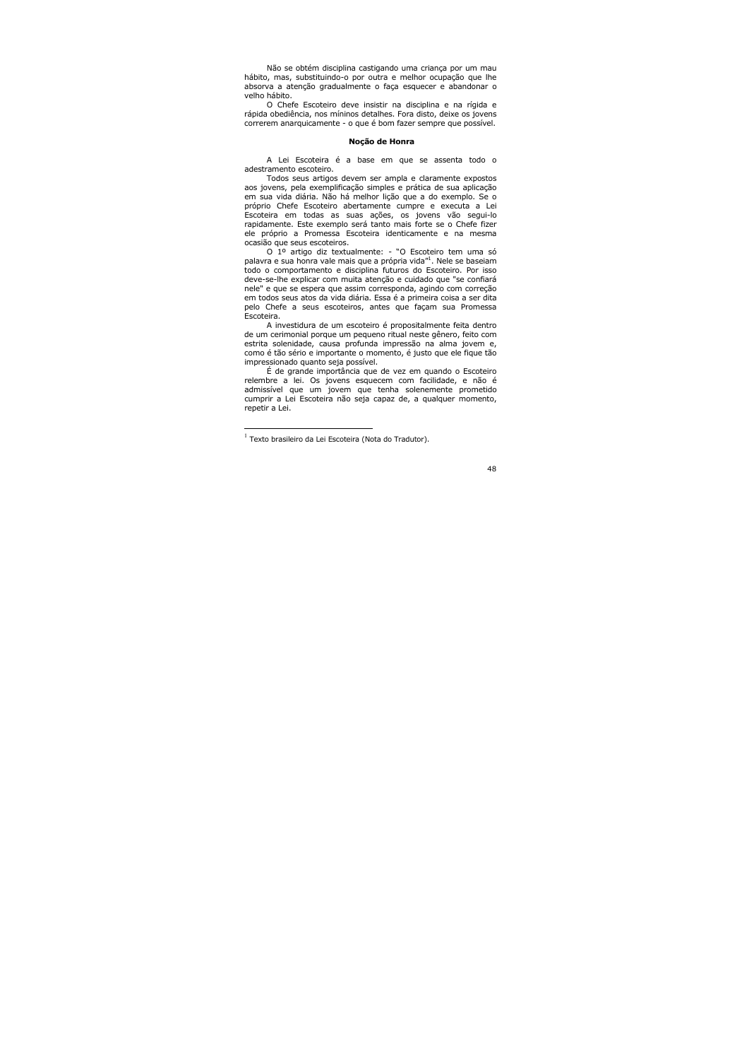Não se obtém disciplina castigando uma criança por um mau hábito, mas, substituindo-o por outra e melhor ocupação que lhe absorva a atenção gradualmente o faça esquecer e abandonar o velho hábito.

O Chefe Escoteiro deve insistir na disciplina e na rígida e rápida obediência, nos míninos detalhes. Fora disto, deixe os jovens correrem anarquicamente - o que é bom fazer sempre que possível.

### Noção de Honra

A Lei Escoteira é a base em que se assenta todo o adestramento escoteiro.

Todos seus artigos devem ser ampla e claramente expostos aos jovens, pela exemplificação simples e prática de sua aplicação em sua vida diária. Não há melhor lição que a do exemplo. Se o próprio Chefe Escoteiro abertamente cumpre e executa a Lei Escoteira em todas as suas ações, os jovens vão segui-lo rapidamente. Este exemplo será tanto mais forte se o Chefe fizer ele próprio a Promessa Escoteira identicamente e na mesma ocasião que seus escoteiros.

O 1º artigo diz textualmente: - "O Escoteiro tem uma só palavra e sua honra vale mais que a própria vida"[1]. Nele se baseiam todo o comportamento e disciplina futuros do Escoteiro. Por isso deve-se-lhe explicar com muita atenção e cuidado que "se confiará nele" e que se espera que assim corresponda, agindo com correção em todos seus atos da vida diária. Essa é a primeira coisa a ser dita pelo Chefe a seus escoteiros, antes que façam sua Promessa Escoteira.

A investidura de um escoteiro é propositalmente feita dentro de um cerimonial porque um pequeno ritual neste gênero, feito com estrita solenidade, causa profunda impressão na alma jovem e, como é tão sério e importante o momento, é justo que ele fique tão impressionado quanto seja possível.

É de grande importância que de vez em quando o Escoteiro relembre a lei. Os jovens esquecem com facilidade, e não é admissível que um jovem que tenha solenemente prometido cumprir a Lei Escoteira não seja capaz de, a qualquer momento, repetir a Lei.

[1] Texto brasileiro da Lei Escoteira (Nota do Tradutor).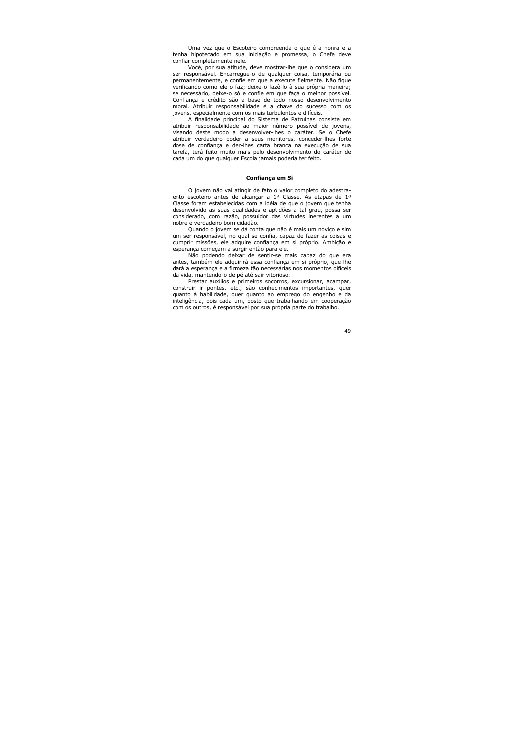Uma vez que o Escoteiro compreenda o que é a honra e a tenha hipotecado em sua iniciação e promessa, o Chefe deve confiar completamente nele.

Você, por sua atitude, deve mostrar-lhe que o considera um ser responsável. Encarregue-o de qualquer coisa, temporária ou permanentemente, e confie em que a execute fielmente. Não fique verificando como ele o faz; deixe-o fazê-lo à sua própria maneira; se necessário, deixe-o só e confie em que faça o melhor possível. Confiança e crédito são a base de todo nosso desenvolvimento moral. Atribuir responsabilidade é a chave do sucesso com os jovens, especialmente com os mais turbulentos e difíceis.

A finalidade principal do Sistema de Patrulhas consiste em atribuir responsabilidade ao maior número possível de jovens, visando deste modo a desenvolver-lhes o caráter. Se o Chefe atribuir verdadeiro poder a seus monitores, conceder-lhes forte dose de confiança e der-lhes carta branca na execução de sua tarefa, terá feito muito mais pelo desenvolvimento do caráter de cada um do que qualquer Escola jamais poderia ter feito.

### Confiança em Si

O jovem não vai atingir de fato o valor completo do adestramento escoteiro antes de alcançar a 1ª Classe. As etapas de 1ª Classe foram estabelecidas com a idéia de que o jovem que tenha desenvolvido as suas qualidades e aptidões a tal grau, possa ser considerado, com razão, possuidor das virtudes inerentes a um nobre e verdadeiro bom cidadão.

Quando o jovem se dá conta que não é mais um noviço e sim um ser responsável, no qual se confia, capaz de fazer as coisas e cumprir missões, ele adquire confiança em si próprio. Ambição e esperança começam a surgir então para ele.

Não podendo deixar de sentir-se mais capaz do que era antes, também ele adquirirá essa confiança em si próprio, que lhe dará a esperança e a firmeza tão necessárias nos momentos difíceis da vida, mantendo-o de pé até sair vitorioso.

Prestar auxílios e primeiros socorros, excursionar, acampar, construir ir pontes, etc., são conhecimentos importantes, quer quanto à habilidade, quer quanto ao emprego do engenho e da inteligência, pois cada um, posto que trabalhando em cooperação com os outros, é responsável por sua própria parte do trabalho.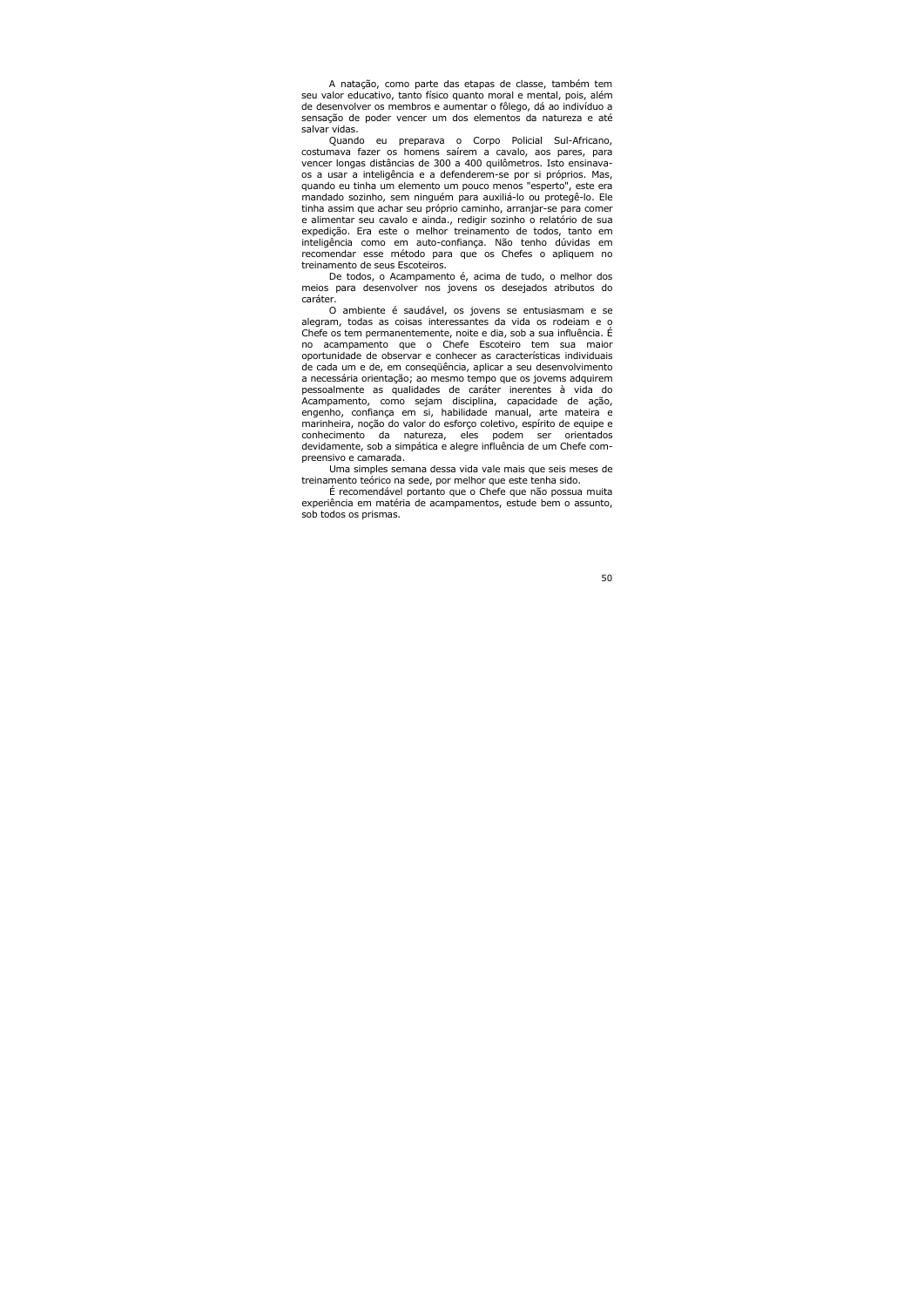A natação, como parte das etapas de classe, também tem seu valor educativo, tanto físico quanto moral e mental, pois, além de desenvolver os membros e aumentar o fôlego, dá ao indivíduo a sensação de poder vencer um dos elementos da natureza e até salvar vidas.

Quando eu preparava o Corpo Policial Sul-Africano, costumava fazer os homens saírem a cavalo, aos pares, para vencer longas distâncias de 300 a 400 quilômetros. Isto ensinava-os a usar a inteligência e a defenderem-se por si próprios. Mas, quando eu tinha um elemento um pouco menos "esperto", este era mandado sozinho, sem ninguém para auxiliá-lo ou protegê-lo. Ele tinha assim que achar seu próprio caminho, arranjar-se para comer e alimentar seu cavalo e ainda., redigir sozinho o relatório de sua expedição. Era este o melhor treinamento de todos, tanto em inteligência como em auto-confiança. Não tenho dúvidas em recomendar esse método para que os Chefes o apliquem no treinamento de seus Escoteiros.

De todos, o Acampamento é, acima de tudo, o melhor dos meios para desenvolver nos jovens os desejados atributos do caráter.

O ambiente é saudável, os jovens se entusiasmam e se alegram, todas as coisas interessantes da vida os rodeiam e o Chefe os tem permanentemente, noite e dia, sob a sua influência. É no acampamento que o Chefe Escoteiro tem sua maior oportunidade de observar e conhecer as características individuais de cada um e de, em conseqüência, aplicar a seu desenvolvimento a necessária orientação; ao mesmo tempo que os jovens adquirem pessoalmente as qualidades de caráter inerentes à vida do Acampamento, como sejam disciplina, capacidade de ação, engenho, confiança em si, habilidade manual, arte mateira e marinheira, noção do valor do esforço coletivo, espírito de equipe e conhecimento da natureza, eles podem ser orientados devidamente, sob a simpática e alegre influência de um Chefe compreensivo e camarada.

Uma simples semana dessa vida vale mais que seis meses de treinamento teórico na sede, por melhor que este tenha sido.

É recomendável portanto que o Chefe que não possua muita experiência em matéria de acampamentos, estude bem o assunto, sob todos os prismas.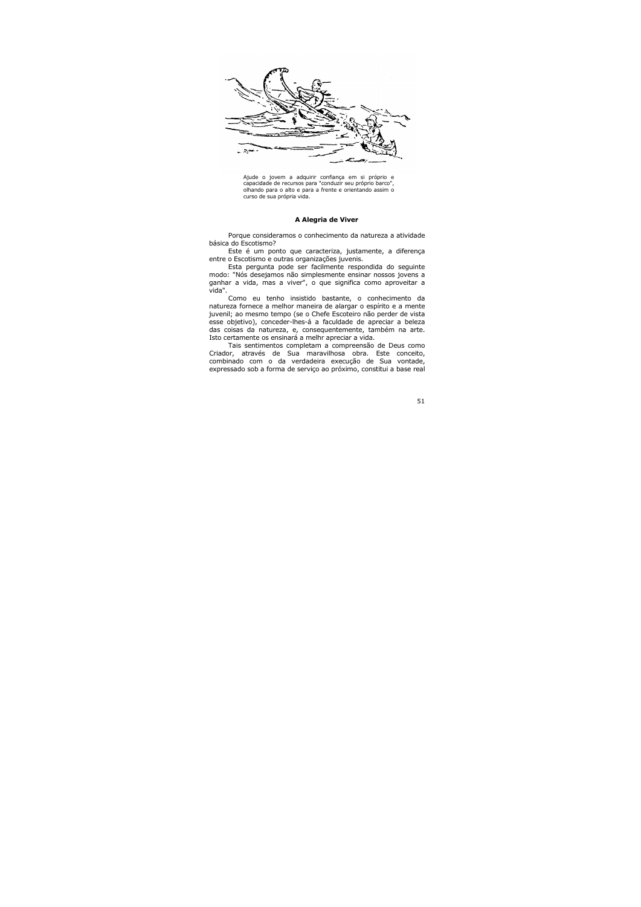Ajude o jovem a adquirir confiança em si próprio e capacidade de recursos para "conduzir seu próprio barco", olhando para o alto e para a frente e orientando assim o curso de sua própria vida.

### A Alegria de Viver

Porque consideramos o conhecimento da natureza a atividade básica do Escotismo?

Este é um ponto que caracteriza, justamente, a diferença entre o Escotismo e outras organizações juvenis.

Esta pergunta pode ser facilmente respondida do seguinte modo: "Nós desejamos não simplesmente ensinar nossos jovens a ganhar a vida, mas a viver", o que significa como aproveitar a vida".

Como eu tenho insistido bastante, o conhecimento da natureza fornece a melhor maneira de alargar o espírito e a mente juvenil; ao mesmo tempo (se o Chefe Escoteiro não perder de vista esse objetivo), conceder-lhes-á a faculdade de apreciar a beleza das coisas da natureza, e, consequentemente, também na arte. Isto certamente os ensinará a melhr apreciar a vida.

Tais sentimentos completam a compreensão de Deus como Criador, através de Sua maravilhosa obra. Este conceito, combinado com o da verdadeira execução de Sua vontade, expressado sob a forma de serviço ao próximo, constitui a base real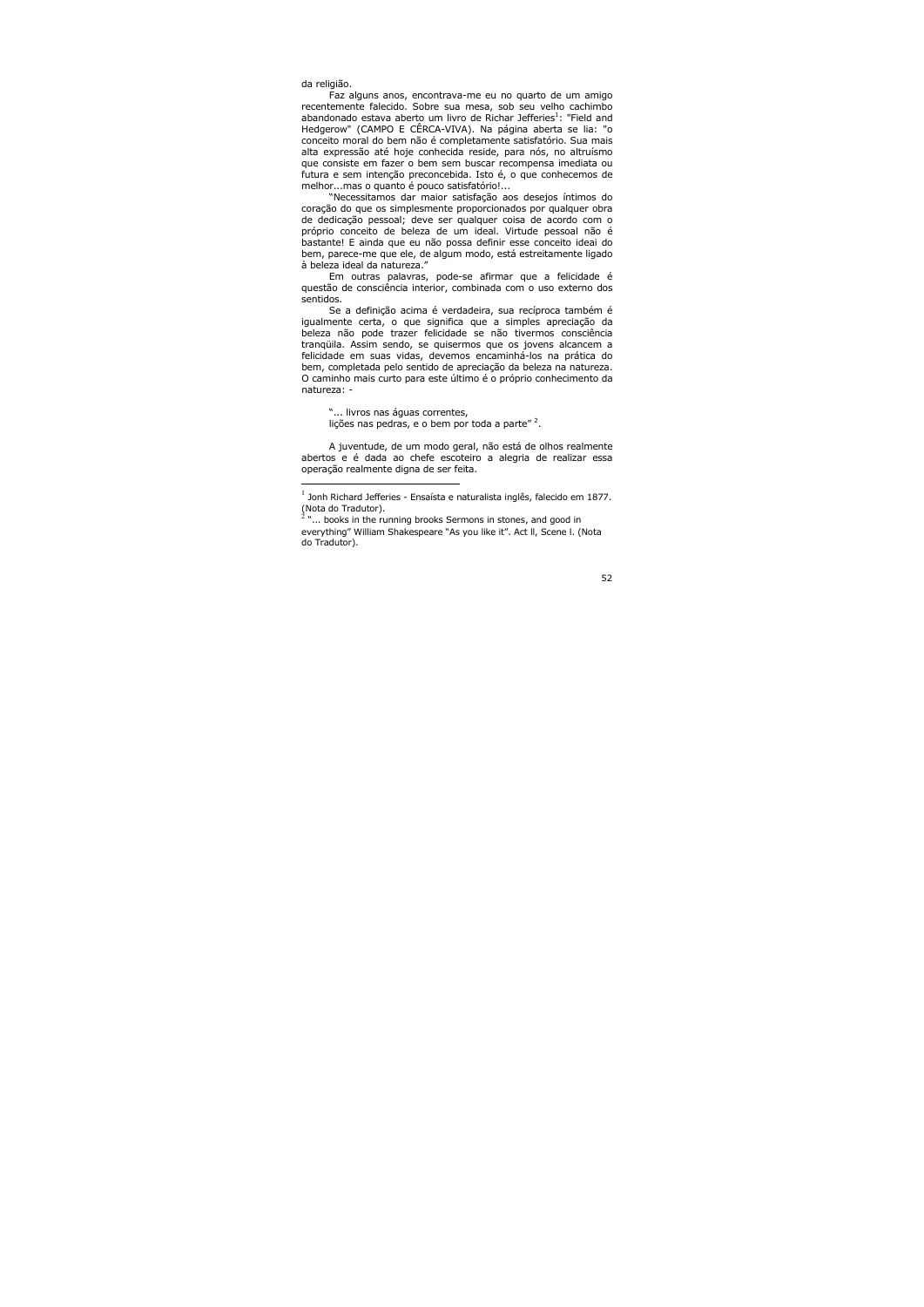da religião.

Faz alguns anos, encontrava-me eu no quarto de um amigo recentemente falecido. Sobre sua mesa, sob seu velho cachimbo abandonado estava aberto um livro de Richar Jefferies[1]: "Field and Hedgerow" (CAMPO E CÊRCA-VIVA). Na página aberta se lia: "o conceito moral do bem não é completamente satisfatório. Sua mais alta expressão até hoje conhecida reside, para nós, no altruísmo que consiste em fazer o bem sem buscar recompensa imediata ou futura e sem intenção preconcebida. Isto é, o que conhecemos de melhor...mas o quanto é pouco satisfatório!...

"Necessitamos dar maior satisfação aos desejos íntimos do coração do que os simplesmente proporcionados por qualquer obra de dedicação pessoal; deve ser qualquer coisa de acordo com o próprio conceito de beleza de um ideal. Virtude pessoal não é bastante! E ainda que eu não possa definir esse conceito ideal do bem, parece-me que ele, de algum modo, está estreitamente ligado à beleza ideal da natureza."

Em outras palavras, pode-se afirmar que a felicidade é questão de consciência interior, combinada com o uso externo dos sentidos.

Se a definição acima é verdadeira, sua recíproca também é igualmente certa, o que significa que a simples apreciação da beleza não pode trazer felicidade se não tivermos consciência tranqüila. Assim sendo, se quisermos que os jovens alcancem a felicidade em suas vidas, devemos encaminhá-los na prática do bem, completada pelo sentido de apreciação da beleza na natureza. O caminho mais curto para este último é o próprio conhecimento da natureza: -

"... livros nas águas correntes,
lições nas pedras, e o bem por toda a parte" [2].

A juventude, de um modo geral, não está de olhos realmente abertos e é dada ao chefe escoteiro a alegria de realizar essa operação realmente digna de ser feita.

---

[1] Jonh Richard Jefferies - Ensaísta e naturalista inglês, falecido em 1877. (Nota do Tradutor).

[2] "... books in the running brooks Sermons in stones, and good in everything" William Shakespeare "As you like it". Act ll, Scene l. (Nota do Tradutor).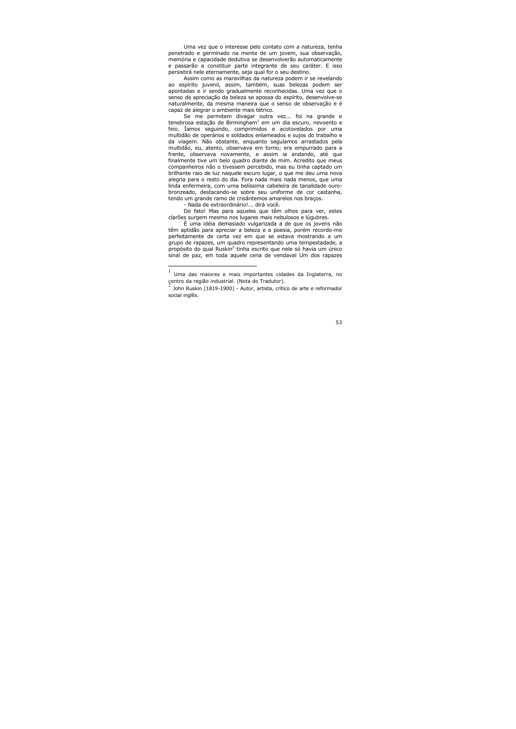Uma vez que o interesse pelo contato com a natureza, tenha penetrado e germinado na mente de um jovem, sua observação, memória e capacidade dedutiva se desenvolverão automaticamente e passarão a constituir parte integrante de seu caráter. E isso persistirá nele eternamente, seja qual for o seu destino.

Assim como as maravilhas da natureza podem ir se revelando ao espírito juvenil, assim, também, suas belezas podem ser apontadas e ir sendo gradualmente reconhecidas. Uma vez que o senso de apreciação da beleza se apossa do espírito, desenvolve-se naturalmente, da mesma maneira que o senso de observação e é capaz de alegrar o ambiente mais tétrico.

Se me permitem divagar outra vez... foi na grande e tenebrosa estação de Birmingham[1] em um dia escuro, nevoento e feio. Íamos seguindo, comprimidos e acotovelados por uma multidão de operários e soldados enlameados e sujos do trabalho e da viagem. Não obstante, enquanto seguíamos arrastados pela multidão, eu, atento, observava em torno; era empurrado para a frente, observava novamente, e assim ia andando, até que finalmente tive um belo quadro diante de mim. Acredito que meus companheiros não o tivessem percebido, mas eu tinha captado um brilhante raio de luz naquele escuro lugar, o que me deu uma nova alegria para o resto do dia. Fora nada mais nada menos, que uma linda enfermeira, com urna belíssima cabeleira de tanalidade ouro-bronzeado, destacando-se sobre seu uniforme de cor castanha, tendo um grande ramo de crisântemos amarelos nos braços.

- Nada de extraordinário!... dirá você.

De fato! Mas para aqueles que têm olhos para ver, estes clarões surgem mesmo nos lugares mais nebulosos e lúgubres.

É uma idéia demasiado vulgarizada a de que os jovens não têm aptidão para apreciar a beleza e a poesia, porém recordo-me perfeitamente de certa vez em que se estava mostrando a um grupo de rapazes, um quadro representando uma tempestadade, a propósito do qual Ruskin[2] tinha escrito que nele só havia um único sinal de paz, em toda aquele cena de vendaval Um dos rapazes

---

[1] Uma das maiores e mais importantes cidades da Inglaterra, no centro da região industrial. (Nota do Tradutor).

[2] John Ruskin (1819-1900) - Autor, artista, crítico de arte e reformador social inglês.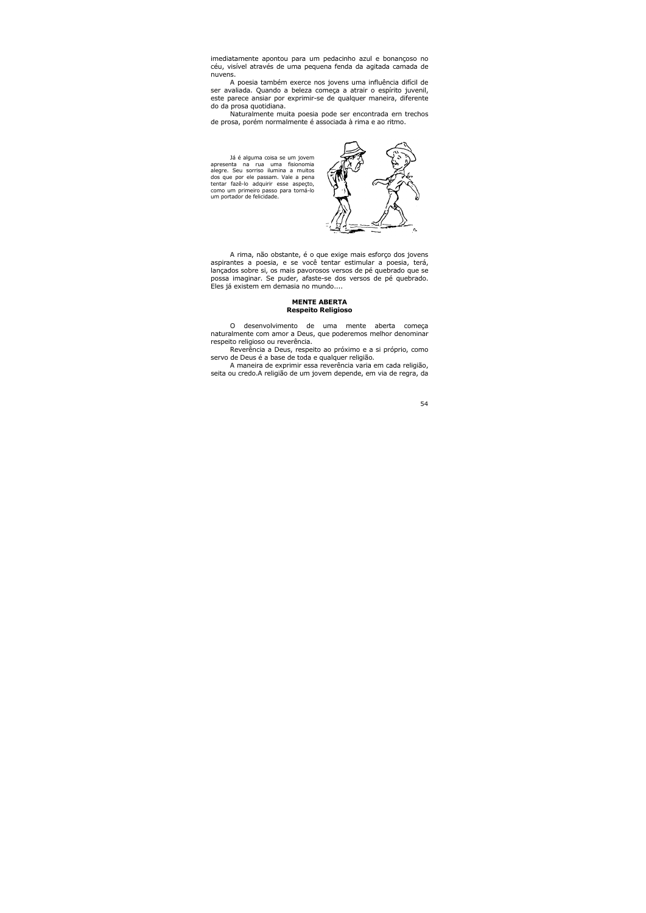imediatamente apontou para um pedacinho azul e bonançoso no céu, visível através de uma pequena fenda da agitada camada de nuvens.

A poesia também exerce nos jovens uma influência difícil de ser avaliada. Quando a beleza começa a atrair o espírito juvenil, este parece ansiar por exprimir-se de qualquer maneira, diferente do da prosa quotidiana.

Naturalmente muita poesia pode ser encontrada em trechos de prosa, porém normalmente é associada à rima e ao ritmo.

Já é alguma coisa se um jovem apresenta na rua uma fisionomia alegre. Seu sorriso ilumina a muitos dos que por ele passam. Vale a pena tentar fazê-lo adquirir esse aspecto, como um primeiro passo para torná-lo um portador de felicidade.

A rima, não obstante, é o que exige mais esforço dos jovens aspirantes a poesia, e se você tentar estimular a poesia, terá, lançados sobre si, os mais pavorosos versos de pé quebrado que se possa imaginar. Se puder, afaste-se dos versos de pé quebrado. Eles já existem em demasia no mundo....

## MENTE ABERTA
### Respeito Religioso

O desenvolvimento de uma mente aberta começa naturalmente com amor a Deus, que poderemos melhor denominar respeito religioso ou reverência.

Reverência a Deus, respeito ao próximo e a si próprio, como servo de Deus é a base de toda e qualquer religião.

A maneira de exprimir essa reverência varia em cada religião, seita ou credo.A religião de um jovem depende, em via de regra, da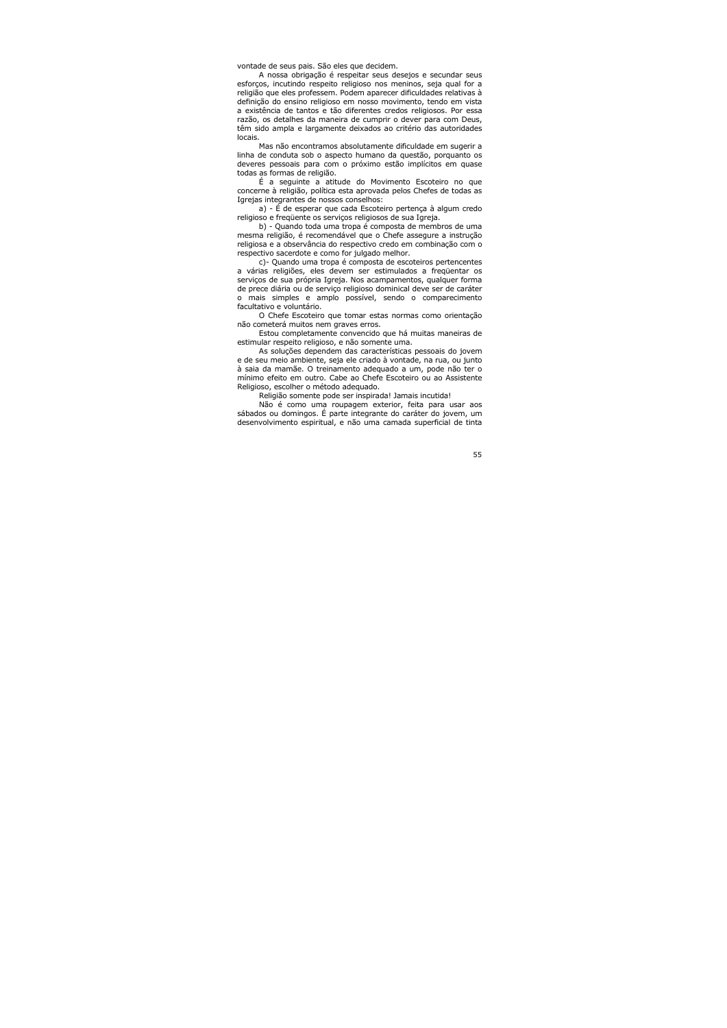vontade de seus pais. São eles que decidem.

A nossa obrigação é respeitar seus desejos e secundar seus esforços, incutindo respeito religioso nos meninos, seja qual for a religião que eles professem. Podem aparecer dificuldades relativas à definição do ensino religioso em nosso movimento, tendo em vista a existência de tantos e tão diferentes credos religiosos. Por essa razão, os detalhes da maneira de cumprir o dever para com Deus, têm sido ampla e largamente deixados ao critério das autoridades locais.

Mas não encontramos absolutamente dificuldade em sugerir a linha de conduta sob o aspecto humano da questão, porquanto os deveres pessoais para com o próximo estão implícitos em quase todas as formas de religião.

É a seguinte a atitude do Movimento Escoteiro no que concerne à religião, política esta aprovada pelos Chefes de todas as Igrejas integrantes de nossos conselhos:

a) - É de esperar que cada Escoteiro pertença à algum credo religioso e freqüente os serviços religiosos de sua Igreja.

b) - Quando toda uma tropa é composta de membros de uma mesma religião, é recomendável que o Chefe assegure a instrução religiosa e a observância do respectivo credo em combinação com o respectivo sacerdote e como for julgado melhor.

c)- Quando uma tropa é composta de escoteiros pertencentes a várias religiões, eles devem ser estimulados a freqüentar os serviços de sua própria Igreja. Nos acampamentos, qualquer forma de prece diária ou de serviço religioso dominical deve ser de caráter o mais simples e amplo possível, sendo o comparecimento facultativo e voluntário.

O Chefe Escoteiro que tomar estas normas como orientação não cometerá muitos nem graves erros.

Estou completamente convencido que há muitas maneiras de estimular respeito religioso, e não somente uma.

As soluções dependem das características pessoais do jovem e de seu meio ambiente, seja ele criado à vontade, na rua, ou junto à saia da mamãe. O treinamento adequado a um, pode não ter o mínimo efeito em outro. Cabe ao Chefe Escoteiro ou ao Assistente Religioso, escolher o método adequado.

Religião somente pode ser inspirada! Jamais incutida!

Não é como uma roupagem exterior, feita para usar aos sábados ou domingos. É parte integrante do caráter do jovem, um desenvolvimento espiritual, e não uma camada superficial de tinta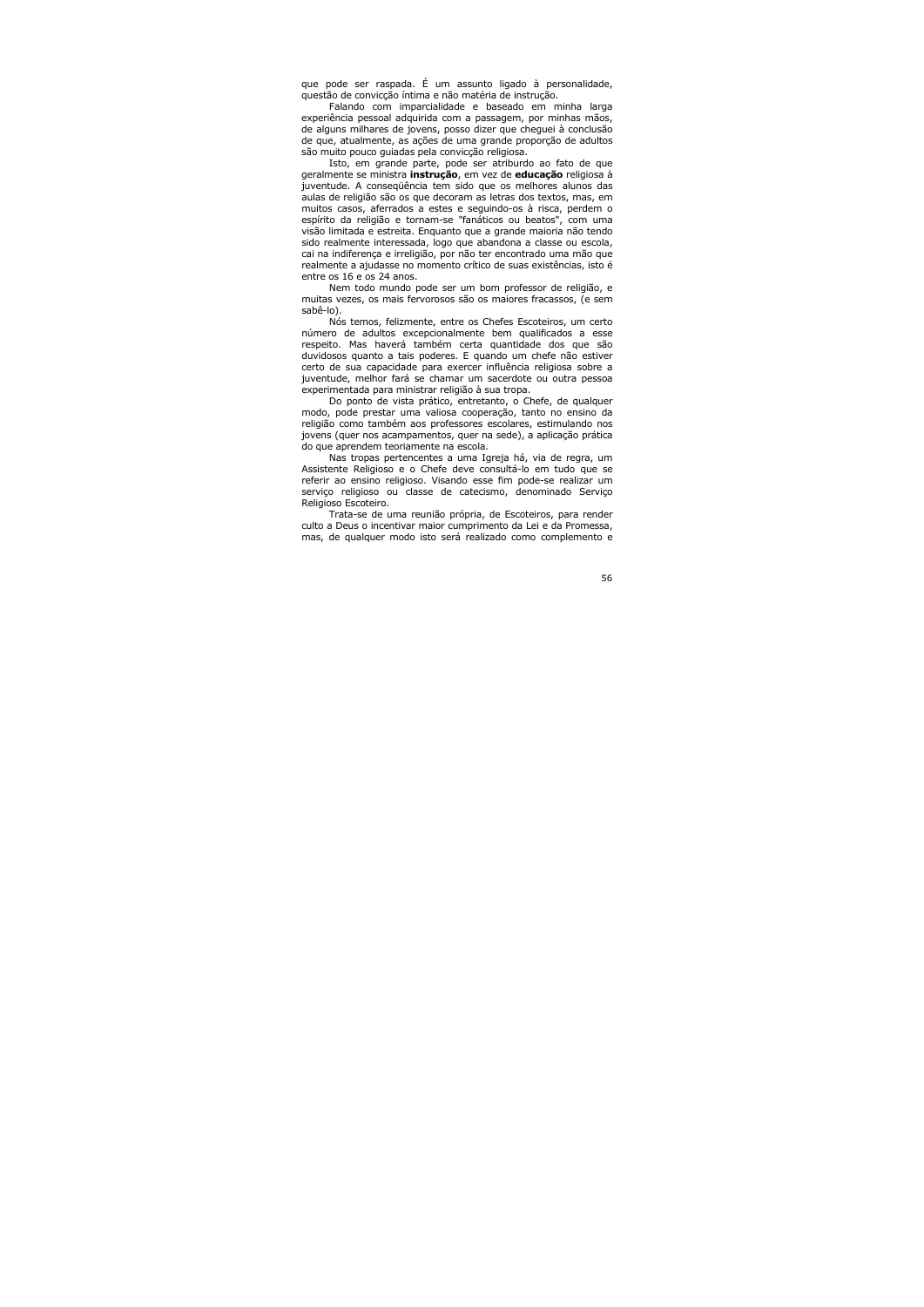que pode ser raspada. É um assunto ligado à personalidade, questão de convicção íntima e não matéria de instrução.

Falando com imparcialidade e baseado em minha larga experiência pessoal adquirida com a passagem, por minhas mãos, de alguns milhares de jovens, posso dizer que cheguei à conclusão de que, atualmente, as ações de uma grande proporção de adultos são muito pouco guiadas pela convicção religiosa.

Isto, em grande parte, pode ser atriburdo ao fato de que geralmente se ministra **instrução**, em vez de **educação** religiosa à juventude. A conseqüência tem sido que os melhores alunos das aulas de religião são os que decoram as letras dos textos, mas, em muitos casos, aferrados a estes e seguindo-os à risca, perdem o espírito da religião e tornam-se "fanáticos ou beatos", com uma visão limitada e estreita. Enquanto que a grande maioria não tendo sido realmente interessada, logo que abandona a classe ou escola, cai na indiferença e irreligião, por não ter encontrado uma mão que realmente a ajudasse no momento crítico de suas existências, isto é entre os 16 e os 24 anos.

Nem todo mundo pode ser um bom professor de religião, e muitas vezes, os mais fervorosos são os maiores fracassos, (e sem sabê-lo).

Nós temos, felizmente, entre os Chefes Escoteiros, um certo número de adultos excepcionalmente bem qualificados a esse respeito. Mas haverá também certa quantidade dos que são duvidosos quanto a tais poderes. E quando um chefe não estiver certo de sua capacidade para exercer influência religiosa sobre a juventude, melhor fará se chamar um sacerdote ou outra pessoa experimentada para ministrar religião à sua tropa.

Do ponto de vista prático, entretanto, o Chefe, de qualquer modo, pode prestar uma valiosa cooperação, tanto no ensino da religião como também aos professores escolares, estimulando nos jovens (quer nos acampamentos, quer na sede), a aplicação prática do que aprendem teoriamente na escola.

Nas tropas pertencentes a uma Igreja há, via de regra, um Assistente Religioso e o Chefe deve consultá-lo em tudo que se referir ao ensino religioso. Visando esse fim pode-se realizar um serviço religioso ou classe de catecismo, denominado Serviço Religioso Escoteiro.

Trata-se de uma reunião própria, de Escoteiros, para render culto a Deus o incentivar maior cumprimento da Lei e da Promessa, mas, de qualquer modo isto será realizado como complemento e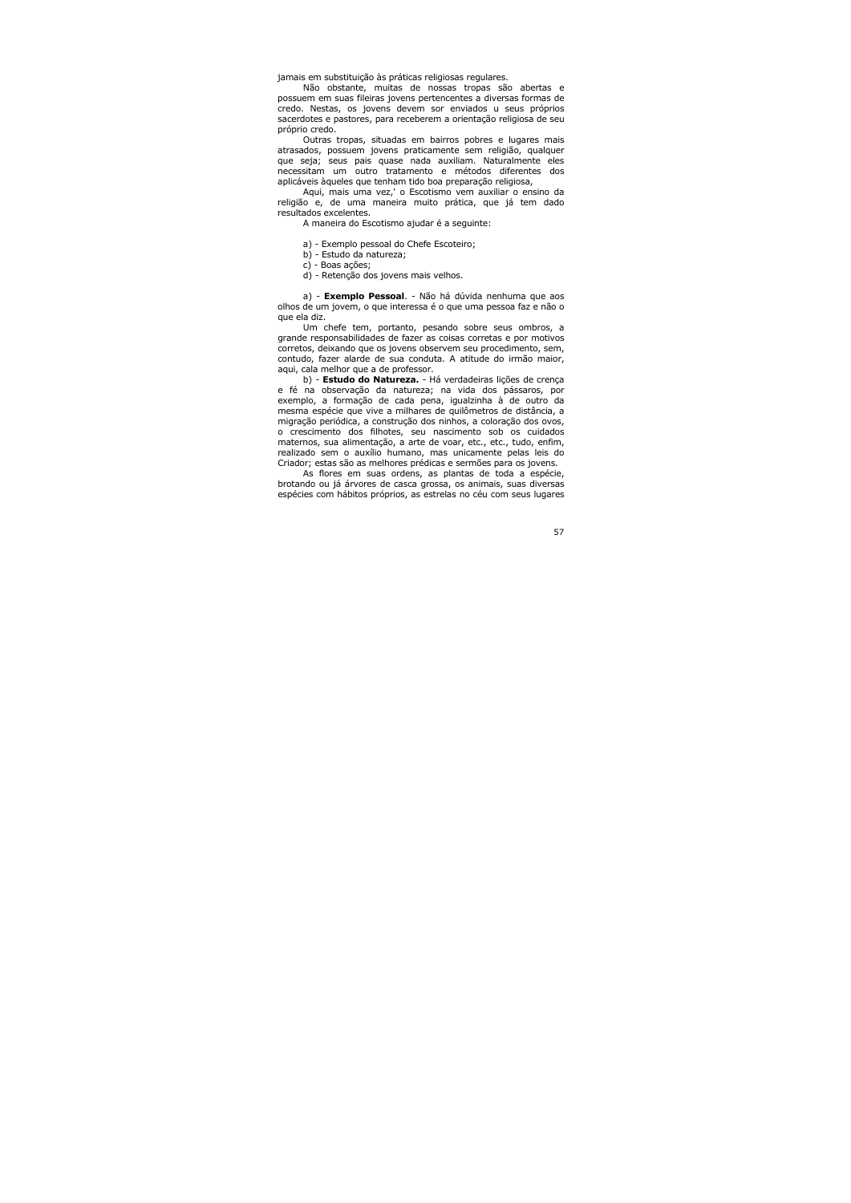jamais em substituição às práticas religiosas regulares.

Não obstante, muitas de nossas tropas são abertas e possuem em suas fileiras jovens pertencentes a diversas formas de credo. Nestas, os jovens devem sor enviados u seus próprios sacerdotes e pastores, para receberem a orientação religiosa de seu próprio credo.

Outras tropas, situadas em bairros pobres e lugares mais atrasados, possuem jovens praticamente sem religião, qualquer que seja; seus pais quase nada auxiliam. Naturalmente eles necessitam um outro tratamento e métodos diferentes dos aplicáveis àqueles que tenham tido boa preparação religiosa,

Aqui, mais uma vez,' o Escotismo vem auxiliar o ensino da religião e, de uma maneira muito prática, que já tem dado resultados excelentes.

A maneira do Escotismo ajudar é a seguinte:

a) - Exemplo pessoal do Chefe Escoteiro;
b) - Estudo da natureza;
c) - Boas ações;
d) - Retenção dos jovens mais velhos.

a) - **Exemplo Pessoal**. - Não há dúvida nenhuma que aos olhos de um jovem, o que interessa é o que uma pessoa faz e não o que ela diz.

Um chefe tem, portanto, pesando sobre seus ombros, a grande responsabilidades de fazer as coisas corretas e por motivos corretos, deixando que os jovens observem seu procedimento, sem, contudo, fazer alarde de sua conduta. A atitude do irmão maior, aqui, cala melhor que a de professor.

b) - **Estudo do Natureza.** - Há verdadeiras lições de crença e fé na observação da natureza; na vida dos pássaros, por exemplo, a formação de cada pena, igualzinha à de outro da mesma espécie que vive a milhares de quilômetros de distância, a migração periódica, a construção dos ninhos, a coloração dos ovos, o crescimento dos filhotes, seu nascimento sob os cuidados maternos, sua alimentação, a arte de voar, etc., etc., tudo, enfim, realizado sem o auxílio humano, mas unicamente pelas leis do Criador; estas são as melhores prédicas e sermões para os jovens.

As flores em suas ordens, as plantas de toda a espécie, brotando ou já árvores de casca grossa, os animais, suas diversas espécies com hábitos próprios, as estrelas no céu com seus lugares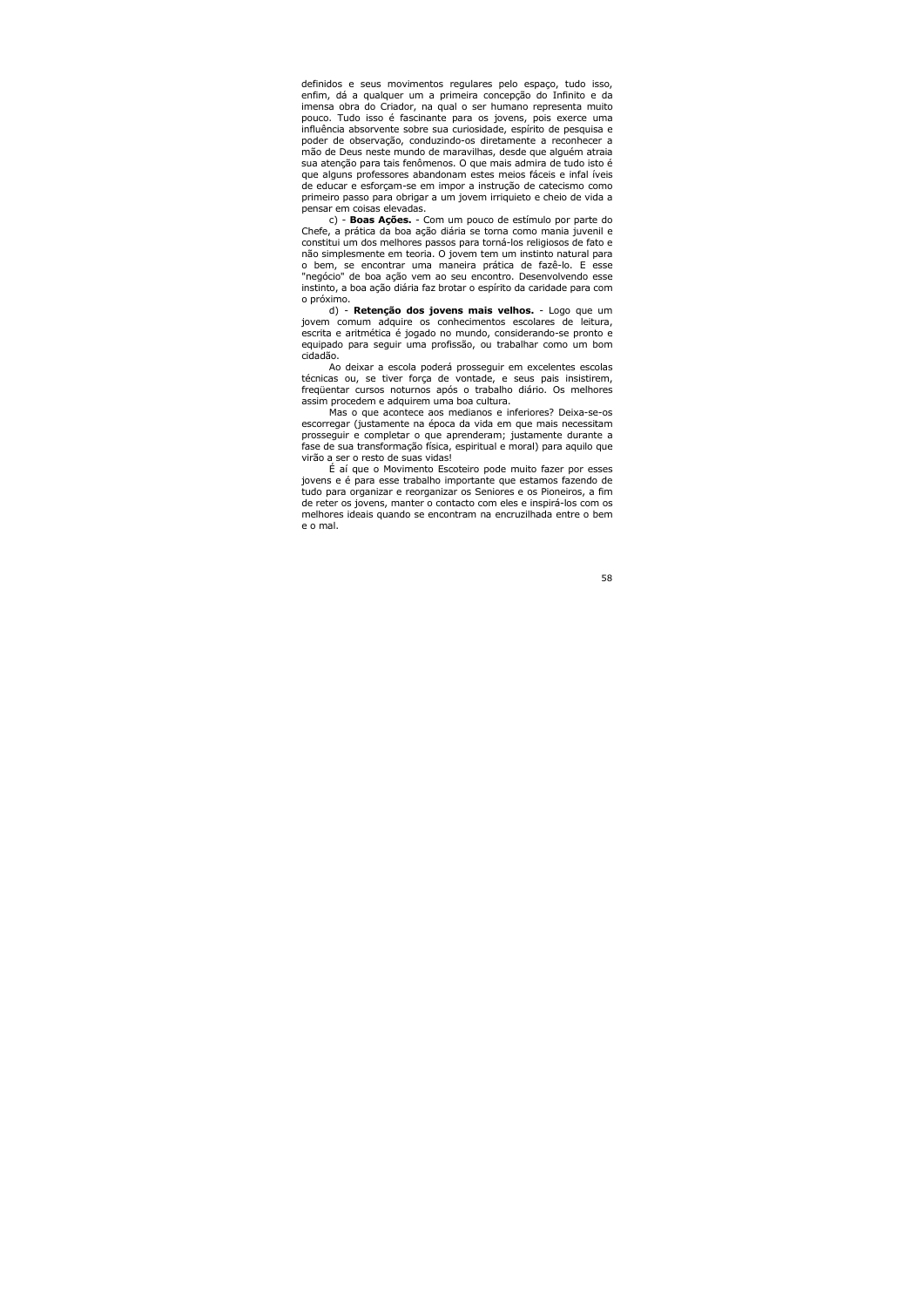definidos e seus movimentos regulares pelo espaço, tudo isso, enfim, dá a qualquer um a primeira concepção do Infinito e da imensa obra do Criador, na qual o ser humano representa muito pouco. Tudo isso é fascinante para os jovens, pois exerce uma influência absorvente sobre sua curiosidade, espírito de pesquisa e poder de observação, conduzindo-os diretamente a reconhecer a mão de Deus neste mundo de maravilhas, desde que alguém atraia sua atenção para tais fenômenos. O que mais admira de tudo isto é que alguns professores abandonam estes meios fáceis e infal íveis de educar e esforçam-se em impor a instrução de catecismo como primeiro passo para obrigar a um jovem irriquieto e cheio de vida a pensar em coisas elevadas.

c) - **Boas Ações.** - Com um pouco de estímulo por parte do Chefe, a prática da boa ação diária se torna como mania juvenil e constitui um dos melhores passos para torná-los religiosos de fato e não simplesmente em teoria. O jovem tem um instinto natural para o bem, se encontrar uma maneira prática de fazê-lo. E esse "negócio" de boa ação vem ao seu encontro. Desenvolvendo esse instinto, a boa ação diária faz brotar o espírito da caridade para com o próximo.

d) - **Retenção dos jovens mais velhos.** - Logo que um jovem comum adquire os conhecimentos escolares de leitura, escrita e aritmética é jogado no mundo, considerando-se pronto e equipado para seguir uma profissão, ou trabalhar como um bom cidadão.

Ao deixar a escola poderá prosseguir em excelentes escolas técnicas ou, se tiver força de vontade, e seus pais insistirem, freqüentar cursos noturnos após o trabalho diário. Os melhores assim procedem e adquirem uma boa cultura.

Mas o que acontece aos medianos e inferiores? Deixa-se-os escorregar (justamente na época da vida em que mais necessitam prosseguir e completar o que aprenderam; justamente durante a fase de sua transformação física, espiritual e moral) para aquilo que virão a ser o resto de suas vidas!

É aí que o Movimento Escoteiro pode muito fazer por esses jovens e é para esse trabalho importante que estamos fazendo de tudo para organizar e reorganizar os Seniores e os Pioneiros, a fim de reter os jovens, manter o contacto com eles e inspirá-los com os melhores ideais quando se encontram na encruzilhada entre o bem e o mal.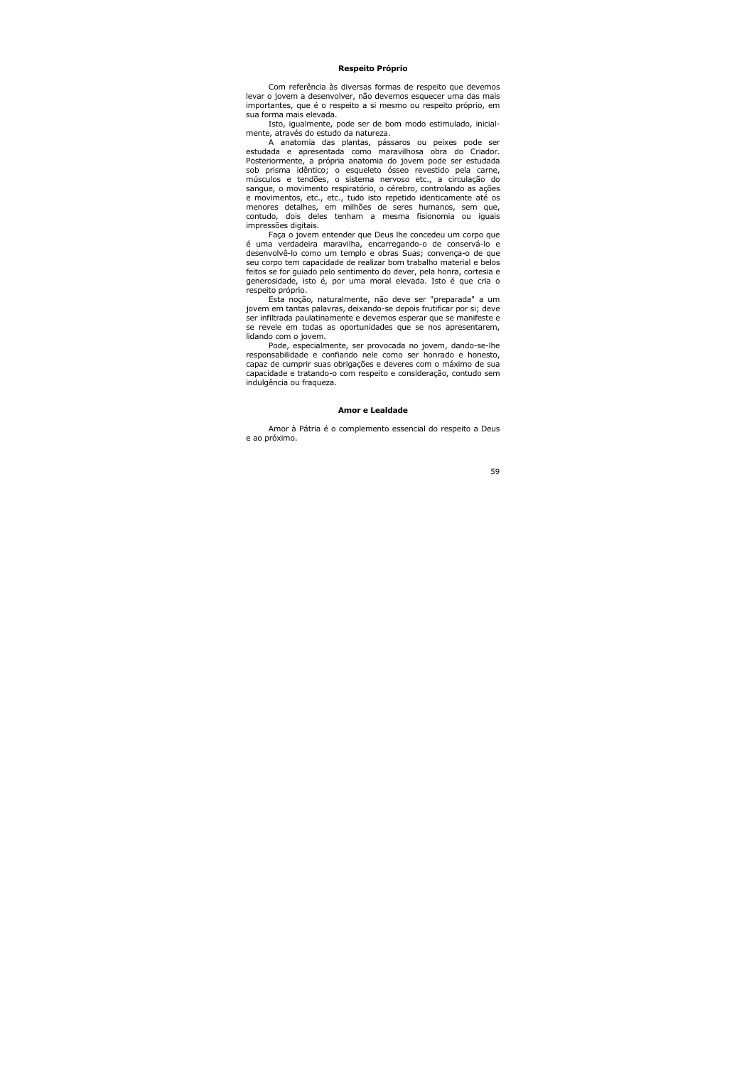### Respeito Próprio

Com referência às diversas formas de respeito que devemos levar o jovem a desenvolver, não devemos esquecer uma das mais importantes, que é o respeito a si mesmo ou respeito próprio, em sua forma mais elevada.

Isto, igualmente, pode ser de bom modo estimulado, inicialmente, através do estudo da natureza.

A anatomia das plantas, pássaros ou peixes pode ser estudada e apresentada como maravilhosa obra do Criador. Posteriormente, a própria anatomia do jovem pode ser estudada sob prisma idêntico; o esqueleto ósseo revestido pela carne, músculos e tendões, o sistema nervoso etc., a circulação do sangue, o movimento respiratório, o cérebro, controlando as ações e movimentos, etc., etc., tudo isto repetido identicamente até os menores detalhes, em milhões de seres humanos, sem que, contudo, dois deles tenham a mesma fisionomia ou iguais impressões digitais.

Faça o jovem entender que Deus lhe concedeu um corpo que é uma verdadeira maravilha, encarregando-o de conservá-lo e desenvolvê-lo como um templo e obras Suas; convença-o de que seu corpo tem capacidade de realizar bom trabalho material e belos feitos se for guiado pelo sentimento do dever, pela honra, cortesia e generosidade, isto é, por uma moral elevada. Isto é que cria o respeito próprio.

Esta noção, naturalmente, não deve ser "preparada" a um jovem em tantas palavras, deixando-se depois frutificar por si; deve ser infiltrada paulatinamente e devemos esperar que se manifeste e se revele em todas as oportunidades que se nos apresentarem, lidando com o jovem.

Pode, especialmente, ser provocada no jovem, dando-se-lhe responsabilidade e confiando nele como ser honrado e honesto, capaz de cumprir suas obrigações e deveres com o máximo de sua capacidade e tratando-o com respeito e consideração, contudo sem indulgência ou fraqueza.

### Amor e Lealdade

Amor à Pátria é o complemento essencial do respeito a Deus e ao próximo.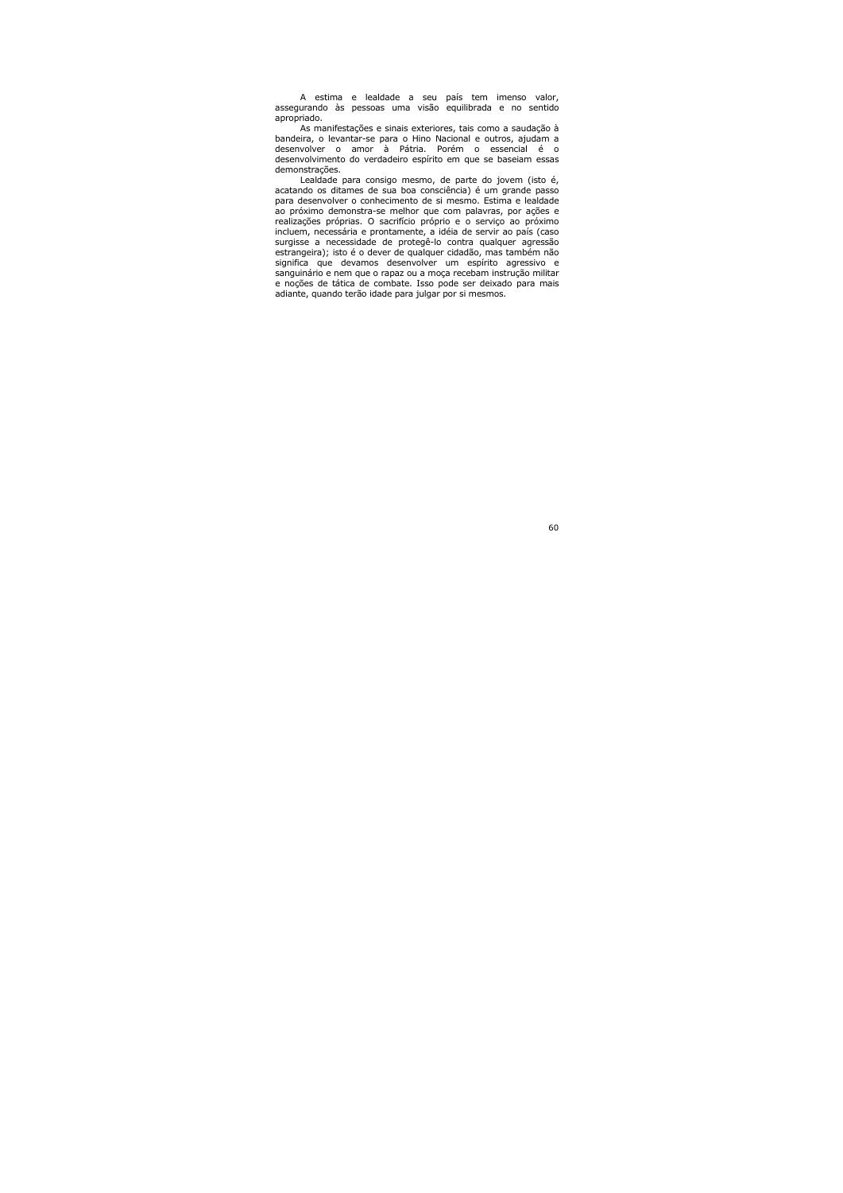A estima e lealdade a seu país tem imenso valor, assegurando às pessoas uma visão equilibrada e no sentido apropriado.

As manifestações e sinais exteriores, tais como a saudação à bandeira, o levantar-se para o Hino Nacional e outros, ajudam a desenvolver o amor à Pátria. Porém o essencial é o desenvolvimento do verdadeiro espírito em que se baseiam essas demonstrações.

Lealdade para consigo mesmo, de parte do jovem (isto é, acatando os ditames de sua boa consciência) é um grande passo para desenvolver o conhecimento de si mesmo. Estima e lealdade ao próximo demonstra-se melhor que com palavras, por ações e realizações próprias. O sacrifício próprio e o serviço ao próximo incluem, necessária e prontamente, a idéia de servir ao país (caso surgisse a necessidade de protegê-lo contra qualquer agressão estrangeira); isto é o dever de qualquer cidadão, mas também não significa que devamos desenvolver um espírito agressivo e sanguinário e nem que o rapaz ou a moça recebam instrução militar e noções de tática de combate. Isso pode ser deixado para mais adiante, quando terão idade para julgar por si mesmos.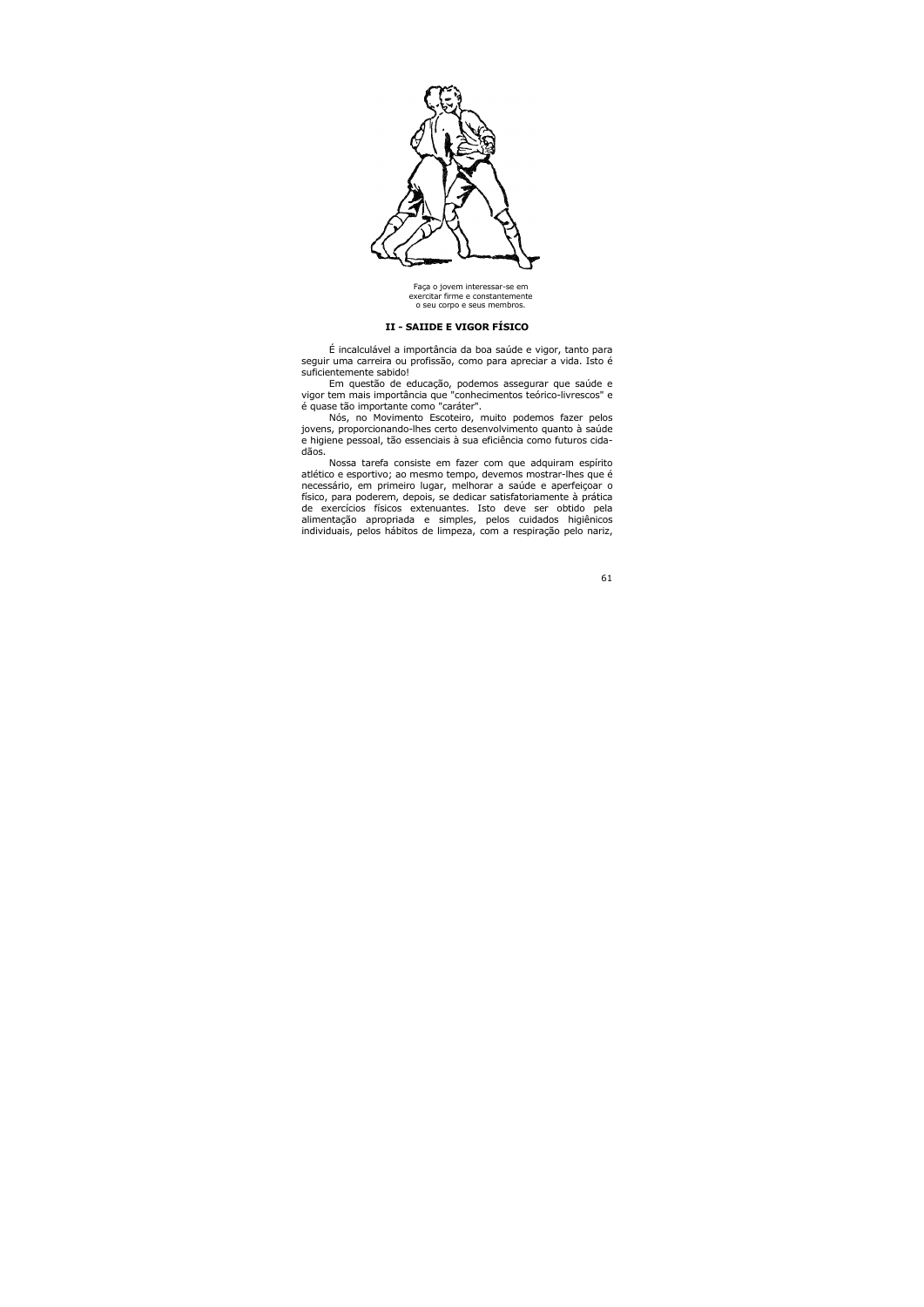Faça o jovem interessar-se em exercitar firme e constantemente o seu corpo e seus membros.

## II - SAIIDE E VIGOR FÍSICO

É incalculável a importância da boa saúde e vigor, tanto para seguir uma carreira ou profissão, como para apreciar a vida. Isto é suficientemente sabido!

Em questão de educação, podemos assegurar que saúde e vigor tem mais importância que "conhecimentos teórico-livrescos" e é quase tão importante como "caráter".

Nós, no Movimento Escoteiro, muito podemos fazer pelos jovens, proporcionando-lhes certo desenvolvimento quanto à saúde e higiene pessoal, tão essenciais à sua eficiência como futuros cidadãos.

Nossa tarefa consiste em fazer com que adquiram espírito atlético e esportivo; ao mesmo tempo, devemos mostrar-lhes que é necessário, em primeiro lugar, melhorar a saúde e aperfeiçoar o físico, para poderem, depois, se dedicar satisfatoriamente à prática de exercícios físicos extenuantes. Isto deve ser obtido pela alimentação apropriada e simples, pelos cuidados higiênicos individuais, pelos hábitos de limpeza, com a respiração pelo nariz,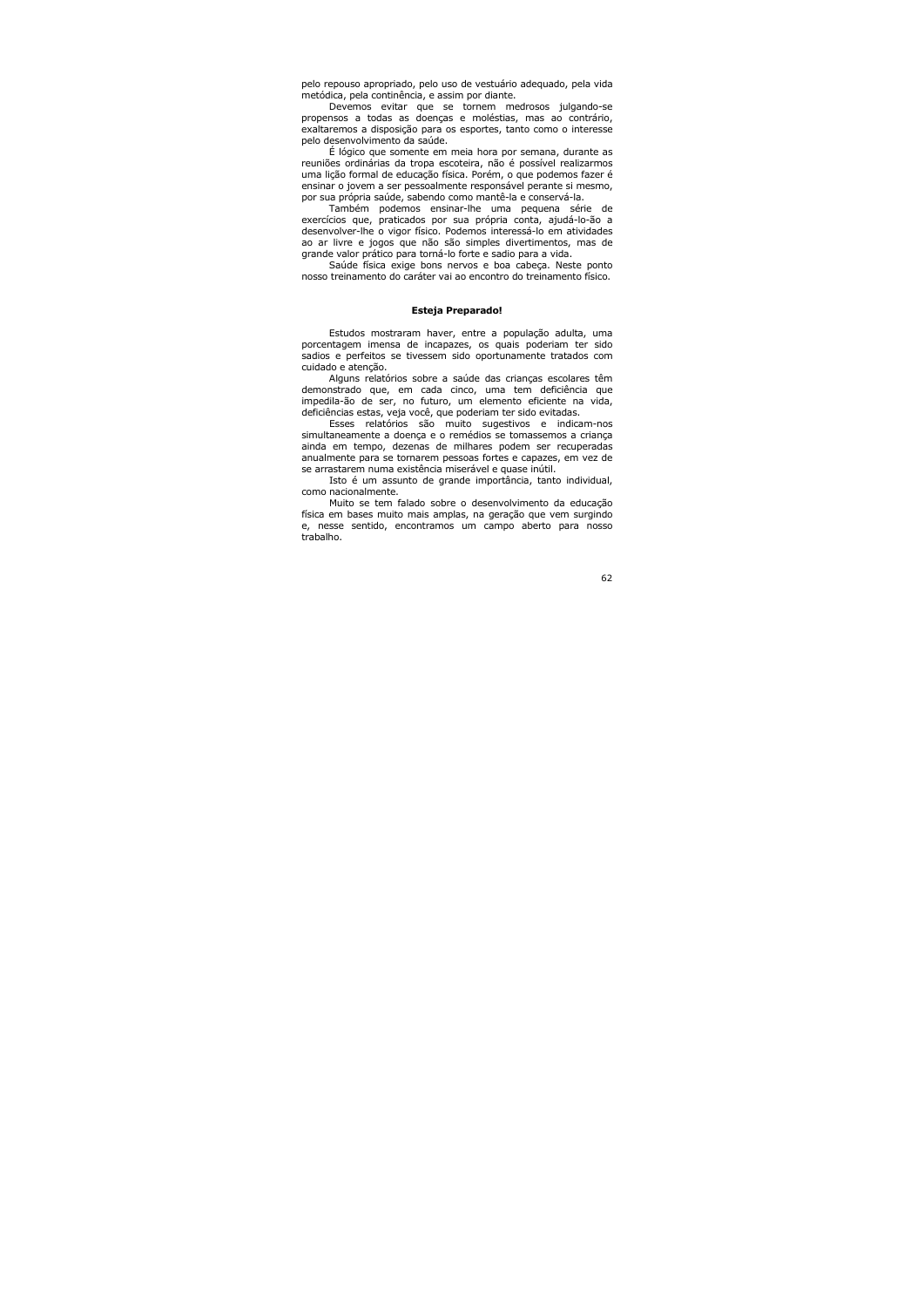pelo repouso apropriado, pelo uso de vestuário adequado, pela vida metódica, pela continência, e assim por diante.

Devemos evitar que se tornem medrosos julgando-se propensos a todas as doenças e moléstias, mas ao contrário, exaltaremos a disposição para os esportes, tanto como o interesse pelo desenvolvimento da saúde.

É lógico que somente em meia hora por semana, durante as reuniões ordinárias da tropa escoteira, não é possível realizarmos uma lição formal de educação física. Porém, o que podemos fazer é ensinar o jovem a ser pessoalmente responsável perante si mesmo, por sua própria saúde, sabendo como mantê-la e conservá-la.

Também podemos ensinar-lhe uma pequena série de exercícios que, praticados por sua própria conta, ajudá-lo-ão a desenvolver-lhe o vigor físico. Podemos interessá-lo em atividades ao ar livre e jogos que não são simples divertimentos, mas de grande valor prático para torná-lo forte e sadio para a vida.

Saúde física exige bons nervos e boa cabeça. Neste ponto nosso treinamento do caráter vai ao encontro do treinamento físico.

## Esteja Preparado!

Estudos mostraram haver, entre a população adulta, uma porcentagem imensa de incapazes, os quais poderiam ter sido sadios e perfeitos se tivessem sido oportunamente tratados com cuidado e atenção.

Alguns relatórios sobre a saúde das crianças escolares têm demonstrado que, em cada cinco, uma tem deficiência que impedi-la-ão de ser, no futuro, um elemento eficiente na vida, deficiências estas, veja você, que poderiam ter sido evitadas.

Esses relatórios são muito sugestivos e indicam-nos simultaneamente a doença e o remédios se tomassemos a criança ainda em tempo, dezenas de milhares podem ser recuperadas anualmente para se tornarem pessoas fortes e capazes, em vez de se arrastarem numa existência miserável e quase inútil.

Isto é um assunto de grande importância, tanto individual, como nacionalmente.

Muito se tem falado sobre o desenvolvimento da educação física em bases muito mais amplas, na geração que vem surgindo e, nesse sentido, encontramos um campo aberto para nosso trabalho.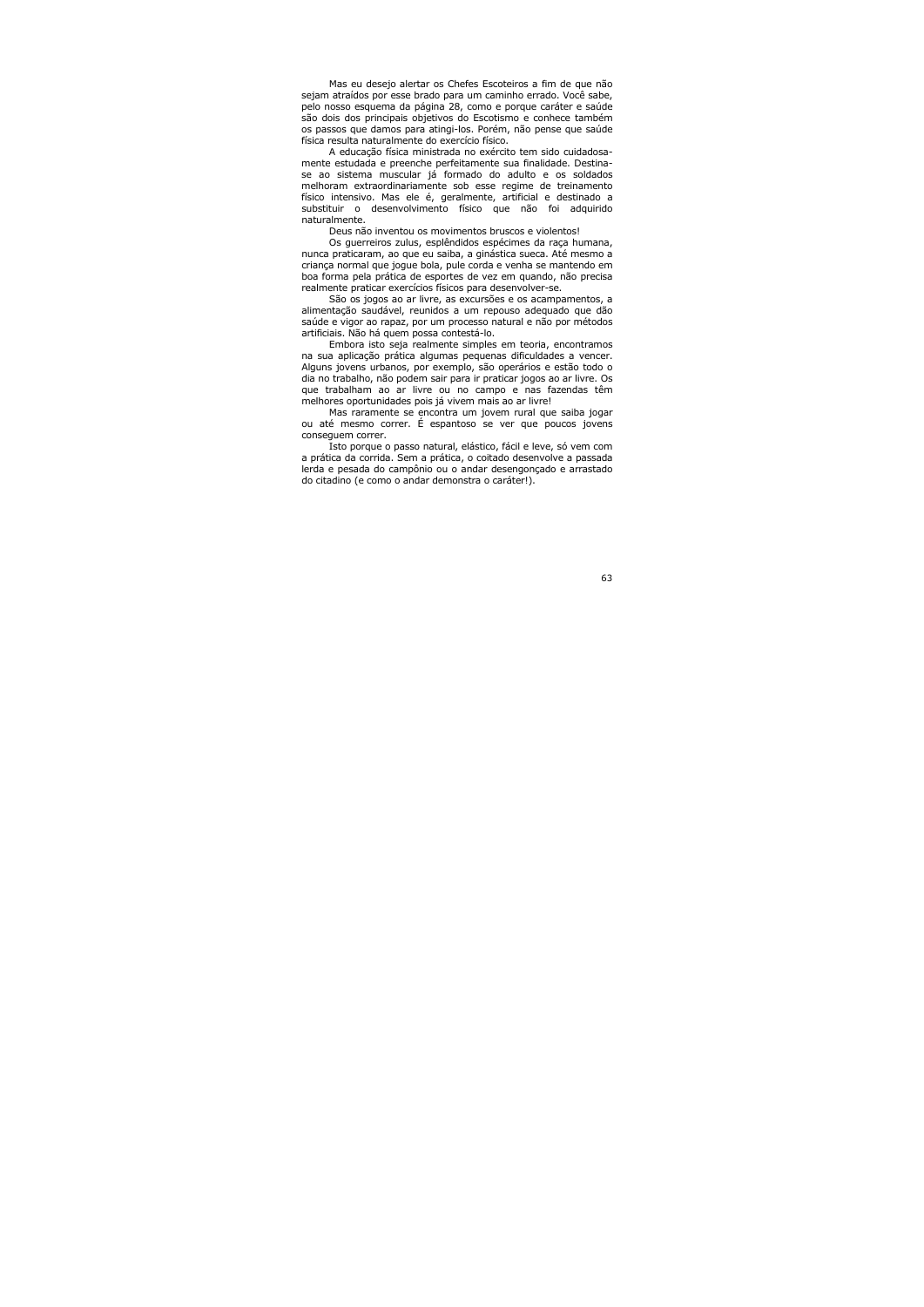Mas eu desejo alertar os Chefes Escoteiros a fim de que não sejam atraídos por esse brado para um caminho errado. Você sabe, pelo nosso esquema da página 28, como e porque caráter e saúde são dois dos principais objetivos do Escotismo e conhece também os passos que damos para atingi-los. Porém, não pense que saúde física resulta naturalmente do exercício físico.

A educação física ministrada no exército tem sido cuidadosamente estudada e preenche perfeitamente sua finalidade. Destina-se ao sistema muscular já formado do adulto e os soldados melhoram extraordinariamente sob esse regime de treinamento físico intensivo. Mas ele é, geralmente, artificial e destinado a substituir o desenvolvimento físico que não foi adquirido naturalmente.

Deus não inventou os movimentos bruscos e violentos!

Os guerreiros zulus, esplêndidos espécimes da raça humana, nunca praticaram, ao que eu saiba, a ginástica sueca. Até mesmo a criança normal que jogue bola, pule corda e venha se mantendo em boa forma pela prática de esportes de vez em quando, não precisa realmente praticar exercícios físicos para desenvolver-se.

São os jogos ao ar livre, as excursões e os acampamentos, a alimentação saudável, reunidos a um repouso adequado que dão saúde e vigor ao rapaz, por um processo natural e não por métodos artificiais. Não há quem possa contestá-lo.

Embora isto seja realmente simples em teoria, encontramos na sua aplicação prática algumas pequenas dificuldades a vencer. Alguns jovens urbanos, por exemplo, são operários e estão todo o dia no trabalho, não podem sair para ir praticar jogos ao ar livre. Os que trabalham ao ar livre ou no campo e nas fazendas têm melhores oportunidades pois já vivem mais ao ar livre!

Mas raramente se encontra um jovem rural que saiba jogar ou até mesmo correr. É espantoso se ver que poucos jovens conseguem correr.

Isto porque o passo natural, elástico, fácil e leve, só vem com a prática da corrida. Sem a prática, o coitado desenvolve a passada lerda e pesada do campônio ou o andar desengonçado e arrastado do citadino (e como o andar demonstra o caráter!).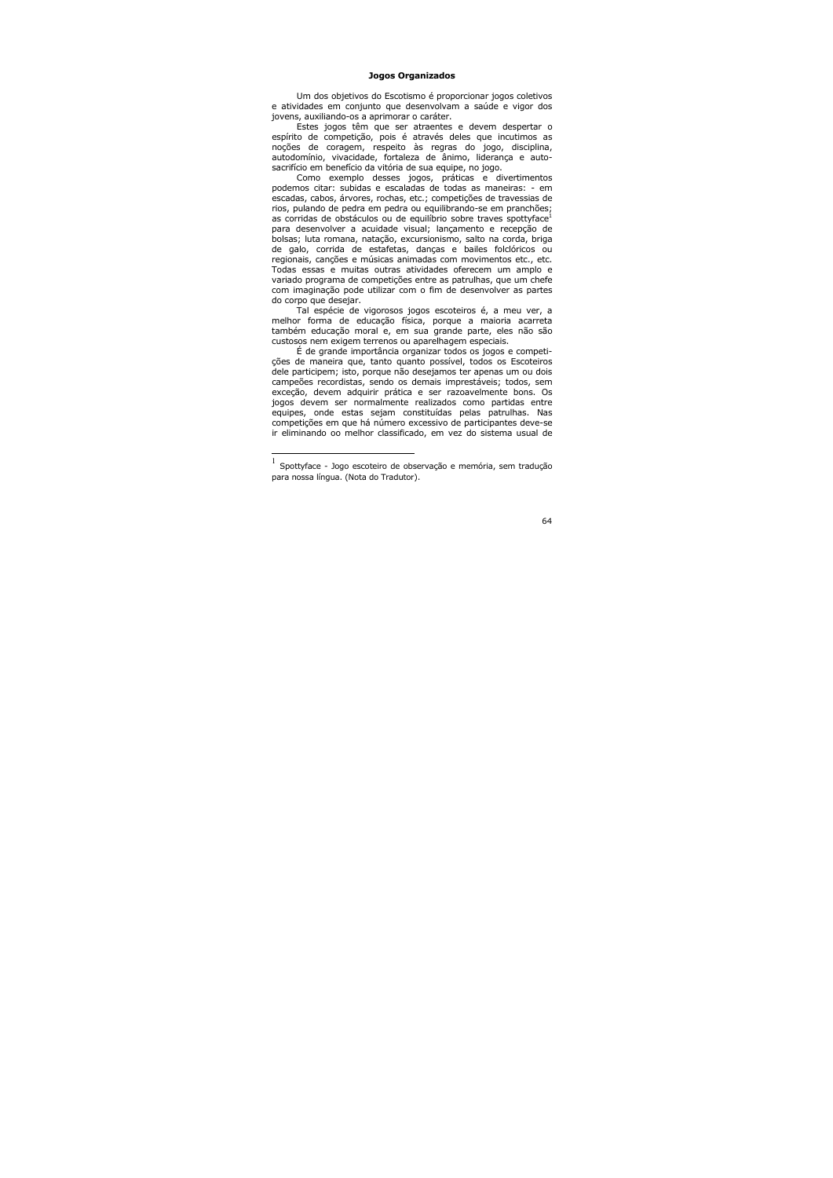### Jogos Organizados

Um dos objetivos do Escotismo é proporcionar jogos coletivos e atividades em conjunto que desenvolvam a saúde e vigor dos jovens, auxiliando-os a aprimorar o caráter.

Estes jogos têm que ser atraentes e devem despertar o espírito de competição, pois é através deles que incutimos as noções de coragem, respeito às regras do jogo, disciplina, autodomínio, vivacidade, fortaleza de ânimo, liderança e auto-sacrifício em benefício da vitória de sua equipe, no jogo.

Como exemplo desses jogos, práticas e divertimentos podemos citar: subidas e escaladas de todas as maneiras: - em escadas, cabos, árvores, rochas, etc.; competições de travessias de rios, pulando de pedra em pedra ou equilibrando-se em pranchões; as corridas de obstáculos ou de equilíbrio sobre traves spottyface[1] para desenvolver a acuidade visual; lançamento e recepção de bolsas; luta romana, natação, excursionismo, salto na corda, briga de galo, corrida de estafetas, danças e bailes folclóricos ou regionais, canções e músicas animadas com movimentos etc., etc. Todas essas e muitas outras atividades oferecem um amplo e variado programa de competições entre as patrulhas, que um chefe com imaginação pode utilizar com o fim de desenvolver as partes do corpo que desejar.

Tal espécie de vigorosos jogos escoteiros é, a meu ver, a melhor forma de educação física, porque a maioria acarreta também educação moral e, em sua grande parte, eles não são custosos nem exigem terrenos ou aparelhagem especiais.

É de grande importância organizar todos os jogos e competições de maneira que, tanto quanto possível, todos os Escoteiros dele participem; isto, porque não desejamos ter apenas um ou dois campeões recordistas, sendo os demais imprestáveis; todos, sem exceção, devem adquirir prática e ser razoavelmente bons. Os jogos devem ser normalmente realizados como partidas entre equipes, onde estas sejam constituídas pelas patrulhas. Nas competições em que há número excessivo de participantes deve-se ir eliminando oo melhor classificado, em vez do sistema usual de

---

[1] Spottyface - Jogo escoteiro de observação e memória, sem tradução para nossa língua. (Nota do Tradutor).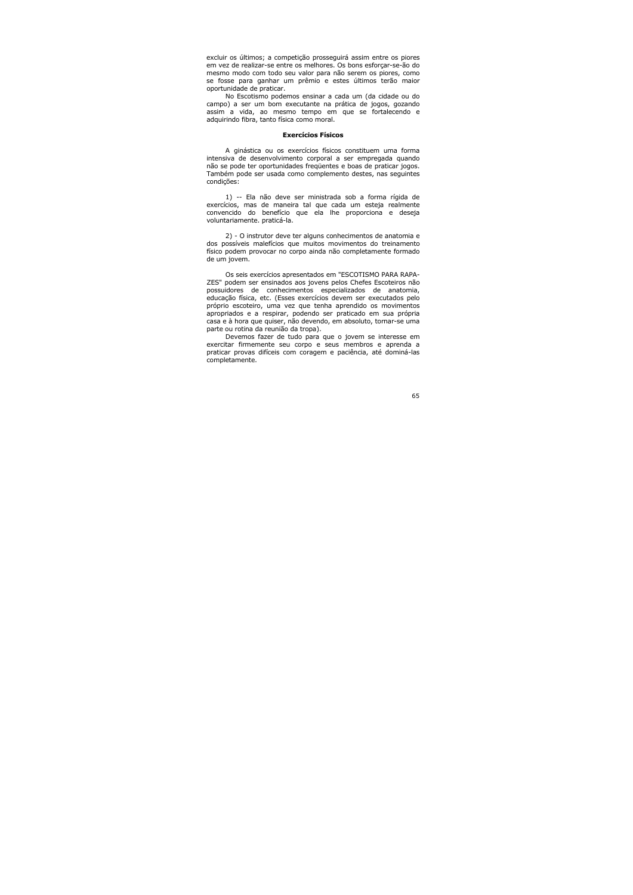excluir os últimos; a competição prosseguirá assim entre os piores em vez de realizar-se entre os melhores. Os bons esforçar-se-ão do mesmo modo com todo seu valor para não serem os piores, como se fosse para ganhar um prêmio e estes últimos terão maior oportunidade de praticar.

No Escotismo podemos ensinar a cada um (da cidade ou do campo) a ser um bom executante na prática de jogos, gozando assim a vida, ao mesmo tempo em que se fortalecendo e adquirindo fibra, tanto física como moral.

**Exercícios Físicos**

A ginástica ou os exercícios físicos constituem uma forma intensiva de desenvolvimento corporal a ser empregada quando não se pode ter oportunidades freqüentes e boas de praticar jogos. Também pode ser usada como complemento destes, nas seguintes condições:

1) -- Ela não deve ser ministrada sob a forma rígida de exercícios, mas de maneira tal que cada um esteja realmente convencido do benefício que ela lhe proporciona e deseja voluntariamente. praticá-la.

2) - O instrutor deve ter alguns conhecimentos de anatomia e dos possíveis malefícios que muitos movimentos do treinamento físico podem provocar no corpo ainda não completamente formado de um jovem.

Os seis exercícios apresentados em "ESCOTISMO PARA RAPAZES" podem ser ensinados aos jovens pelos Chefes Escoteiros não possuidores de conhecimentos especializados de anatomia, educação física, etc. (Esses exercícios devem ser executados pelo próprio escoteiro, uma vez que tenha aprendido os movimentos apropriados e a respirar, podendo ser praticado em sua própria casa e à hora que quiser, não devendo, em absoluto, tornar-se uma parte ou rotina da reunião da tropa).

Devemos fazer de tudo para que o jovem se interesse em exercitar firmemente seu corpo e seus membros e aprenda a praticar provas difíceis com coragem e paciência, até dominá-las completamente.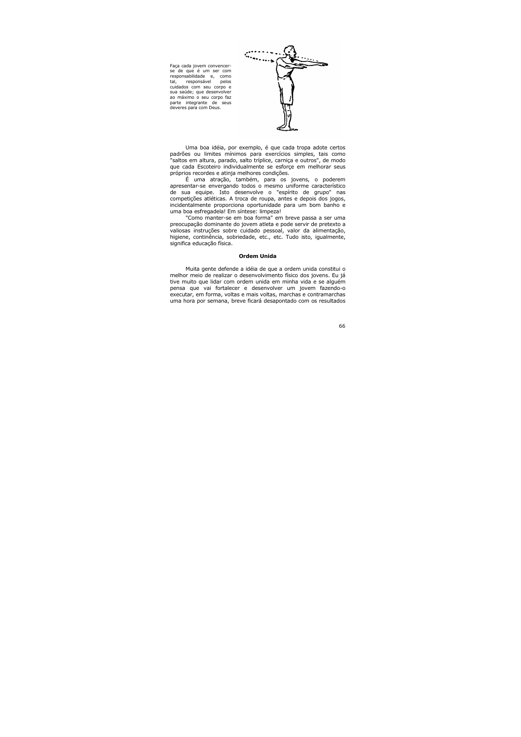Faça cada jovem convencer-se de que é um ser com responsabilidade e, como tal, responsável pelos cuidados com seu corpo e sua saúde; que desenvolver ao máximo o seu corpo faz parte integrante de seus deveres para com Deus.

Uma boa idéia, por exemplo, é que cada tropa adote certos padrões ou limites mínimos para exercícios simples, tais como "saltos em altura, parado, salto tríplice, carniça e outros", de modo que cada Escoteiro individualmente se esforce em melhorar seus próprios recordes e atinja melhores condições.

É uma atração, também, para os jovens, o poderem apresentar-se envergando todos o mesmo uniforme característico de sua equipe. Isto desenvolve o "espírito de grupo" nas competições atléticas. A troca de roupa, antes e depois dos jogos, incidentalmente proporciona oportunidade para um bom banho e uma boa esfregadela! Em síntese: limpeza!

"Como manter-se em boa forma" em breve passa a ser uma preocupação dominante do jovem atleta e pode servir de pretexto a valiosas instruções sobre cuidado pessoal, valor da alimentação, higiene, continência, sobriedade, etc., etc. Tudo isto, igualmente, significa educação física.

**Ordem Unida**

Muita gente defende a idéia de que a ordem unida constitui o melhor meio de realizar o desenvolvimento físico dos jovens. Eu já tive muito que lidar com ordem unida em minha vida e se alguém pensa que vai fortalecer e desenvolver um jovem fazendo-o executar, em forma, voltas e mais voltas, marchas e contramarchas uma hora por semana, breve ficará desapontado com os resultados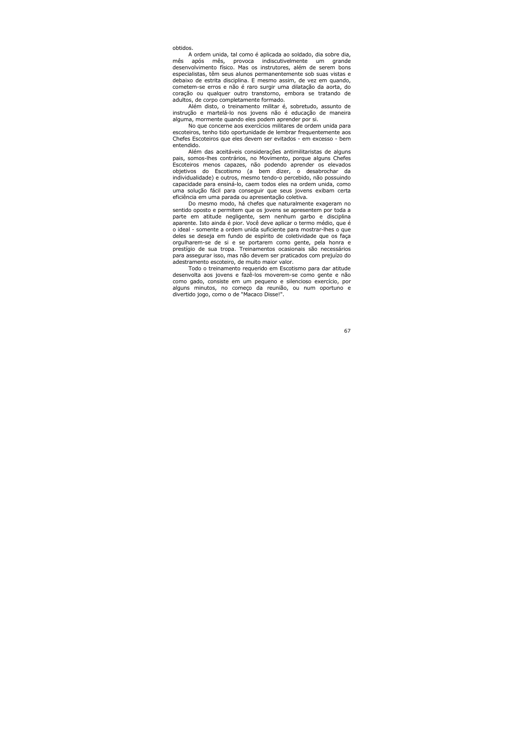obtidos.

A ordem unida, tal como é aplicada ao soldado, dia sobre dia, mês após mês, provoca indiscutivelmente um grande desenvolvimento físico. Mas os instrutores, além de serem bons especialistas, têm seus alunos permanentemente sob suas vistas e debaixo de estrita disciplina. E mesmo assim, de vez em quando, cometem-se erros e não é raro surgir uma dilatação da aorta, do coração ou qualquer outro transtorno, embora se tratando de adultos, de corpo completamente formado.

Além disto, o treinamento militar é, sobretudo, assunto de instrução e martelá-lo nos jovens não é educação de maneira alguma, mormente quando eles podem aprender por si.

No que concerne aos exercícios militares de ordem unida para escoteiros, tenho tido oportunidade de lembrar frequentemente aos Chefes Escoteiros que eles devem ser evitados - em excesso - bem entendido.

Além das aceitáveis considerações antimilitaristas de alguns pais, somos-lhes contrários, no Movimento, porque alguns Chefes Escoteiros menos capazes, não podendo aprender os elevados objetivos do Escotismo (a bem dizer, o desabrochar da individualidade) e outros, mesmo tendo-o percebido, não possuindo capacidade para ensiná-lo, caem todos eles na ordem unida, como uma solução fácil para conseguir que seus jovens exibam certa eficiência em uma parada ou apresentação coletiva.

Do mesmo modo, há chefes que naturalmente exageram no sentido oposto e permitem que os jovens se apresentem por toda a parte em atitude negligente, sem nenhum garbo e disciplina aparente. Isto ainda é pior. Você deve aplicar o termo médio, que é o ideal - somente a ordem unida suficiente para mostrar-lhes o que deles se deseja em fundo de espírito de coletividade que os faça orgulharem-se de si e se portarem como gente, pela honra e prestígio de sua tropa. Treinamentos ocasionais são necessários para assegurar isso, mas não devem ser praticados com prejuízo do adestramento escoteiro, de muito maior valor.

Todo o treinamento requerido em Escotismo para dar atitude desenvolta aos jovens e fazê-los moverem-se como gente e não como gado, consiste em um pequeno e silencioso exercício, por alguns minutos, no começo da reunião, ou num oportuno e divertido jogo, como o de "Macaco Disse!".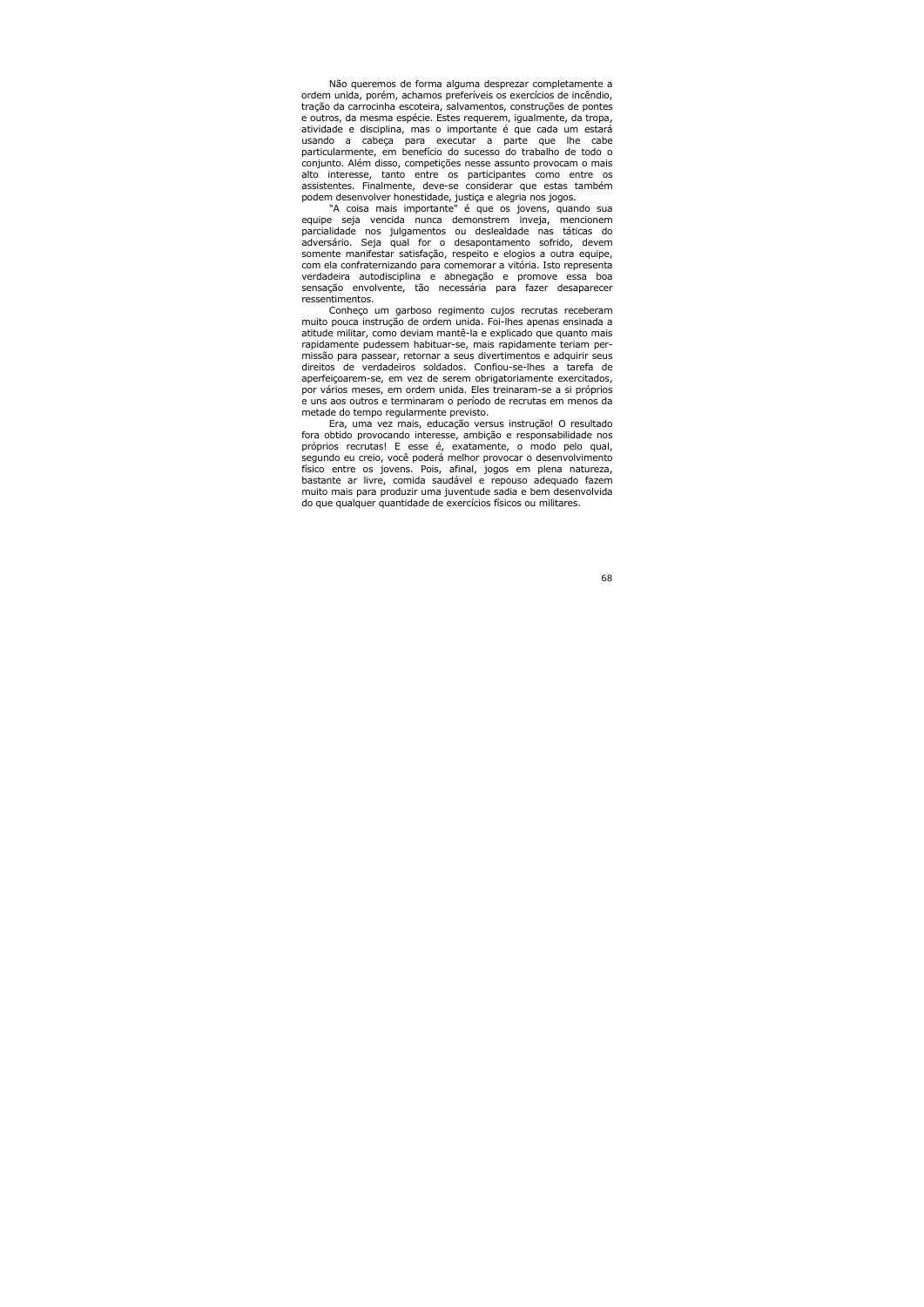Não queremos de forma alguma desprezar completamente a ordem unida, porém, achamos preferíveis os exercícios de incêndio, tração da carrocinha escoteira, salvamentos, construções de pontes e outros, da mesma espécie. Estes requerem, igualmente, da tropa, atividade e disciplina, mas o importante é que cada um estará usando a cabeça para executar a parte que lhe cabe particularmente, em benefício do sucesso do trabalho de todo o conjunto. Além disso, competições nesse assunto provocam o mais alto interesse, tanto entre os participantes como entre os assistentes. Finalmente, deve-se considerar que estas também podem desenvolver honestidade, justiça e alegria nos jogos.

"A coisa mais importante" é que os jovens, quando sua equipe seja vencida nunca demonstrem inveja, mencionem parcialidade nos julgamentos ou deslealdade nas táticas do adversário. Seja qual for o desapontamento sofrido, devem somente manifestar satisfação, respeito e elogios a outra equipe, com ela confraternizando para comemorar a vitória. Isto representa verdadeira autodisciplina e abnegação e promove essa boa sensação envolvente, tão necessária para fazer desaparecer ressentimentos.

Conheço um garboso regimento cujos recrutas receberam muito pouca instrução de ordem unida. Foi-lhes apenas ensinada a atitude militar, como deviam mantê-la e explicado que quanto mais rapidamente pudessem habituar-se, mais rapidamente teriam permissão para passear, retornar a seus divertimentos e adquirir seus direitos de verdadeiros soldados. Confiou-se-lhes a tarefa de aperfeiçoarem-se, em vez de serem obrigatoriamente exercitados, por vários meses, em ordem unida. Eles treinaram-se a si próprios e uns aos outros e terminaram o período de recrutas em menos da metade do tempo regularmente previsto.

Era, uma vez mais, educação versus instrução! O resultado fora obtido provocando interesse, ambição e responsabilidade nos próprios recrutas! E esse é, exatamente, o modo pelo qual, segundo eu creio, você poderá melhor provocar o desenvolvimento físico entre os jovens. Pois, afinal, jogos em plena natureza, bastante ar livre, comida saudável e repouso adequado fazem muito mais para produzir uma juventude sadia e bem desenvolvida do que qualquer quantidade de exercícios físicos ou militares.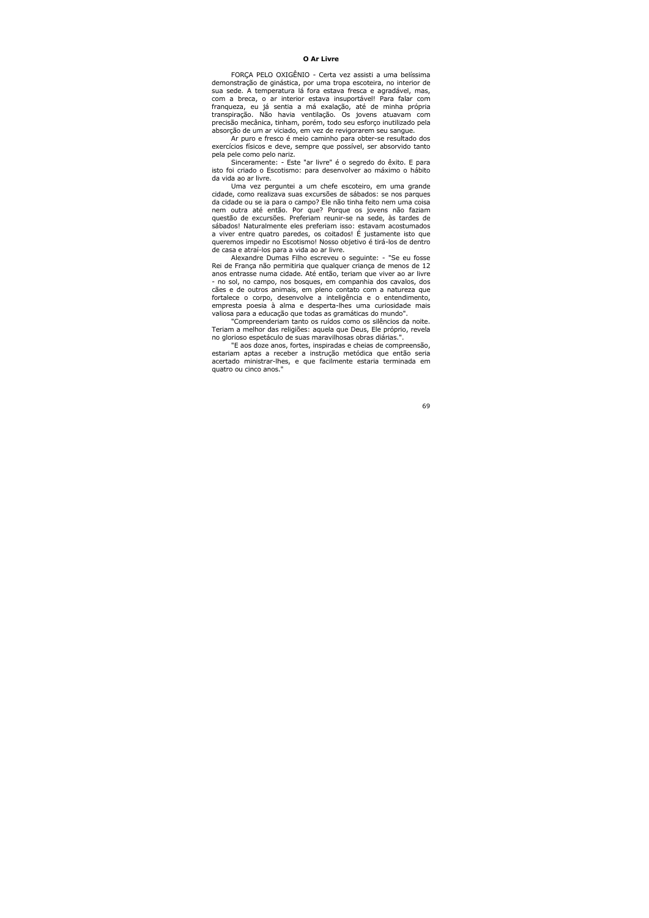## O Ar Livre

FORÇA PELO OXIGÊNIO - Certa vez assisti a uma belíssima demonstração de ginástica, por uma tropa escoteira, no interior de sua sede. A temperatura lá fora estava fresca e agradável, mas, com a breca, o ar interior estava insuportável! Para falar com franqueza, eu já sentia a má exalação, até de minha própria transpiração. Não havia ventilação. Os jovens atuavam com precisão mecânica, tinham, porém, todo seu esforço inutilizado pela absorção de um ar viciado, em vez de revigorarem seu sangue.

Ar puro e fresco é meio caminho para obter-se resultado dos exercícios físicos e deve, sempre que possível, ser absorvido tanto pela pele como pelo nariz.

Sinceramente: - Este "ar livre" é o segredo do êxito. E para isto foi criado o Escotismo: para desenvolver ao máximo o hábito da vida ao ar livre.

Uma vez perguntei a um chefe escoteiro, em uma grande cidade, como realizava suas excursões de sábados: se nos parques da cidade ou se ia para o campo? Ele não tinha feito nem uma coisa nem outra até então. Por que? Porque os jovens não faziam questão de excursões. Preferiam reunir-se na sede, às tardes de sábados! Naturalmente eles preferiam isso: estavam acostumados a viver entre quatro paredes, os coitados! É justamente isto que queremos impedir no Escotismo! Nosso objetivo é tirá-los de dentro de casa e atraí-los para a vida ao ar livre.

Alexandre Dumas Filho escreveu o seguinte: - "Se eu fosse Rei de França não permitiria que qualquer criança de menos de 12 anos entrasse numa cidade. Até então, teriam que viver ao ar livre - no sol, no campo, nos bosques, em companhia dos cavalos, dos cães e de outros animais, em pleno contato com a natureza que fortalece o corpo, desenvolve a inteligência e o entendimento, empresta poesia à alma e desperta-lhes uma curiosidade mais valiosa para a educação que todas as gramáticas do mundo".

"Compreenderiam tanto os ruídos como os silêncios da noite. Teriam a melhor das religiões: aquela que Deus, Ele próprio, revela no glorioso espetáculo de suas maravilhosas obras diárias.".

"E aos doze anos, fortes, inspiradas e cheias de compreensão, estariam aptas a receber a instrução metódica que então seria acertado ministrar-lhes, e que facilmente estaria terminada em quatro ou cinco anos."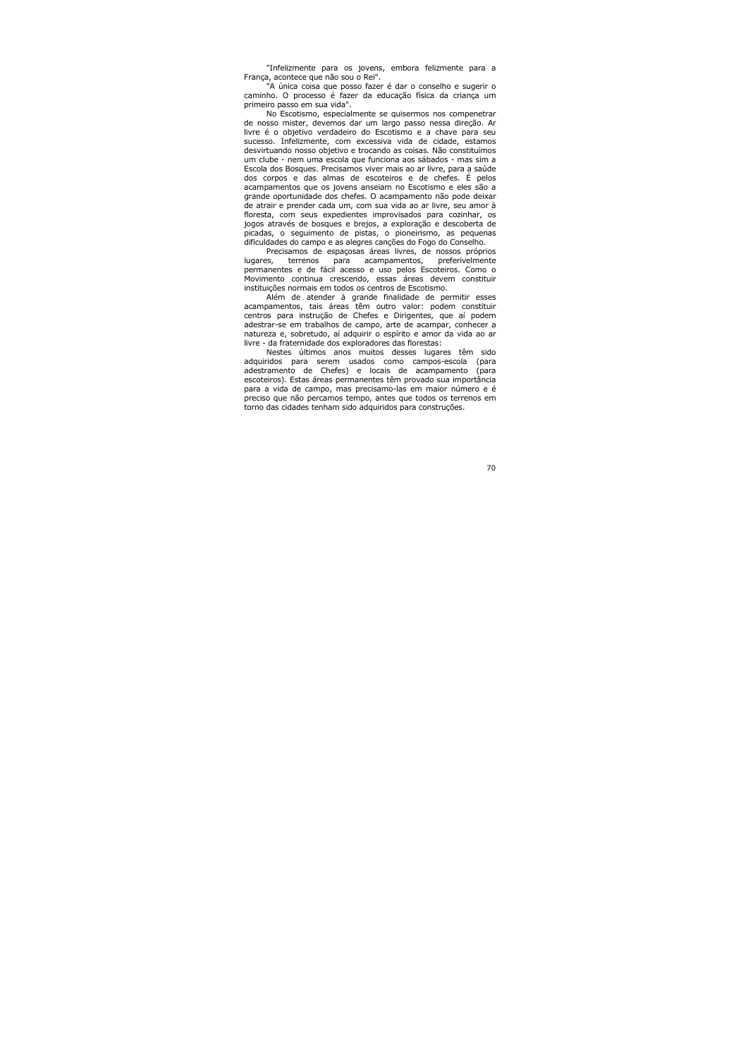"Infelizmente para os jovens, embora felizmente para a França, acontece que não sou o Rei".

"A única coisa que posso fazer é dar o conselho e sugerir o caminho. O processo é fazer da educação física da criança um primeiro passo em sua vida".

No Escotismo, especialmente se quisermos nos compenetrar de nosso mister, devemos dar um largo passo nessa direção. Ar livre é o objetivo verdadeiro do Escotismo e a chave para seu sucesso. Infelizmente, com excessiva vida de cidade, estamos desvirtuando nosso objetivo e trocando as coisas. Não constituímos um clube - nem uma escola que funciona aos sábados - mas sim a Escola dos Bosques. Precisamos viver mais ao ar livre, para a saúde dos corpos e das almas de escoteiros e de chefes. É pelos acampamentos que os jovens anseiam no Escotismo e eles são a grande oportunidade dos chefes. O acampamento não pode deixar de atrair e prender cada um, com sua vida ao ar livre, seu amor à floresta, com seus expedientes improvisados para cozinhar, os jogos através de bosques e brejos, a exploração e descoberta de picadas, o seguimento de pistas, o pioneirismo, as pequenas dificuldades do campo e as alegres canções do Fogo do Conselho.

Precisamos de espaçosas áreas livres, de nossos próprios lugares, terrenos para acampamentos, preferivelmente permanentes e de fácil acesso e uso pelos Escoteiros. Como o Movimento continua crescendo, essas áreas devem constituir instituições normais em todos os centros de Escotismo.

Além de atender à grande finalidade de permitir esses acampamentos, tais áreas têm outro valor: podem constituir centros para instrução de Chefes e Dirigentes, que aí podem adestrar-se em trabalhos de campo, arte de acampar, conhecer a natureza e, sobretudo, aí adquirir o espírito e amor da vida ao ar livre - da fraternidade dos exploradores das florestas:

Nestes últimos anos muitos desses lugares têm sido adquiridos para serem usados como campos-escola (para adestramento de Chefes) e locais de acampamento (para escoteiros). Estas áreas permanentes têm provado sua importância para a vida de campo, mas precisamo-las em maior número e é preciso que não percamos tempo, antes que todos os terrenos em torno das cidades tenham sido adquiridos para construções.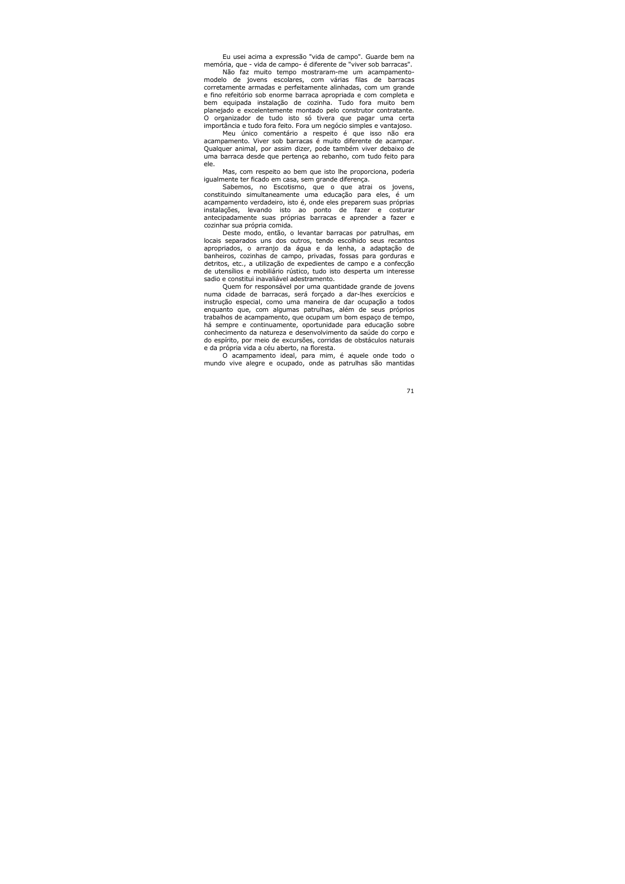Eu usei acima a expressão "vida de campo". Guarde bem na memória, que - vida de campo- é diferente de "viver sob barracas".

Não faz muito tempo mostraram-me um acampamento-modelo de jovens escolares, com várias filas de barracas corretamente armadas e perfeitamente alinhadas, com um grande e fino refeitório sob enorme barraca apropriada e com completa e bem equipada instalação de cozinha. Tudo fora muito bem planejado e excelentemente montado pelo construtor contratante. O organizador de tudo isto só tivera que pagar uma certa importância e tudo fora feito. Fora um negócio simples e vantajoso.

Meu único comentário a respeito é que isso não era acampamento. Viver sob barracas é muito diferente de acampar. Qualquer animal, por assim dizer, pode também viver debaixo de uma barraca desde que pertença ao rebanho, com tudo feito para ele.

Mas, com respeito ao bem que isto lhe proporciona, poderia igualmente ter ficado em casa, sem grande diferença.

Sabemos, no Escotismo, que o que atrai os jovens, constituindo simultaneamente uma educação para eles, é um acampamento verdadeiro, isto é, onde eles preparem suas próprias instalações, levando isto ao ponto de fazer e costurar antecipadamente suas próprias barracas e aprender a fazer e cozinhar sua própria comida.

Deste modo, então, o levantar barracas por patrulhas, em locais separados uns dos outros, tendo escolhido seus recantos apropriados, o arranjo da água e da lenha, a adaptação de banheiros, cozinhas de campo, privadas, fossas para gorduras e detritos, etc., a utilização de expedientes de campo e a confecção de utensílios e mobiliário rústico, tudo isto desperta um interesse sadio e constitui inavaliável adestramento.

Quem for responsável por uma quantidade grande de jovens numa cidade de barracas, será forçado a dar-lhes exercícios e instrução especial, como uma maneira de dar ocupação a todos enquanto que, com algumas patrulhas, além de seus próprios trabalhos de acampamento, que ocupam um bom espaço de tempo, há sempre e continuamente, oportunidade para educação sobre conhecimento da natureza e desenvolvimento da saúde do corpo e do espírito, por meio de excursões, corridas de obstáculos naturais e da própria vida a céu aberto, na floresta.

O acampamento ideal, para mim, é aquele onde todo o mundo vive alegre e ocupado, onde as patrulhas são mantidas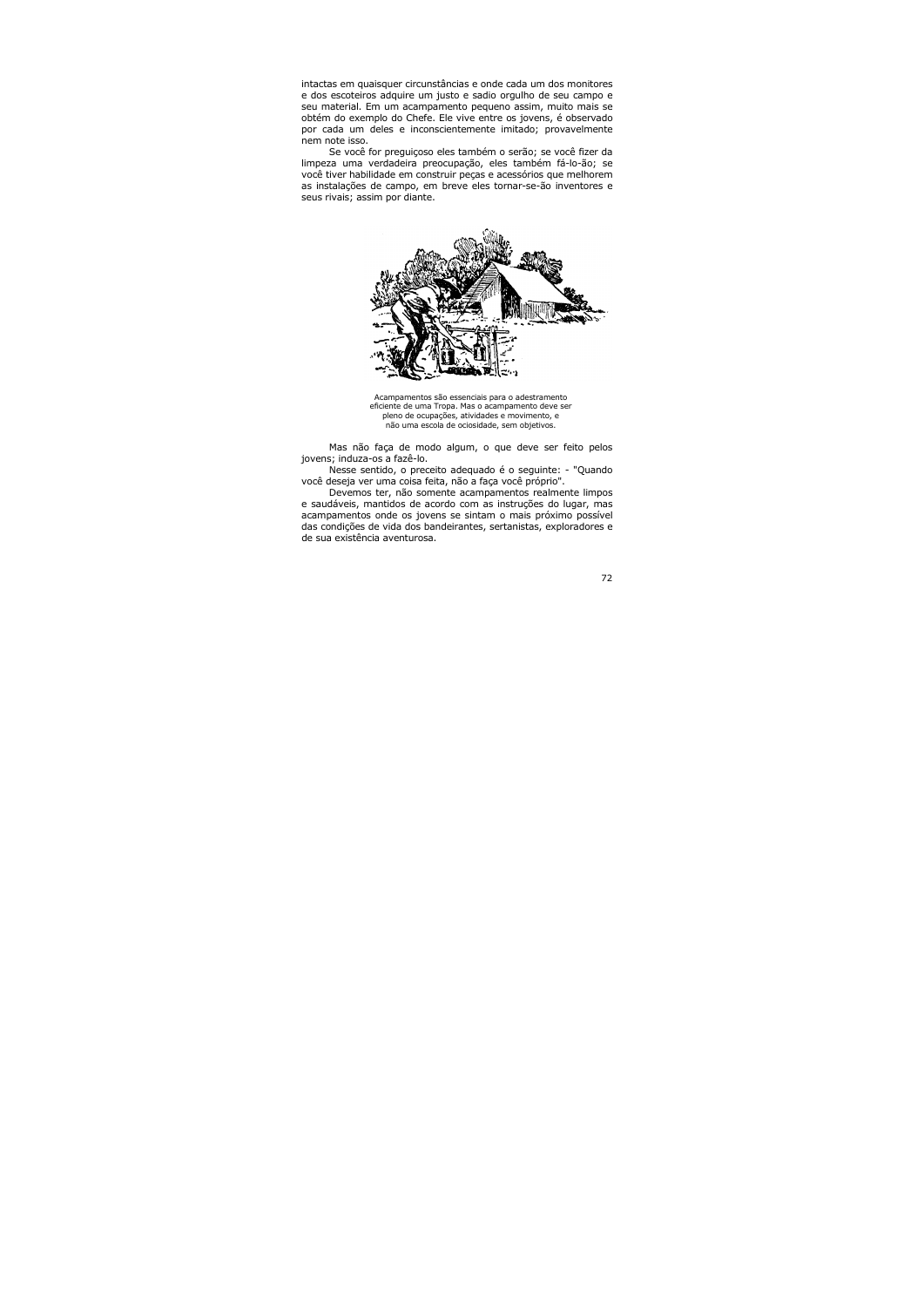intactas em quaisquer circunstâncias e onde cada um dos monitores e dos escoteiros adquire um justo e sadio orgulho de seu campo e seu material. Em um acampamento pequeno assim, muito mais se obtém do exemplo do Chefe. Ele vive entre os jovens, é observado por cada um deles e inconscientemente imitado; provavelmente nem note isso.

Se você for preguiçoso eles também o serão; se você fizer da limpeza uma verdadeira preocupação, eles também fá-lo-ão; se você tiver habilidade em construir peças e acessórios que melhorem as instalações de campo, em breve eles tornar-se-ão inventores e seus rivais; assim por diante.

Acampamentos são essenciais para o adestramento eficiente de uma Tropa. Mas o acampamento deve ser pleno de ocupações, atividades e movimento, e não uma escola de ociosidade, sem objetivos.

Mas não faça de modo algum, o que deve ser feito pelos jovens; induza-os a fazê-lo.

Nesse sentido, o preceito adequado é o seguinte: - "Quando você deseja ver uma coisa feita, não a faça você próprio".

Devemos ter, não somente acampamentos realmente limpos e saudáveis, mantidos de acordo com as instruções do lugar, mas acampamentos onde os jovens se sintam o mais próximo possível das condições de vida dos bandeirantes, sertanistas, exploradores e de sua existência aventurosa.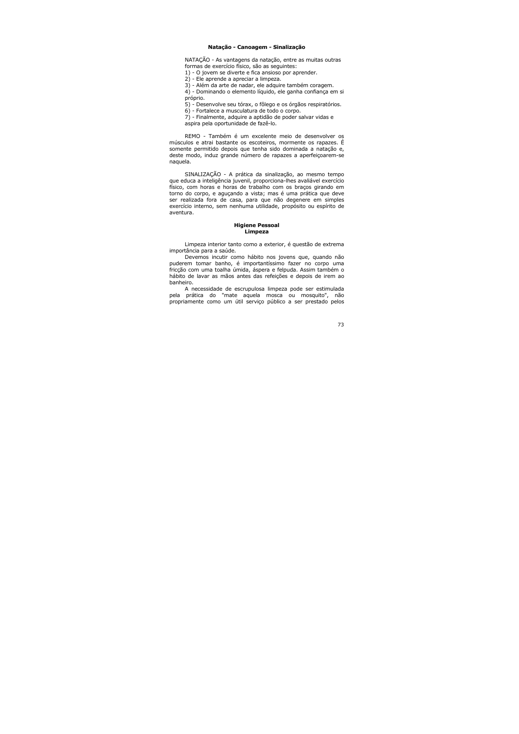## Natação - Canoagem - Sinalização

NATAÇÃO - As vantagens da natação, entre as muitas outras formas de exercício físico, são as seguintes:

1) - O jovem se diverte e fica ansioso por aprender.
2) - Ele aprende a apreciar a limpeza.
3) - Além da arte de nadar, ele adquire também coragem.
4) - Dominando o elemento líquido, ele ganha confiança em si próprio.
5) - Desenvolve seu tórax, o fôlego e os órgãos respiratórios.
6) - Fortalece a musculatura de todo o corpo.
7) - Finalmente, adquire a aptidão de poder salvar vidas e aspira pela oportunidade de fazê-lo.

REMO - Também é um excelente meio de desenvolver os músculos e atrai bastante os escoteiros, mormente os rapazes. É somente permitido depois que tenha sido dominada a natação e, deste modo, induz grande número de rapazes a aperfeiçoarem-se naquela.

SINALIZAÇÃO - A prática da sinalização, ao mesmo tempo que educa a inteligência juvenil, proporciona-lhes avaliável exercício físico, com horas e horas de trabalho com os braços girando em torno do corpo, e aguçando a vista; mas é uma prática que deve ser realizada fora de casa, para que não degenere em simples exercício interno, sem nenhuma utilidade, propósito ou espírito de aventura.

## Higiene Pessoal
### Limpeza

Limpeza interior tanto como a exterior, é questão de extrema importância para a saúde.

Devemos incutir como hábito nos jovens que, quando não puderem tomar banho, é importantíssimo fazer no corpo uma fricção com uma toalha úmida, áspera e felpuda. Assim também o hábito de lavar as mãos antes das refeições e depois de irem ao banheiro.

A necessidade de escrupulosa limpeza pode ser estimulada pela prática do "mate aquela mosca ou mosquito", não propriamente como um útil serviço público a ser prestado pelos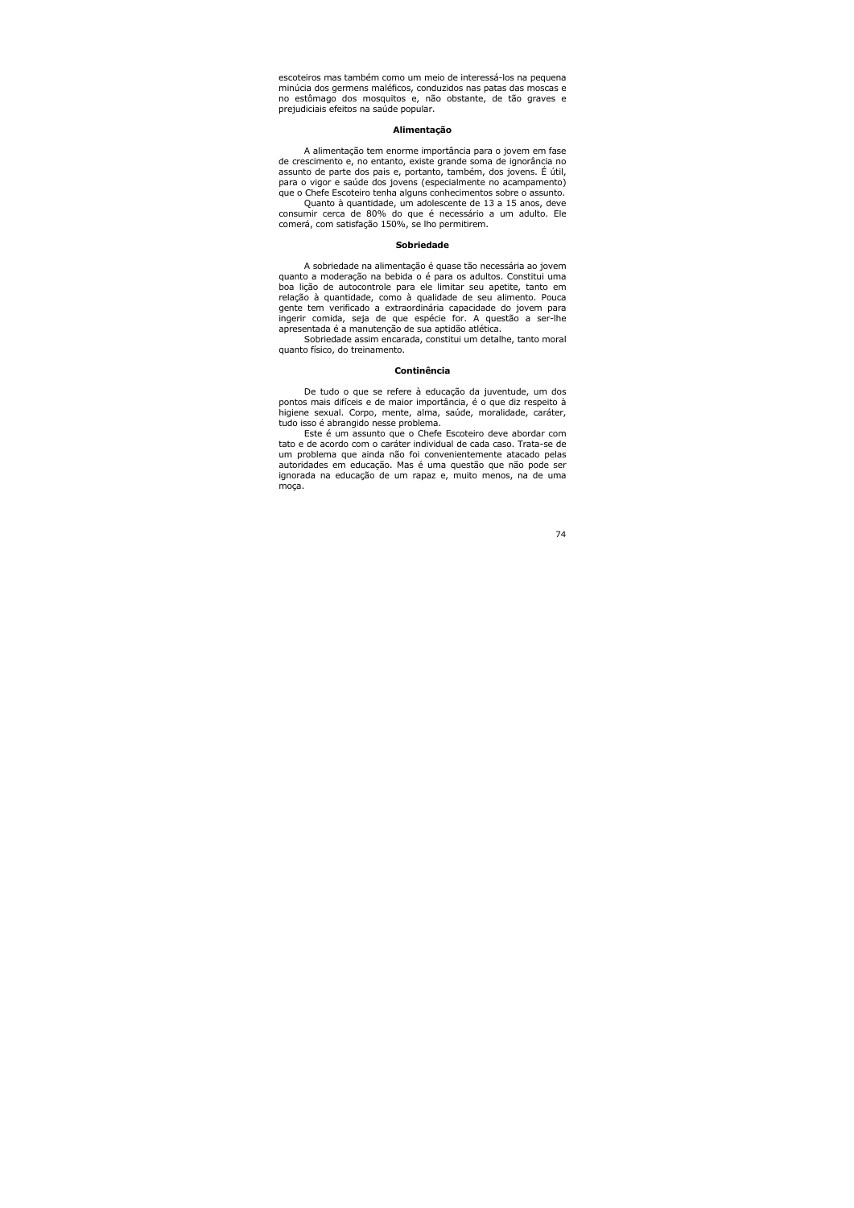escoteiros mas também como um meio de interessá-los na pequena minúcia dos germens maléficos, conduzidos nas patas das moscas e no estômago dos mosquitos e, não obstante, de tão graves e prejudiciais efeitos na saúde popular.

### Alimentação

A alimentação tem enorme importância para o jovem em fase de crescimento e, no entanto, existe grande soma de ignorância no assunto de parte dos pais e, portanto, também, dos jovens. É útil, para o vigor e saúde dos jovens (especialmente no acampamento) que o Chefe Escoteiro tenha alguns conhecimentos sobre o assunto.

Quanto à quantidade, um adolescente de 13 a 15 anos, deve consumir cerca de 80% do que é necessário a um adulto. Ele comerá, com satisfação 150%, se lho permitirem.

### Sobriedade

A sobriedade na alimentação é quase tão necessária ao jovem quanto a moderação na bebida o é para os adultos. Constitui uma boa lição de autocontrole para ele limitar seu apetite, tanto em relação à quantidade, como à qualidade de seu alimento. Pouca gente tem verificado a extraordinária capacidade do jovem para ingerir comida, seja de que espécie for. A questão a ser-lhe apresentada é a manutenção de sua aptidão atlética.

Sobriedade assim encarada, constitui um detalhe, tanto moral quanto físico, do treinamento.

### Continência

De tudo o que se refere à educação da juventude, um dos pontos mais difíceis e de maior importância, é o que diz respeito à higiene sexual. Corpo, mente, alma, saúde, moralidade, caráter, tudo isso é abrangido nesse problema.

Este é um assunto que o Chefe Escoteiro deve abordar com tato e de acordo com o caráter individual de cada caso. Trata-se de um problema que ainda não foi convenientemente atacado pelas autoridades em educação. Mas é uma questão que não pode ser ignorada na educação de um rapaz e, muito menos, na de uma moça.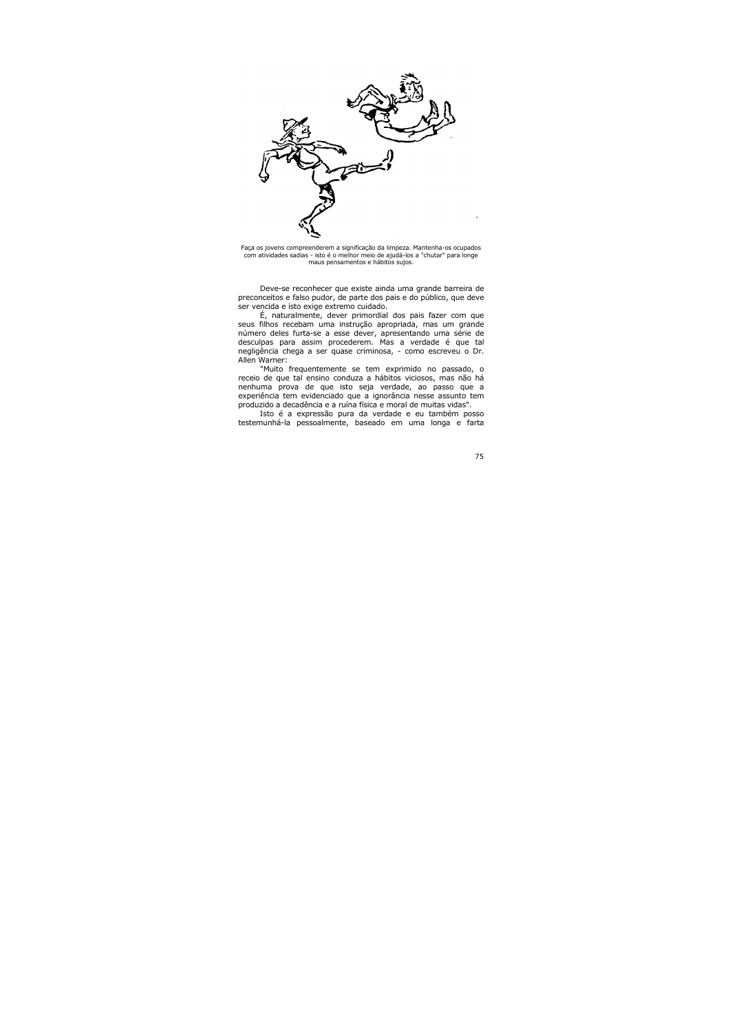Faça os jovens compreenderem a significação da limpeza. Mantenha-os ocupados com atividades sadias - isto é o melhor meio de ajudá-los a "chutar" para longe maus pensamentos e hábitos sujos.

Deve-se reconhecer que existe ainda uma grande barreira de preconceitos e falso pudor, de parte dos pais e do público, que deve ser vencida e isto exige extremo cuidado.

É, naturalmente, dever primordial dos pais fazer com que seus filhos recebam uma instrução apropriada, mas um grande número deles furta-se a esse dever, apresentando uma série de desculpas para assim procederem. Mas a verdade é que tal negligência chega a ser quase criminosa, - como escreveu o Dr. Allen Warner:

"Muito frequentemente se tem exprimido no passado, o receio de que tal ensino conduza a hábitos viciosos, mas não há nenhuma prova de que isto seja verdade, ao passo que a experiência tem evidenciado que a ignorância nesse assunto tem produzido a decadência e a ruína física e moral de muitas vidas".

Isto é a expressão pura da verdade e eu também posso testemunhá-la pessoalmente, baseado em uma longa e farta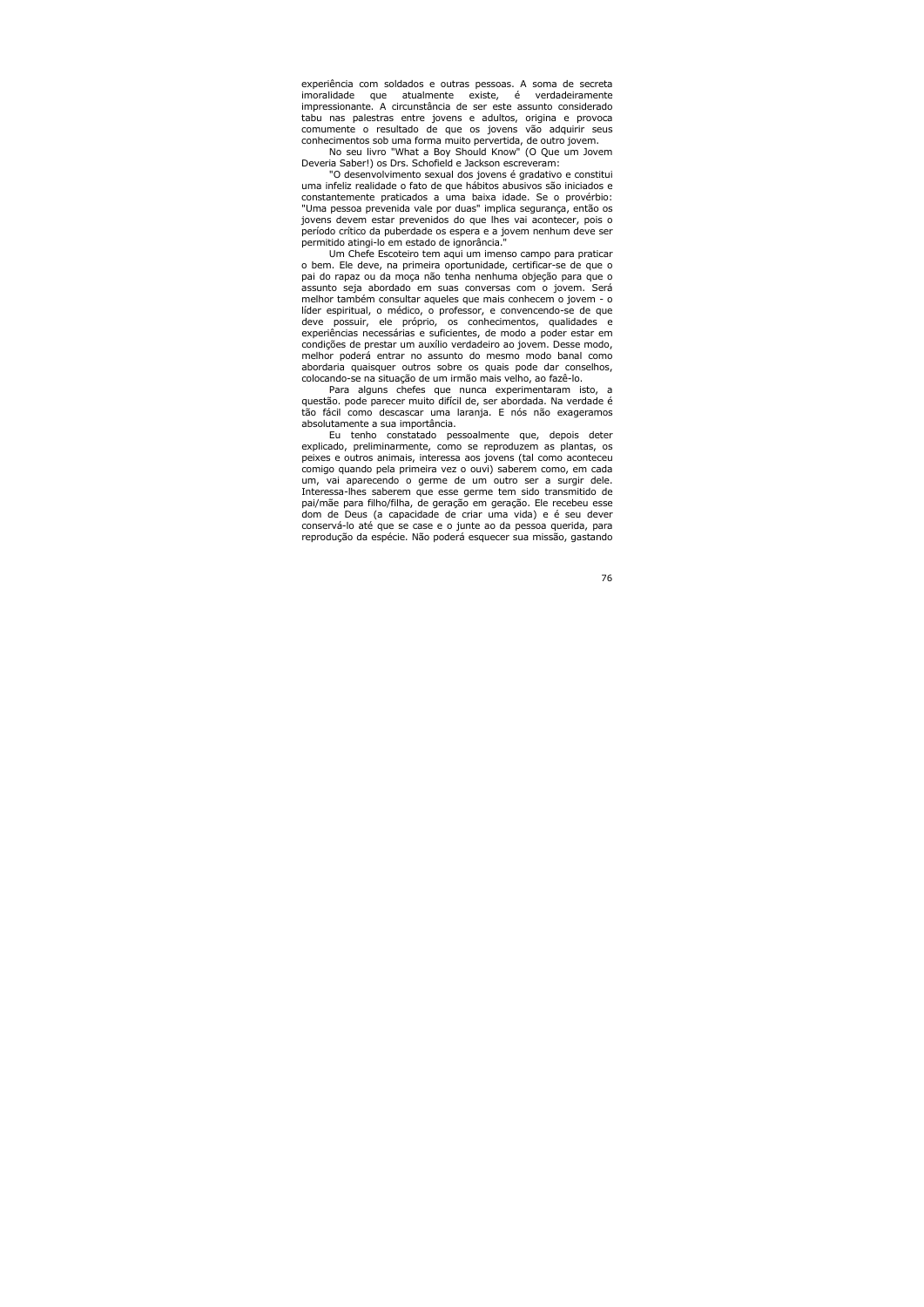experiência com soldados e outras pessoas. A soma de secreta imoralidade que atualmente existe, é verdadeiramente impressionante. A circunstância de ser este assunto considerado tabu nas palestras entre jovens e adultos, origina e provoca comumente o resultado de que os jovens vão adquirir seus conhecimentos sob uma forma muito pervertida, de outro jovem.

No seu livro "What a Boy Should Know" (O Que um Jovem Deveria Saber!) os Drs. Schofield e Jackson escreveram:

"O desenvolvimento sexual dos jovens é gradativo e constitui uma infeliz realidade o fato de que hábitos abusivos são iniciados e constantemente praticados a uma baixa idade. Se o provérbio: "Uma pessoa prevenida vale por duas" implica segurança, então os jovens devem estar prevenidos do que lhes vai acontecer, pois o período crítico da puberdade os espera e a jovem nenhum deve ser permitido atingi-lo em estado de ignorância."

Um Chefe Escoteiro tem aqui um imenso campo para praticar o bem. Ele deve, na primeira oportunidade, certificar-se de que o pai do rapaz ou da moça não tenha nenhuma objeção para que o assunto seja abordado em suas conversas com o jovem. Será melhor também consultar aqueles que mais conhecem o jovem - o líder espiritual, o médico, o professor, e convencendo-se de que deve possuir, ele próprio, os conhecimentos, qualidades e experiências necessárias e suficientes, de modo a poder estar em condições de prestar um auxílio verdadeiro ao jovem. Desse modo, melhor poderá entrar no assunto do mesmo modo banal como abordaria quaisquer outros sobre os quais pode dar conselhos, colocando-se na situação de um irmão mais velho, ao fazê-lo.

Para alguns chefes que nunca experimentaram isto, a questão. pode parecer muito difícil de, ser abordada. Na verdade é tão fácil como descascar uma laranja. E nós não exageramos absolutamente a sua importância.

Eu tenho constatado pessoalmente que, depois deter explicado, preliminarmente, como se reproduzem as plantas, os peixes e outros animais, interessa aos jovens (tal como aconteceu comigo quando pela primeira vez o ouvi) saberem como, em cada um, vai aparecendo o germe de um outro ser a surgir dele. Interessa-lhes saberem que esse germe tem sido transmitido de pai/mãe para filho/filha, de geração em geração. Ele recebeu esse dom de Deus (a capacidade de criar uma vida) e é seu dever conservá-lo até que se case e o junte ao da pessoa querida, para reprodução da espécie. Não poderá esquecer sua missão, gastando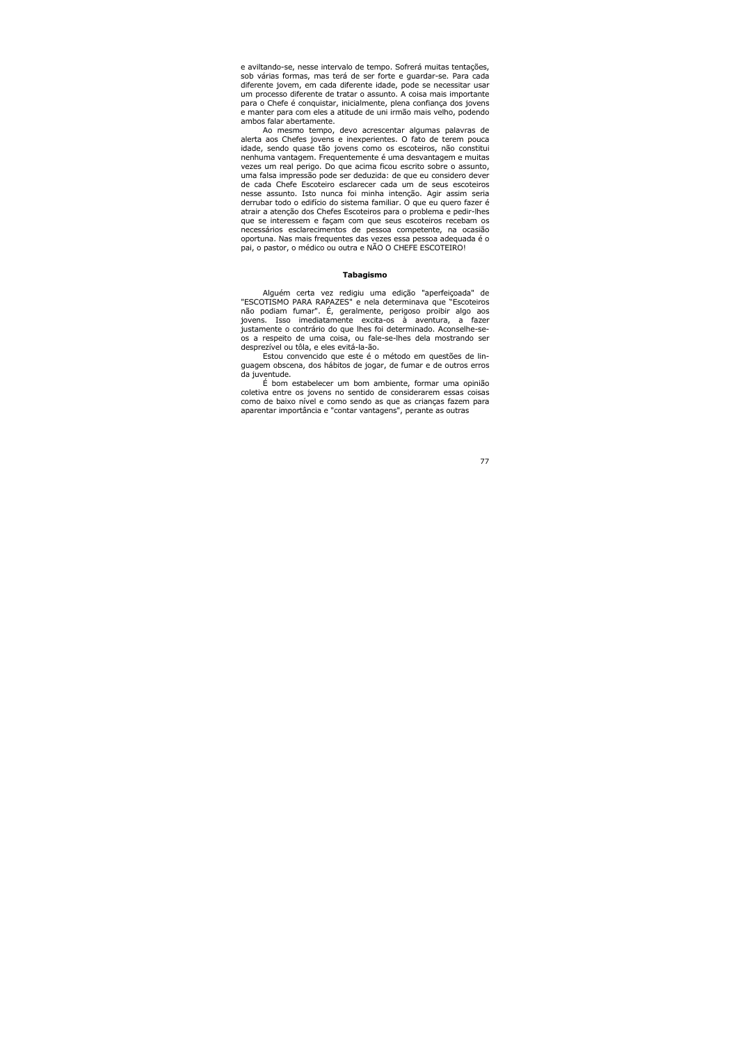e aviltando-se, nesse intervalo de tempo. Sofrerá muitas tentações, sob várias formas, mas terá de ser forte e guardar-se. Para cada diferente jovem, em cada diferente idade, pode se necessitar usar um processo diferente de tratar o assunto. A coisa mais importante para o Chefe é conquistar, inicialmente, plena confiança dos jovens e manter para com eles a atitude de uni irmão mais velho, podendo ambos falar abertamente.

Ao mesmo tempo, devo acrescentar algumas palavras de alerta aos Chefes jovens e inexperientes. O fato de terem pouca idade, sendo quase tão jovens como os escoteiros, não constitui nenhuma vantagem. Frequentemente é uma desvantagem e muitas vezes um real perigo. Do que acima ficou escrito sobre o assunto, uma falsa impressão pode ser deduzida: de que eu considero dever de cada Chefe Escoteiro esclarecer cada um de seus escoteiros nesse assunto. Isto nunca foi minha intenção. Agir assim seria derrubar todo o edifício do sistema familiar. O que eu quero fazer é atrair a atenção dos Chefes Escoteiros para o problema e pedir-lhes que se interessem e façam com que seus escoteiros recebam os necessários esclarecimentos de pessoa competente, na ocasião oportuna. Nas mais frequentes das vezes essa pessoa adequada é o pai, o pastor, o médico ou outra e NÃO O CHEFE ESCOTEIRO!

### Tabagismo

Alguém certa vez redigiu uma edição "aperfeiçoada" de "ESCOTISMO PARA RAPAZES" e nela determinava que "Escoteiros não podiam fumar". É, geralmente, perigoso proibir algo aos jovens. Isso imediatamente excita-os à aventura, a fazer justamente o contrário do que lhes foi determinado. Aconselhe-se-os a respeito de uma coisa, ou fale-se-lhes dela mostrando ser desprezível ou tôla, e eles evitá-la-ão.

Estou convencido que este é o método em questões de linguagem obscena, dos hábitos de jogar, de fumar e de outros erros da juventude.

É bom estabelecer um bom ambiente, formar uma opinião coletiva entre os jovens no sentido de considerarem essas coisas como de baixo nível e como sendo as que as crianças fazem para aparentar importância e "contar vantagens", perante as outras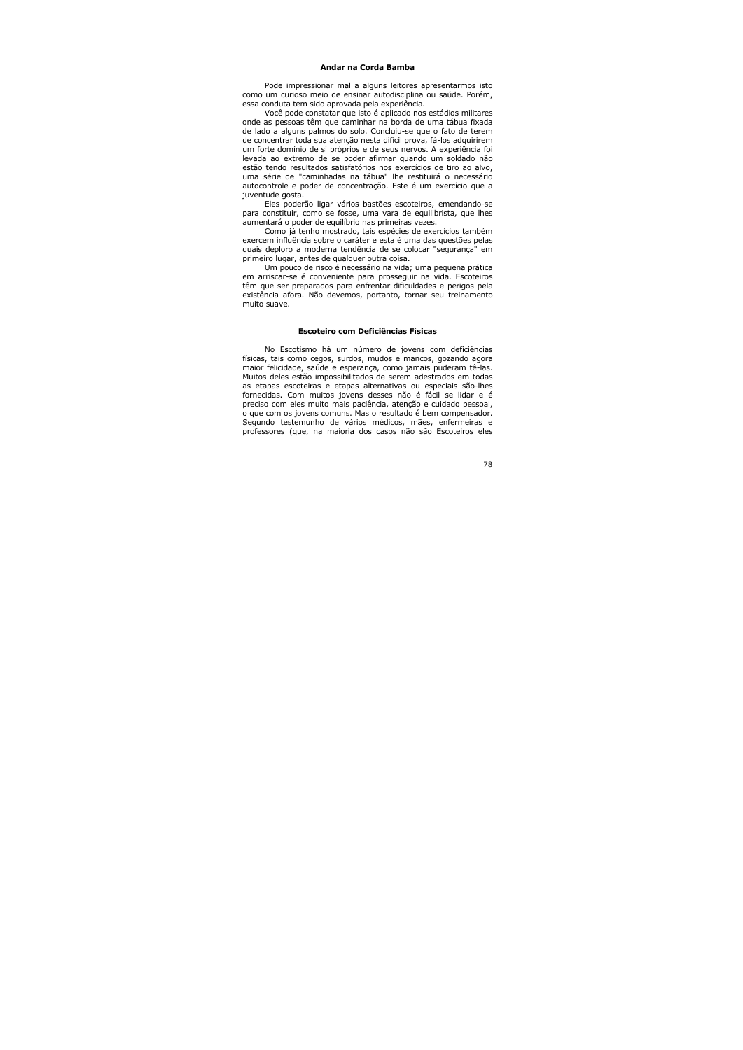## Andar na Corda Bamba

Pode impressionar mal a alguns leitores apresentarmos isto como um curioso meio de ensinar autodisciplina ou saúde. Porém, essa conduta tem sido aprovada pela experiência.

Você pode constatar que isto é aplicado nos estádios militares onde as pessoas têm que caminhar na borda de uma tábua fixada de lado a alguns palmos do solo. Concluiu-se que o fato de terem de concentrar toda sua atenção nesta difícil prova, fá-los adquirirem um forte domínio de si próprios e de seus nervos. A experiência foi levada ao extremo de se poder afirmar quando um soldado não estão tendo resultados satisfatórios nos exercícios de tiro ao alvo, uma série de "caminhadas na tábua" lhe restituirá o necessário autocontrole e poder de concentração. Este é um exercício que a juventude gosta.

Eles poderão ligar vários bastões escoteiros, emendando-se para constituir, como se fosse, uma vara de equilibrista, que lhes aumentará o poder de equilíbrio nas primeiras vezes.

Como já tenho mostrado, tais espécies de exercícios também exercem influência sobre o caráter e esta é uma das questões pelas quais deploro a moderna tendência de se colocar "segurança" em primeiro lugar, antes de qualquer outra coisa.

Um pouco de risco é necessário na vida; uma pequena prática em arriscar-se é conveniente para prosseguir na vida. Escoteiros têm que ser preparados para enfrentar dificuldades e perigos pela existência afora. Não devemos, portanto, tornar seu treinamento muito suave.

## Escoteiro com Deficiências Físicas

No Escotismo há um número de jovens com deficiências físicas, tais como cegos, surdos, mudos e mancos, gozando agora maior felicidade, saúde e esperança, como jamais puderam tê-las. Muitos deles estão impossibilitados de serem adestrados em todas as etapas escoteiras e etapas alternativas ou especiais são-lhes fornecidas. Com muitos jovens desses não é fácil se lidar e é preciso com eles muito mais paciência, atenção e cuidado pessoal, o que com os jovens comuns. Mas o resultado é bem compensador. Segundo testemunho de vários médicos, mães, enfermeiras e professores (que, na maioria dos casos não são Escoteiros eles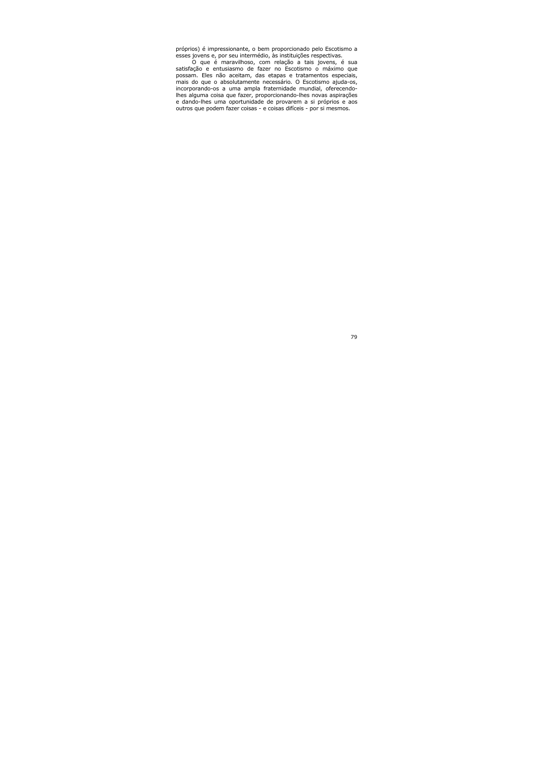próprios) é impressionante, o bem proporcionado pelo Escotismo a esses jovens e, por seu intermédio, às instituições respectivas.

O que é maravilhoso, com relação a tais jovens, é sua satisfação e entusiasmo de fazer no Escotismo o máximo que possam. Eles não aceitam, das etapas e tratamentos especiais, mais do que o absolutamente necessário. O Escotismo ajuda-os, incorporando-os a uma ampla fraternidade mundial, oferecendo-lhes alguma coisa que fazer, proporcionando-lhes novas aspirações e dando-lhes uma oportunidade de provarem a si próprios e aos outros que podem fazer coisas - e coisas difíceis - por si mesmos.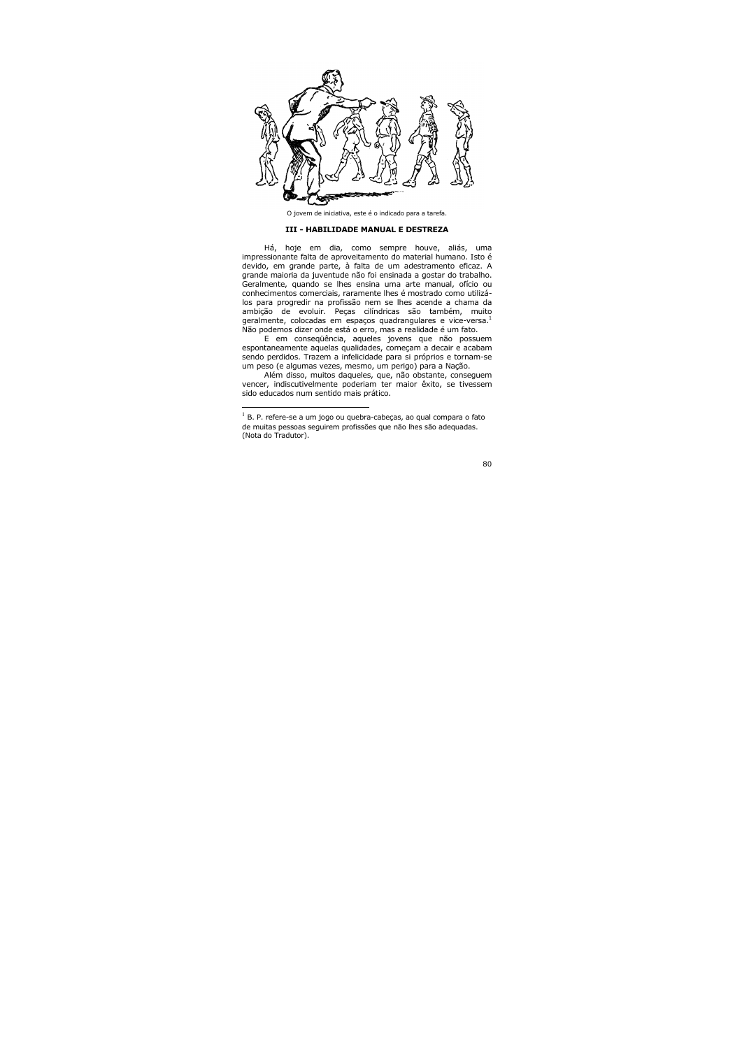O jovem de iniciativa, este é o indicado para a tarefa.

### III - HABILIDADE MANUAL E DESTREZA

Há, hoje em dia, como sempre houve, aliás, uma impressionante falta de aproveitamento do material humano. Isto é devido, em grande parte, à falta de um adestramento eficaz. A grande maioria da juventude não foi ensinada a gostar do trabalho. Geralmente, quando se lhes ensina uma arte manual, ofício ou conhecimentos comerciais, raramente lhes é mostrado como utilizá-los para progredir na profissão nem se lhes acende a chama da ambição de evoluir. Peças cilíndricas são também, muito geralmente, colocadas em espaços quadrangulares e vice-versa.[1] Não podemos dizer onde está o erro, mas a realidade é um fato.

E em conseqüência, aqueles jovens que não possuem espontaneamente aquelas qualidades, começam a decair e acabam sendo perdidos. Trazem a infelicidade para si próprios e tornam-se um peso (e algumas vezes, mesmo, um perigo) para a Nação.

Além disso, muitos daqueles, que, não obstante, conseguem vencer, indiscutivelmente poderiam ter maior êxito, se tivessem sido educados num sentido mais prático.

---

[1] B. P. refere-se a um jogo ou quebra-cabeças, ao qual compara o fato de muitas pessoas seguirem profissões que não lhes são adequadas. (Nota do Tradutor).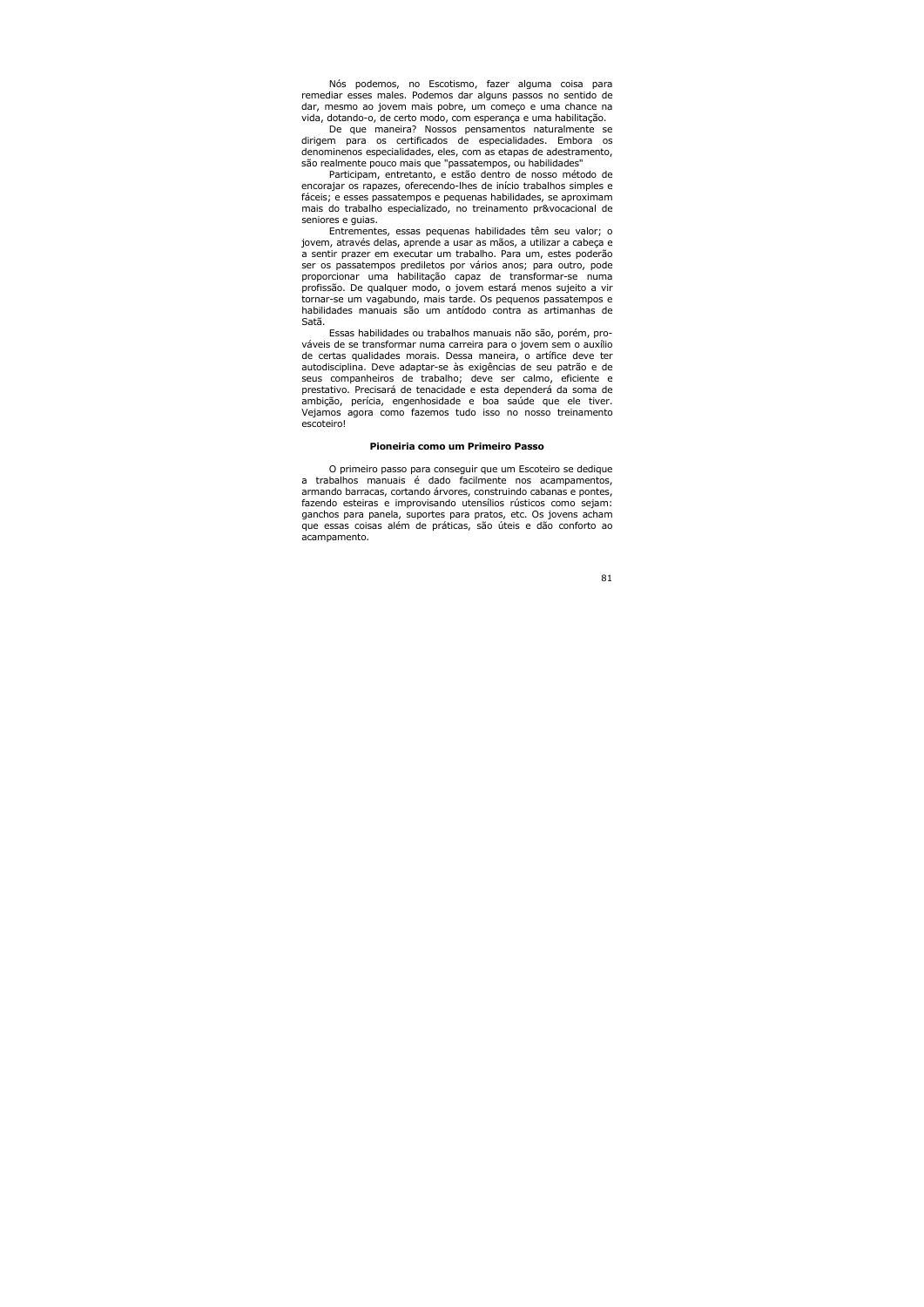Nós podemos, no Escotismo, fazer alguma coisa para remediar esses males. Podemos dar alguns passos no sentido de dar, mesmo ao jovem mais pobre, um começo e uma chance na vida, dotando-o, de certo modo, com esperança e uma habilitação.

De que maneira? Nossos pensamentos naturalmente se dirigem para os certificados de especialidades. Embora os denominenos especialidades, eles, com as etapas de adestramento, são realmente pouco mais que "passatempos, ou habilidades"

Participam, entretanto, e estão dentro de nosso método de encorajar os rapazes, oferecendo-lhes de início trabalhos simples e fáceis; e esses passatempos e pequenas habilidades, se aproximam mais do trabalho especializado, no treinamento pr&vocacional de seniores e guias.

Entrementes, essas pequenas habilidades têm seu valor; o jovem, através delas, aprende a usar as mãos, a utilizar a cabeça e a sentir prazer em executar um trabalho. Para um, estes poderão ser os passatempos prediletos por vários anos; para outro, pode proporcionar uma habilitação capaz de transformar-se numa profissão. De qualquer modo, o jovem estará menos sujeito a vir tornar-se um vagabundo, mais tarde. Os pequenos passatempos e habilidades manuais são um antídodo contra as artimanhas de Satã.

Essas habilidades ou trabalhos manuais não são, porém, prováveis de se transformar numa carreira para o jovem sem o auxílio de certas qualidades morais. Dessa maneira, o artífice deve ter autodisciplina. Deve adaptar-se às exigências de seu patrão e de seus companheiros de trabalho; deve ser calmo, eficiente e prestativo. Precisará de tenacidade e esta dependerá da soma de ambição, perícia, engenhosidade e boa saúde que ele tiver. Vejamos agora como fazemos tudo isso no nosso treinamento escoteiro!

### Pioneiria como um Primeiro Passo

O primeiro passo para conseguir que um Escoteiro se dedique a trabalhos manuais é dado facilmente nos acampamentos, armando barracas, cortando árvores, construindo cabanas e pontes, fazendo esteiras e improvisando utensílios rústicos como sejam: ganchos para panela, suportes para pratos, etc. Os jovens acham que essas coisas além de práticas, são úteis e dão conforto ao acampamento.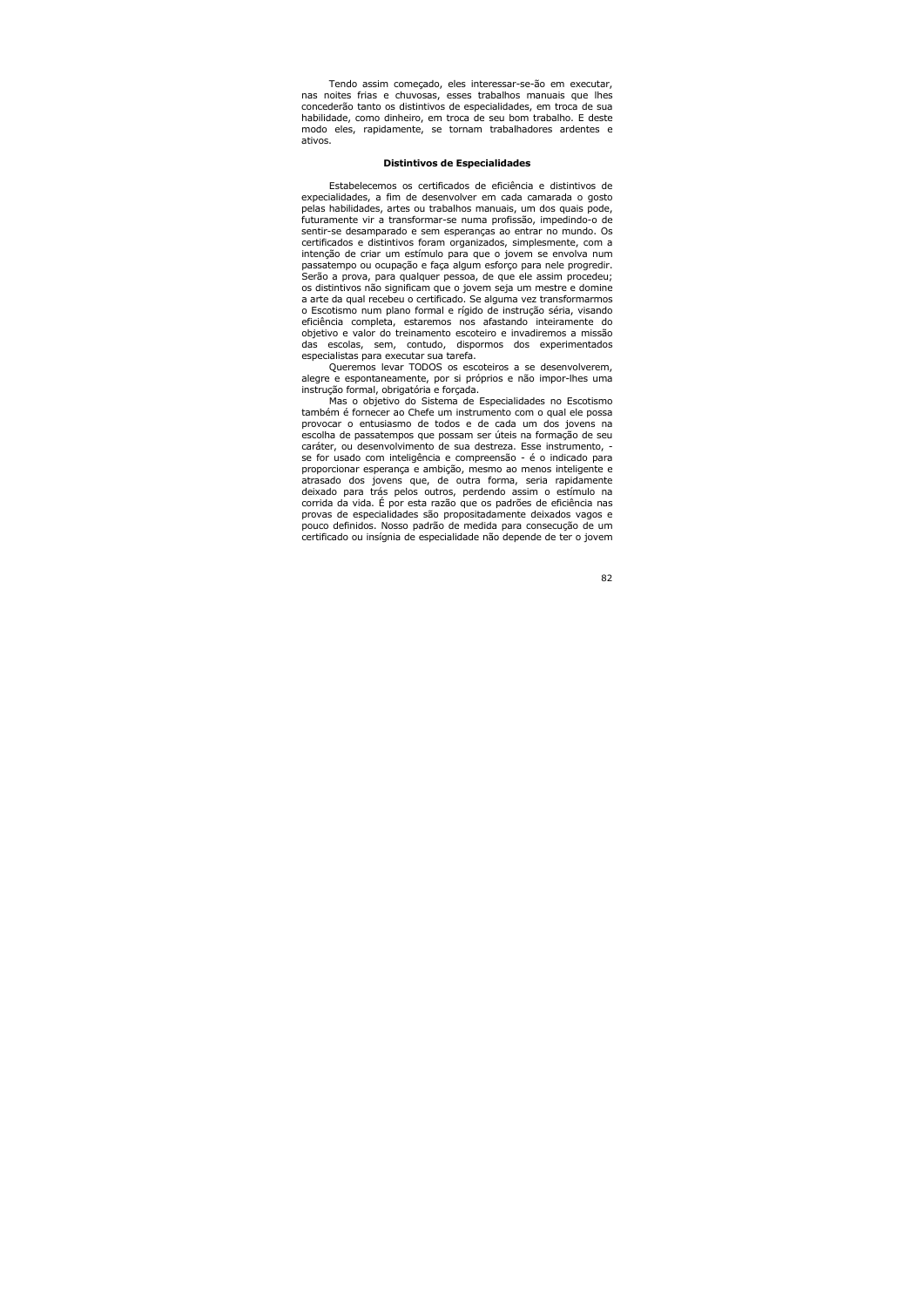Tendo assim começado, eles interessar-se-ão em executar, nas noites frias e chuvosas, esses trabalhos manuais que lhes concederão tanto os distintivos de especialidades, em troca de sua habilidade, como dinheiro, em troca de seu bom trabalho. E deste modo eles, rapidamente, se tornam trabalhadores ardentes e ativos.

### Distintivos de Especialidades

Estabelecemos os certificados de eficiência e distintivos de expecialidades, a fim de desenvolver em cada camarada o gosto pelas habilidades, artes ou trabalhos manuais, um dos quais pode, futuramente vir a transformar-se numa profissão, impedindo-o de sentir-se desamparado e sem esperanças ao entrar no mundo. Os certificados e distintivos foram organizados, simplesmente, com a intenção de criar um estímulo para que o jovem se envolva num passatempo ou ocupação e faça algum esforço para nele progredir. Serão a prova, para qualquer pessoa, de que ele assim procedeu; os distintivos não significam que o jovem seja um mestre e domine a arte da qual recebeu o certificado. Se alguma vez transformarmos o Escotismo num plano formal e rígido de instrução séria, visando eficiência completa, estaremos nos afastando inteiramente do objetivo e valor do treinamento escoteiro e invadiremos a missão das escolas, sem, contudo, dispormos dos experimentados especialistas para executar sua tarefa.

Queremos levar TODOS os escoteiros a se desenvolverem, alegre e espontaneamente, por si próprios e não impor-lhes uma instrução formal, obrigatória e forçada.

Mas o objetivo do Sistema de Especialidades no Escotismo também é fornecer ao Chefe um instrumento com o qual ele possa provocar o entusiasmo de todos e de cada um dos jovens na escolha de passatempos que possam ser úteis na formação de seu caráter, ou desenvolvimento de sua destreza. Esse instrumento, - se for usado com inteligência e compreensão - é o indicado para proporcionar esperança e ambição, mesmo ao menos inteligente e atrasado dos jovens que, de outra forma, seria rapidamente deixado para trás pelos outros, perdendo assim o estímulo na corrida da vida. É por esta razão que os padrões de eficiência nas provas de especialidades são propositadamente deixados vagos e pouco definidos. Nosso padrão de medida para consecução de um certificado ou insígnia de especialidade não depende de ter o jovem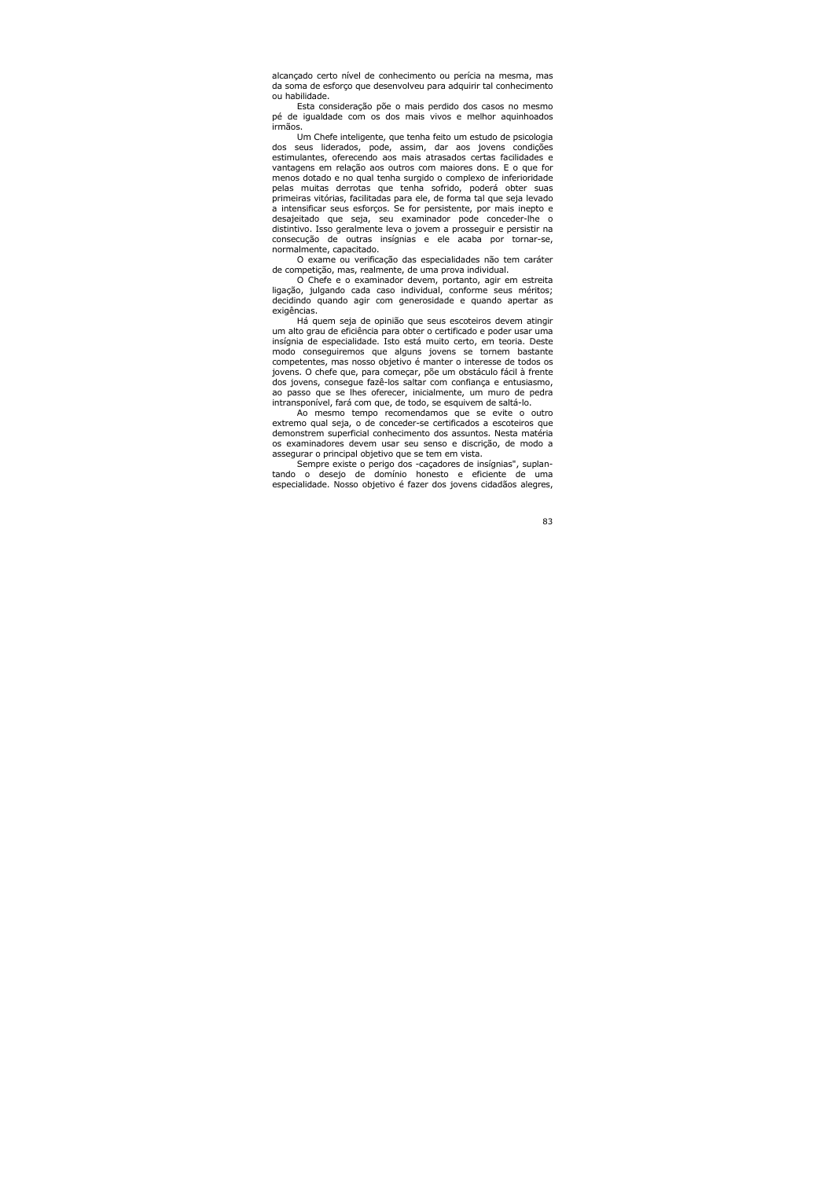alcançado certo nível de conhecimento ou perícia na mesma, mas da soma de esforço que desenvolveu para adquirir tal conhecimento ou habilidade.

Esta consideração põe o mais perdido dos casos no mesmo pé de igualdade com os dos mais vivos e melhor aquinhoados irmãos.

Um Chefe inteligente, que tenha feito um estudo de psicologia dos seus liderados, pode, assim, dar aos jovens condições estimulantes, oferecendo aos mais atrasados certas facilidades e vantagens em relação aos outros com maiores dons. E o que for menos dotado e no qual tenha surgido o complexo de inferioridade pelas muitas derrotas que tenha sofrido, poderá obter suas primeiras vitórias, facilitadas para ele, de forma tal que seja levado a intensificar seus esforços. Se for persistente, por mais inepto e desajeitado que seja, seu examinador pode conceder-lhe o distintivo. Isso geralmente leva o jovem a prosseguir e persistir na consecução de outras insígnias e ele acaba por tornar-se, normalmente, capacitado.

O exame ou verificação das especialidades não tem caráter de competição, mas, realmente, de uma prova individual.

O Chefe e o examinador devem, portanto, agir em estreita ligação, julgando cada caso individual, conforme seus méritos; decidindo quando agir com generosidade e quando apertar as exigências.

Há quem seja de opinião que seus escoteiros devem atingir um alto grau de eficiência para obter o certificado e poder usar uma insígnia de especialidade. Isto está muito certo, em teoria. Deste modo conseguiremos que alguns jovens se tornem bastante competentes, mas nosso objetivo é manter o interesse de todos os jovens. O chefe que, para começar, põe um obstáculo fácil à frente dos jovens, consegue fazê-los saltar com confiança e entusiasmo, ao passo que se lhes oferecer, inicialmente, um muro de pedra intransponível, fará com que, de todo, se esquivem de saltá-lo.

Ao mesmo tempo recomendamos que se evite o outro extremo qual seja, o de conceder-se certificados a escoteiros que demonstrem superficial conhecimento dos assuntos. Nesta matéria os examinadores devem usar seu senso e discrição, de modo a assegurar o principal objetivo que se tem em vista.

Sempre existe o perigo dos -caçadores de insígnias", suplantando o desejo de domínio honesto e eficiente de uma especialidade. Nosso objetivo é fazer dos jovens cidadãos alegres,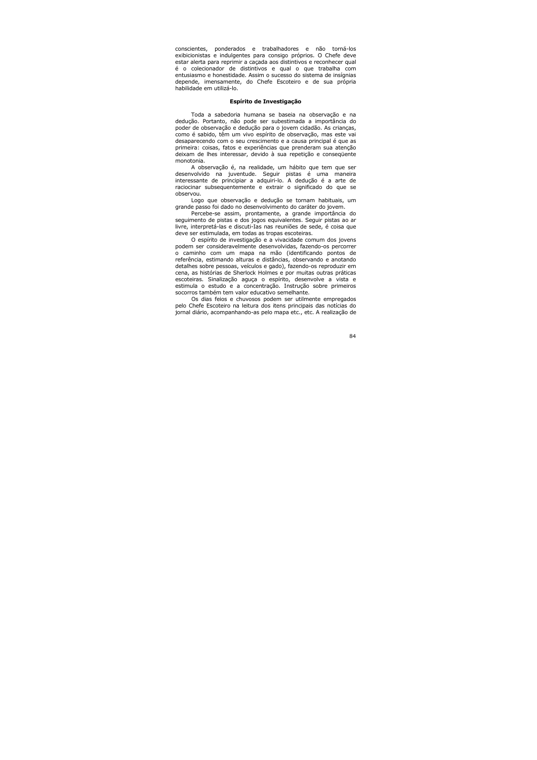conscientes, ponderados e trabalhadores e não torná-los exibicionistas e indulgentes para consigo próprios. O Chefe deve estar alerta para reprimir a caçada aos distintivos e reconhecer qual é o colecionador de distintivos e qual o que trabalha com entusiasmo e honestidade. Assim o sucesso do sistema de insígnias depende, imensamente, do Chefe Escoteiro e de sua própria habilidade em utilizá-lo.

### Espírito de Investigação

Toda a sabedoria humana se baseia na observação e na dedução. Portanto, não pode ser subestimada a importância do poder de observação e dedução para o jovem cidadão. As crianças, como é sabido, têm um vivo espírito de observação, mas este vai desaparecendo com o seu crescimento e a causa principal é que as primeira: coisas, fatos e experiências que prenderam sua atenção deixam de lhes interessar, devido à sua repetição e conseqüente monotonia.

A observação é, na realidade, um hábito que tem que ser desenvolvido na juventude. Seguir pistas é uma maneira interessante de principiar a adquiri-lo. A dedução é a arte de raciocinar subsequentemente e extrair o significado do que se observou.

Logo que observação e dedução se tornam habituais, um grande passo foi dado no desenvolvimento do caráter do jovem.

Percebe-se assim, prontamente, a grande importância do seguimento de pistas e dos jogos equivalentes. Seguir pistas ao ar livre, interpretá-las e discuti-las nas reuniões de sede, é coisa que deve ser estimulada, em todas as tropas escoteiras.

O espírito de investigação e a vivacidade comum dos jovens podem ser consideravelmente desenvolvidas, fazendo-os percorrer o caminho com um mapa na mão (identificando pontos de referência, estimando alturas e distâncias, observando e anotando detalhes sobre pessoas, veículos e gado), fazendo-os reproduzir em cena, as histórias de Sherlock Holmes e por muitas outras práticas escoteiras. Sinalização aguça o espírito, desenvolve a vista e estimula o estudo e a concentração. Instrução sobre primeiros socorros também tem valor educativo semelhante.

Os dias feios e chuvosos podem ser utilmente empregados pelo Chefe Escoteiro na leitura dos itens principais das notícias do jornal diário, acompanhando-as pelo mapa etc., etc. A realização de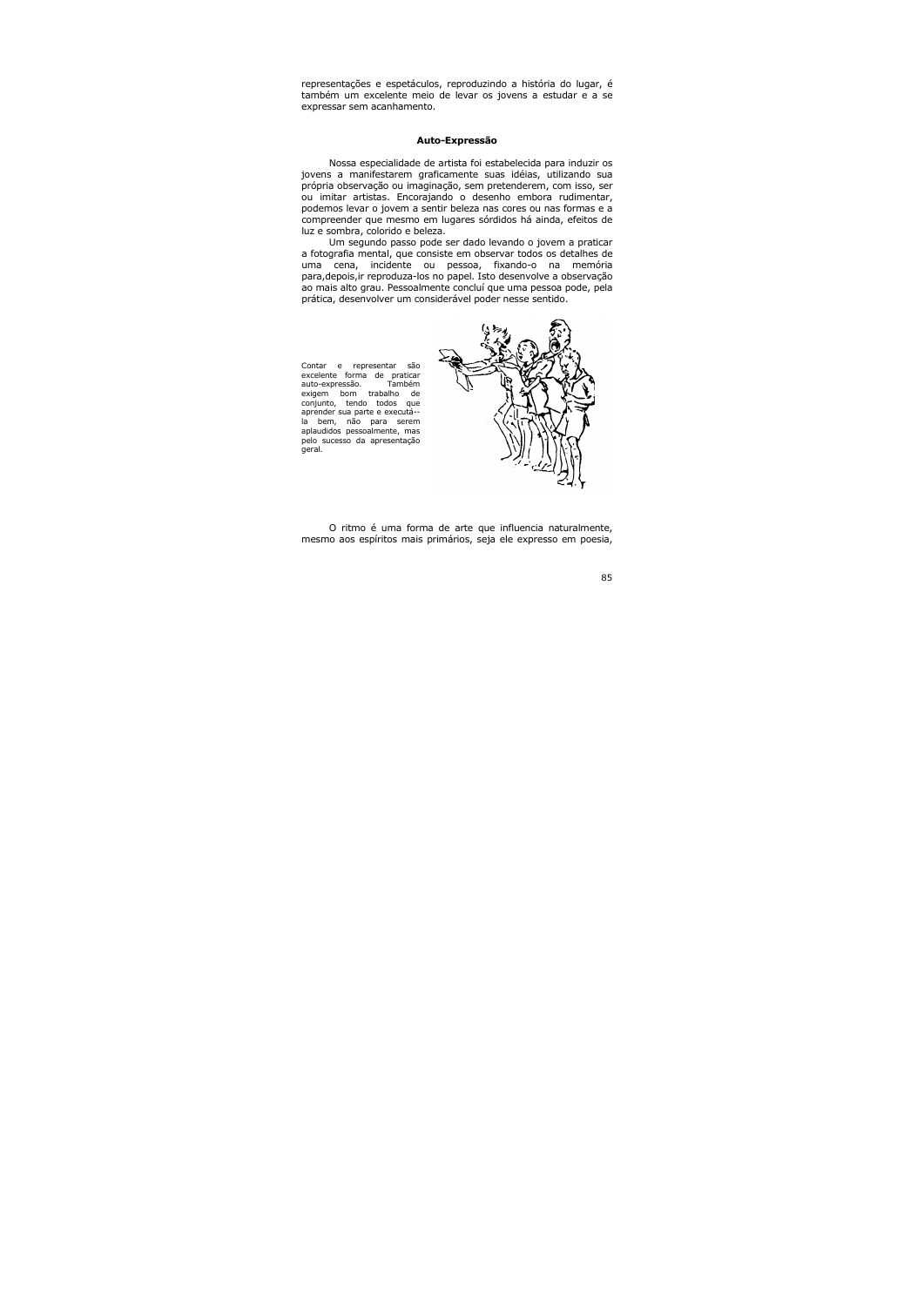representações e espetáculos, reproduzindo a história do lugar, é também um excelente meio de levar os jovens a estudar e a se expressar sem acanhamento.

**Auto-Expressão**

Nossa especialidade de artista foi estabelecida para induzir os jovens a manifestarem graficamente suas idéias, utilizando sua própria observação ou imaginação, sem pretenderem, com isso, ser ou imitar artistas. Encorajando o desenho embora rudimentar, podemos levar o jovem a sentir beleza nas cores ou nas formas e a compreender que mesmo em lugares sórdidos há ainda, efeitos de luz e sombra, colorido e beleza.

Um segundo passo pode ser dado levando o jovem a praticar a fotografia mental, que consiste em observar todos os detalhes de uma cena, incidente ou pessoa, fixando-o na memória para,depois,ir reproduza-los no papel. Isto desenvolve a observação ao mais alto grau. Pessoalmente concluí que uma pessoa pode, pela prática, desenvolver um considerável poder nesse sentido.

Contar e representar são excelente forma de praticar auto-expressão. Também exigem bom trabalho de conjunto, tendo todos que aprender sua parte e executá--la bem, não para serem aplaudidos pessoalmente, mas pelo sucesso da apresentação geral.

O ritmo é uma forma de arte que influencia naturalmente, mesmo aos espíritos mais primários, seja ele expresso em poesia,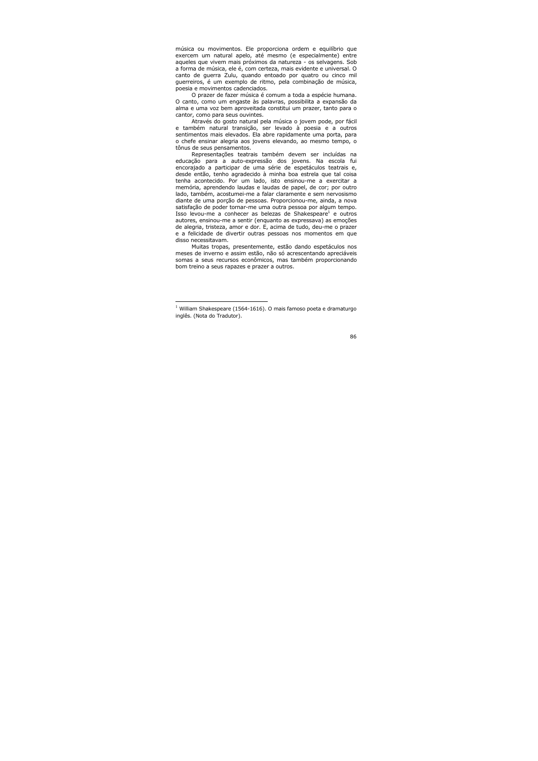música ou movimentos. Ele proporciona ordem e equilíbrio que exercem um natural apelo, até mesmo (e especialmente) entre aqueles que vivem mais próximos da natureza - os selvagens. Sob a forma de música, ele é, com certeza, mais evidente e universal. O canto de guerra Zulu, quando entoado por quatro ou cinco mil guerreiros, é um exemplo de ritmo, pela combinação de música, poesia e movimentos cadenciados.

O prazer de fazer música é comum a toda a espécie humana. O canto, como um engaste às palavras, possibilita a expansão da alma e uma voz bem aproveitada constitui um prazer, tanto para o cantor, como para seus ouvintes.

Através do gosto natural pela música o jovem pode, por fácil e também natural transição, ser levado à poesia e a outros sentimentos mais elevados. Ela abre rapidamente uma porta, para o chefe ensinar alegria aos jovens elevando, ao mesmo tempo, o tônus de seus pensamentos.

Representações teatrais também devem ser incluídas na educação para a auto-expressão dos jovens. Na escola fui encorajado a participar de uma série de espetáculos teatrais e, desde então, tenho agradecido à minha boa estrela que tal coisa tenha acontecido. Por um lado, isto ensinou-me a exercitar a memória, aprendendo laudas e laudas de papel, de cor; por outro lado, também, acostumei-me a falar claramente e sem nervosismo diante de uma porção de pessoas. Proporcionou-me, ainda, a nova satisfação de poder tornar-me uma outra pessoa por algum tempo. Isso levou-me a conhecer as belezas de Shakespeare[1] e outros autores, ensinou-me a sentir (enquanto as expressava) as emoções de alegria, tristeza, amor e dor. E, acima de tudo, deu-me o prazer e a felicidade de divertir outras pessoas nos momentos em que disso necessitavam.

Muitas tropas, presentemente, estão dando espetáculos nos meses de inverno e assim estão, não só acrescentando apreciáveis somas a seus recursos econômicos, mas também proporcionando bom treino a seus rapazes e prazer a outros.

---

[1] William Shakespeare (1564-1616). O mais famoso poeta e dramaturgo inglês. (Nota do Tradutor).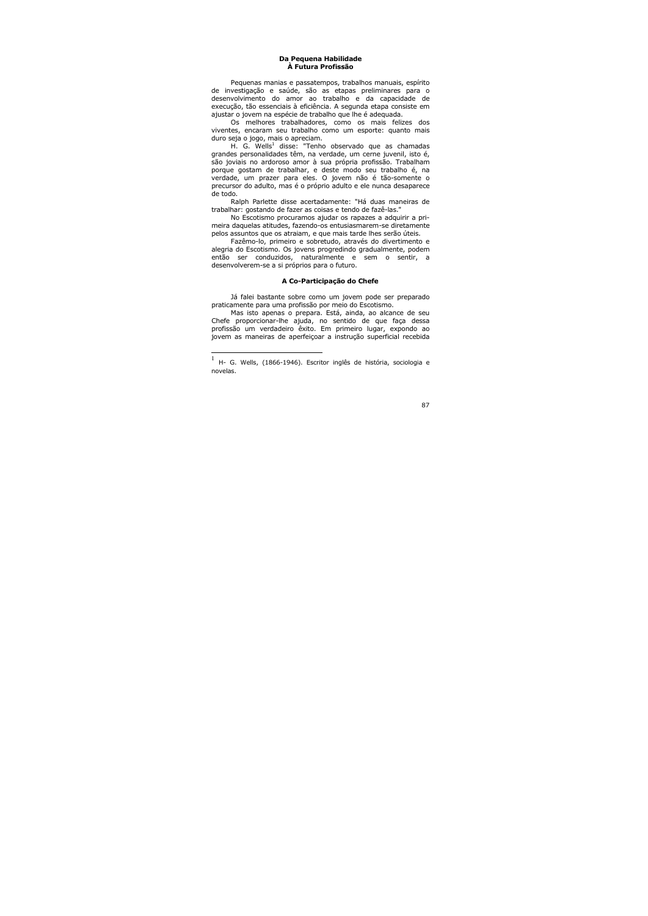## Da Pequena Habilidade À Futura Profissão

Pequenas manias e passatempos, trabalhos manuais, espírito de investigação e saúde, são as etapas preliminares para o desenvolvimento do amor ao trabalho e da capacidade de execução, tão essenciais à eficiência. A segunda etapa consiste em ajustar o jovem na espécie de trabalho que lhe é adequada.

Os melhores trabalhadores, como os mais felizes dos viventes, encaram seu trabalho como um esporte: quanto mais duro seja o jogo, mais o apreciam.

H. G. Wells[1] disse: "Tenho observado que as chamadas grandes personalidades têm, na verdade, um cerne juvenil, isto é, são joviais no ardoroso amor à sua própria profissão. Trabalham porque gostam de trabalhar, e deste modo seu trabalho é, na verdade, um prazer para eles. O jovem não é tão-somente o precursor do adulto, mas é o próprio adulto e ele nunca desaparece de todo.

Ralph Parlette disse acertadamente: "Há duas maneiras de trabalhar: gostando de fazer as coisas e tendo de fazê-las."

No Escotismo procuramos ajudar os rapazes a adquirir a primeira daquelas atitudes, fazendo-os entusiasmarem-se diretamente pelos assuntos que os atraiam, e que mais tarde lhes serão úteis.

Fazêmo-lo, primeiro e sobretudo, através do divertimento e alegria do Escotismo. Os jovens progredindo gradualmente, podem então ser conduzidos, naturalmente e sem o sentir, a desenvolverem-se a si próprios para o futuro.

## A Co-Participação do Chefe

Já falei bastante sobre como um jovem pode ser preparado praticamente para uma profissão por meio do Escotismo.

Mas isto apenas o prepara. Está, ainda, ao alcance de seu Chefe proporcionar-lhe ajuda, no sentido de que faça dessa profissão um verdadeiro êxito. Em primeiro lugar, expondo ao jovem as maneiras de aperfeiçoar a instrução superficial recebida

---

[1] H- G. Wells, (1866-1946). Escritor inglês de história, sociologia e novelas.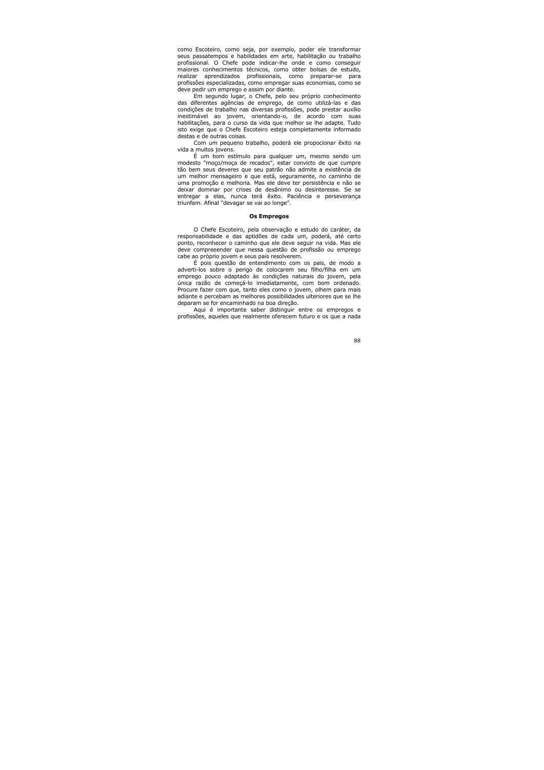como Escoteiro, como seja, por exemplo, poder ele transformar seus passatempos e habilidades em arte, habilitação ou trabalho profissional. O Chefe pode indicar-lhe onde e como conseguir maiores conhecimentos técnicos, como obter bolsas de estudo, realizar aprendizados profissionais, como preparar-se para profissões especializadas, como empregar suas economias, como se deve pedir um emprego e assim por diante.

Em segundo lugar, o Chefe, pelo seu próprio conhecimento das diferentes agências de emprego, de como utilizá-las e das condições de trabalho nas diversas profissões, pode prestar auxílio inestimável ao jovem, orientando-o, de acordo com suas habilitações, para o curso da vida que melhor se lhe adapte. Tudo isto exige que o Chefe Escoteiro esteja completamente informado destas e de outras coisas.

Com um pequeno trabalho, poderá ele propocionar êxito na vida a muitos jovens.

É um bom estímulo para qualquer um, mesmo sendo um modesto "moço/moça de recados", estar convicto de que cumpre tão bem seus deveres que seu patrão não admite a existência de um melhor mensageiro e que está, seguramente, no caminho de uma promoção e melhoria. Mas ele deve ter persistência e não se deixar dominar por crises de desânimo ou desinteresse. Se se entregar a elas, nunca terá êxito. Paciência e perseverança triunfam. Afinal "devagar se vai ao longe".

**Os Empregos**

O Chefe Escoteiro, pela observação e estudo do caráter, da responsabilidade e das aptidões de cada um, poderá, até certo ponto, reconhecer o caminho que ele deve seguir na vida. Mas ele deve compreeender que nessa questão de profissão ou emprego cabe ao próprio jovem e seus pais resolverem.

É pois questão de entendimento com os pais, de modo a adverti-los sobre o perigo de colocarem seu filho/filha em um emprego pouco adaptado às condições naturais do jovem, pela única razão de começá-lo imediatamente, com bom ordenado. Procure fazer com que, tanto eles como o jovem, olhem para mais adiante e percebam as melhores possibilidades ulteriores que se lhe deparam se for encaminhado na boa direção.

Aqui é importante saber distinguir entre os empregos e profissões, aqueles que realmente oferecem futuro e os que a nada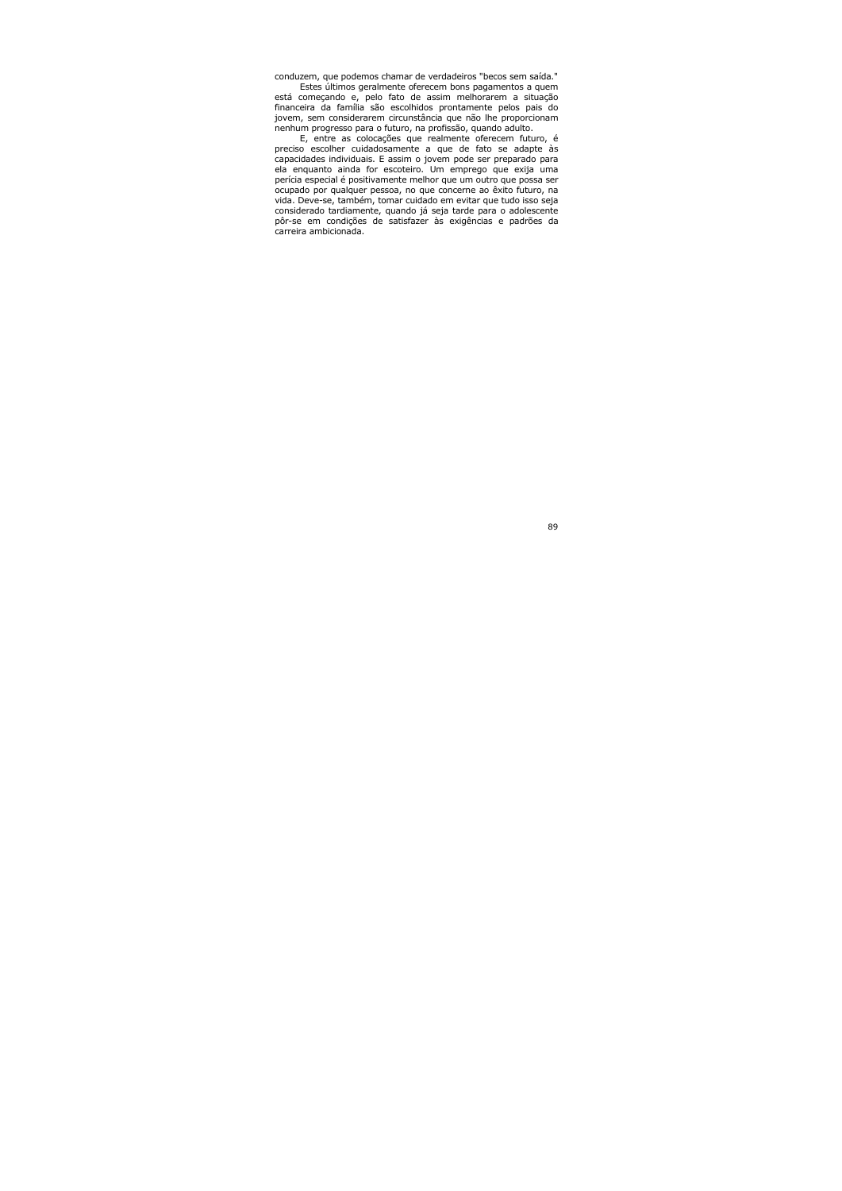conduzem, que podemos chamar de verdadeiros "becos sem saída."

Estes últimos geralmente oferecem bons pagamentos a quem está começando e, pelo fato de assim melhorarem a situação financeira da família são escolhidos prontamente pelos pais do jovem, sem considerarem circunstância que não lhe proporcionam nenhum progresso para o futuro, na profissão, quando adulto.

E, entre as colocações que realmente oferecem futuro, é preciso escolher cuidadosamente a que de fato se adapte às capacidades individuais. E assim o jovem pode ser preparado para ela enquanto ainda for escoteiro. Um emprego que exija uma perícia especial é positivamente melhor que um outro que possa ser ocupado por qualquer pessoa, no que concerne ao êxito futuro, na vida. Deve-se, também, tomar cuidado em evitar que tudo isso seja considerado tardiamente, quando já seja tarde para o adolescente pôr-se em condições de satisfazer às exigências e padrões da carreira ambicionada.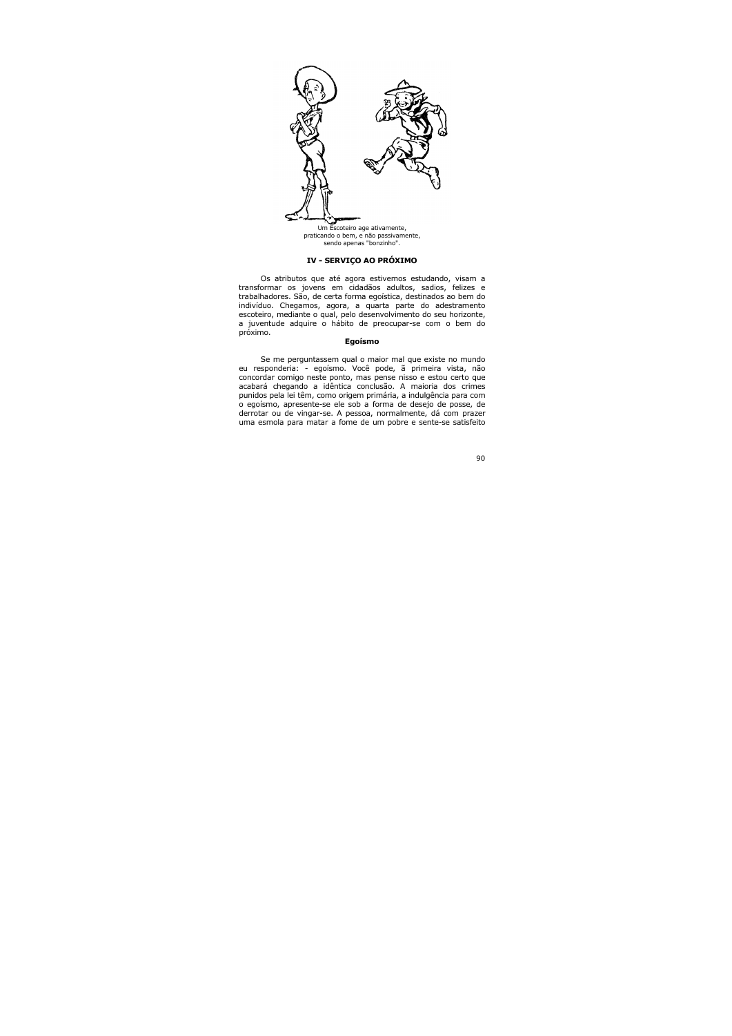Um Escoteiro age ativamente,
praticando o bem, e não passivamente,
sendo apenas "bonzinho".

## IV - SERVIÇO AO PRÓXIMO

Os atributos que até agora estivemos estudando, visam a transformar os jovens em cidadãos adultos, sadios, felizes e trabalhadores. São, de certa forma egoística, destinados ao bem do indivíduo. Chegamos, agora, a quarta parte do adestramento escoteiro, mediante o qual, pelo desenvolvimento do seu horizonte, a juventude adquire o hábito de preocupar-se com o bem do próximo.

### Egoísmo

Se me perguntassem qual o maior mal que existe no mundo eu responderia: - egoísmo. Você pode, ã primeira vista, não concordar comigo neste ponto, mas pense nisso e estou certo que acabará chegando a idêntica conclusão. A maioria dos crimes punidos pela lei têm, como origem primária, a indulgência para com o egoísmo, apresente-se ele sob a forma de desejo de posse, de derrotar ou de vingar-se. A pessoa, normalmente, dá com prazer uma esmola para matar a fome de um pobre e sente-se satisfeito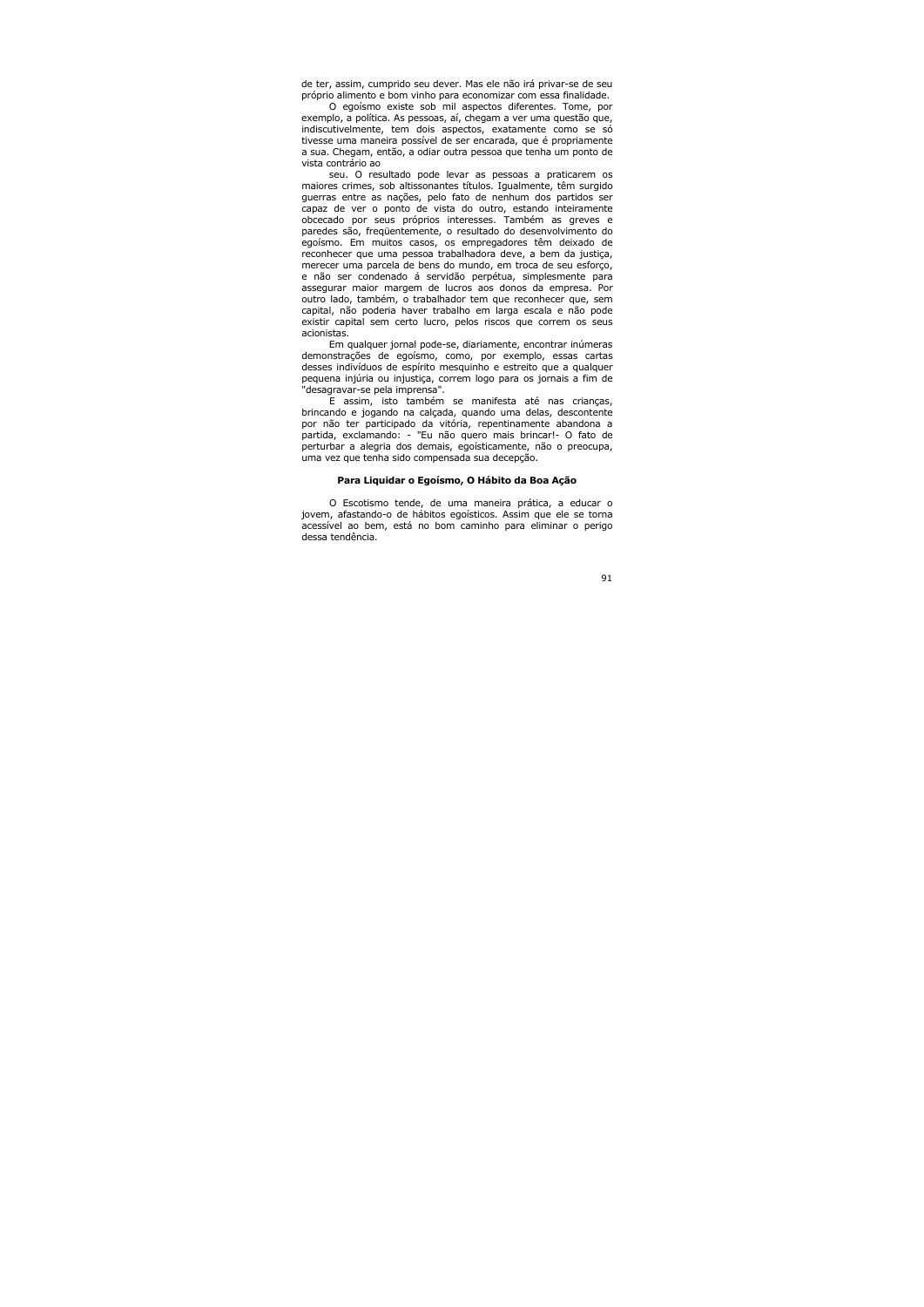de ter, assim, cumprido seu dever. Mas ele não irá privar-se de seu próprio alimento e bom vinho para economizar com essa finalidade.

O egoísmo existe sob mil aspectos diferentes. Tome, por exemplo, a política. As pessoas, aí, chegam a ver uma questão que, indiscutivelmente, tem dois aspectos, exatamente como se só tivesse uma maneira possível de ser encarada, que é propriamente a sua. Chegam, então, a odiar outra pessoa que tenha um ponto de vista contrário ao

seu. O resultado pode levar as pessoas a praticarem os maiores crimes, sob altissonantes títulos. Igualmente, têm surgido guerras entre as nações, pelo fato de nenhum dos partidos ser capaz de ver o ponto de vista do outro, estando inteiramente obcecado por seus próprios interesses. Também as greves e paredes são, freqüentemente, o resultado do desenvolvimento do egoísmo. Em muitos casos, os empregadores têm deixado de reconhecer que uma pessoa trabalhadora deve, a bem da justiça, merecer uma parcela de bens do mundo, em troca de seu esforço, e não ser condenado á servidão perpétua, simplesmente para assegurar maior margem de lucros aos donos da empresa. Por outro lado, também, o trabalhador tem que reconhecer que, sem capital, não poderia haver trabalho em larga escala e não pode existir capital sem certo lucro, pelos riscos que correm os seus acionistas.

Em qualquer jornal pode-se, diariamente, encontrar inúmeras demonstrações de egoísmo, como, por exemplo, essas cartas desses indivíduos de espírito mesquinho e estreito que a qualquer pequena injúria ou injustiça, correm logo para os jornais a fim de "desagravar-se pela imprensa".

E assim, isto também se manifesta até nas crianças, brincando e jogando na calçada, quando uma delas, descontente por não ter participado da vitória, repentinamente abandona a partida, exclamando: - "Eu não quero mais brincar!- O fato de perturbar a alegria dos demais, egoísticamente, não o preocupa, uma vez que tenha sido compensada sua decepção.

### Para Liquidar o Egoísmo, O Hábito da Boa Ação

O Escotismo tende, de uma maneira prática, a educar o jovem, afastando-o de hábitos egoísticos. Assim que ele se torna acessível ao bem, está no bom caminho para eliminar o perigo dessa tendência.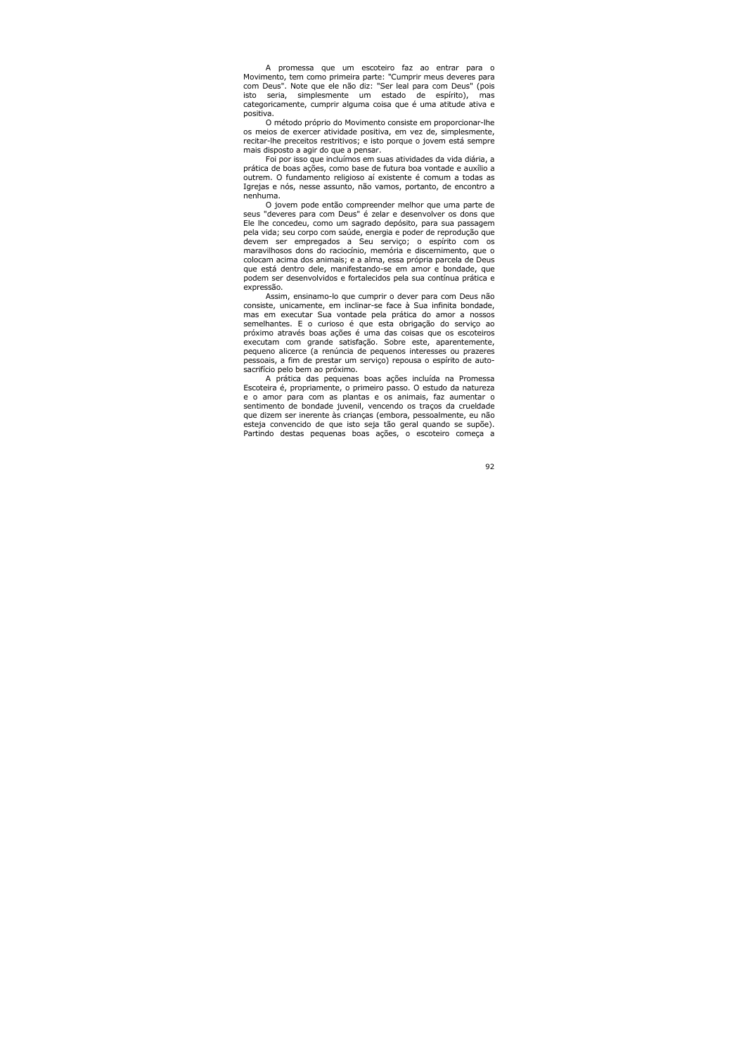A promessa que um escoteiro faz ao entrar para o Movimento, tem como primeira parte: "Cumprir meus deveres para com Deus". Note que ele não diz: "Ser leal para com Deus" (pois isto seria, simplesmente um estado de espírito), mas categoricamente, cumprir alguma coisa que é uma atitude ativa e positiva.

O método próprio do Movimento consiste em proporcionar-lhe os meios de exercer atividade positiva, em vez de, simplesmente, recitar-lhe preceitos restritivos; e isto porque o jovem está sempre mais disposto a agir do que a pensar.

Foi por isso que incluímos em suas atividades da vida diária, a prática de boas ações, como base de futura boa vontade e auxílio a outrem. O fundamento religioso aí existente é comum a todas as Igrejas e nós, nesse assunto, não vamos, portanto, de encontro a nenhuma.

O jovem pode então compreender melhor que uma parte de seus "deveres para com Deus" é zelar e desenvolver os dons que Ele lhe concedeu, como um sagrado depósito, para sua passagem pela vida; seu corpo com saúde, energia e poder de reprodução que devem ser empregados a Seu serviço; o espírito com os maravilhosos dons do raciocínio, memória e discernimento, que o colocam acima dos animais; e a alma, essa própria parcela de Deus que está dentro dele, manifestando-se em amor e bondade, que podem ser desenvolvidos e fortalecidos pela sua contínua prática e expressão.

Assim, ensinamo-lo que cumprir o dever para com Deus não consiste, unicamente, em inclinar-se face à Sua infinita bondade, mas em executar Sua vontade pela prática do amor a nossos semelhantes. E o curioso é que esta obrigação do serviço ao próximo através boas ações é uma das coisas que os escoteiros executam com grande satisfação. Sobre este, aparentemente, pequeno alicerce (a renúncia de pequenos interesses ou prazeres pessoais, a fim de prestar um serviço) repousa o espírito de auto-sacrifício pelo bem ao próximo.

A prática das pequenas boas ações incluída na Promessa Escoteira é, propriamente, o primeiro passo. O estudo da natureza e o amor para com as plantas e os animais, faz aumentar o sentimento de bondade juvenil, vencendo os traços da crueldade que dizem ser inerente às crianças (embora, pessoalmente, eu não esteja convencido de que isto seja tão geral quando se supõe). Partindo destas pequenas boas ações, o escoteiro começa a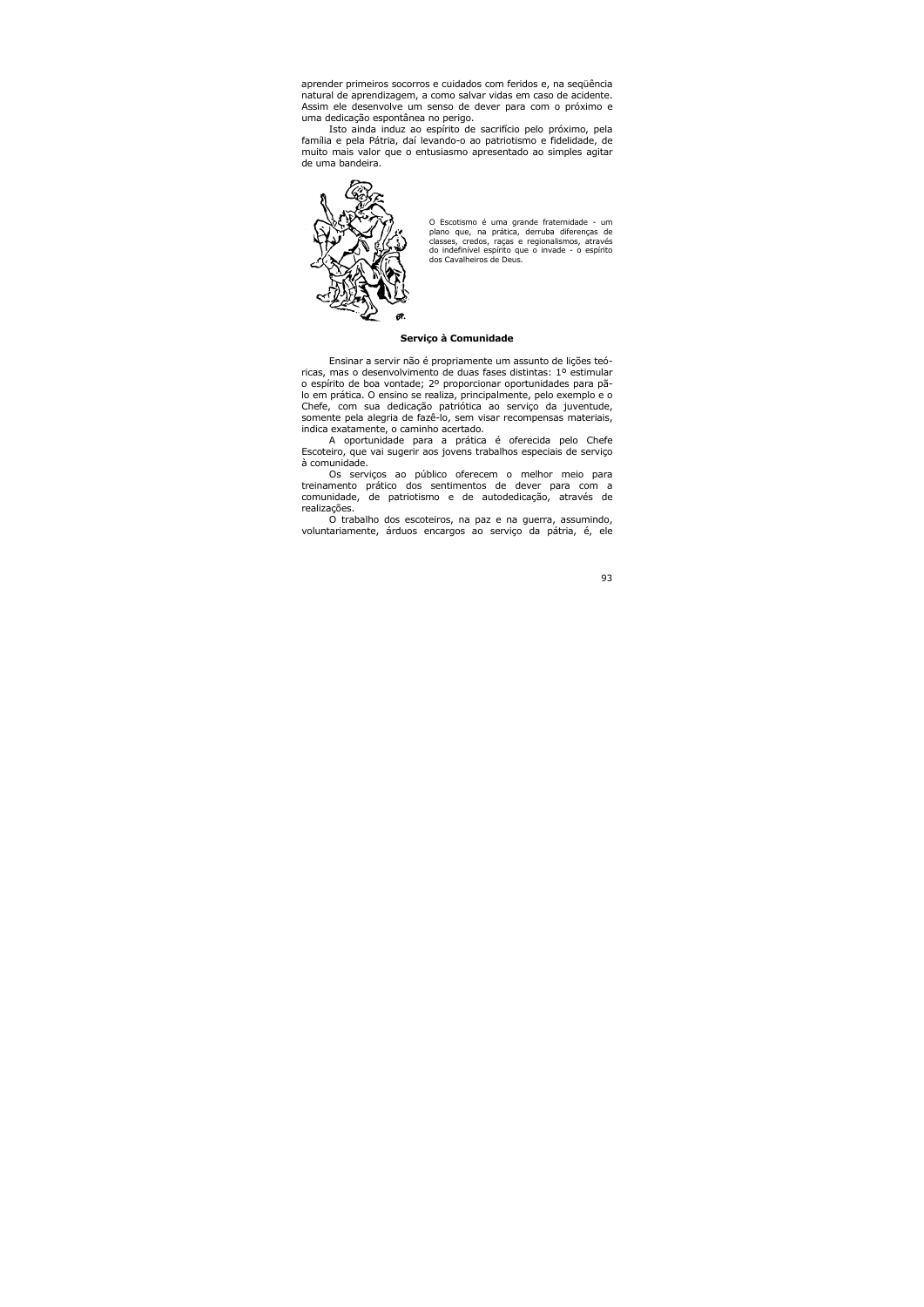aprender primeiros socorros e cuidados com feridos e, na seqüência natural de aprendizagem, a como salvar vidas em caso de acidente. Assim ele desenvolve um senso de dever para com o próximo e uma dedicação espontânea no perigo.

Isto ainda induz ao espírito de sacrifício pelo próximo, pela família e pela Pátria, daí levando-o ao patriotismo e fidelidade, de muito mais valor que o entusiasmo apresentado ao simples agitar de uma bandeira.

O Escotismo é uma grande fraternidade - um plano que, na prática, derruba diferenças de classes, credos, raças e regionalismos, através do indefinível espírito que o invade - o espírito dos Cavalheiros de Deus.

**Serviço à Comunidade**

Ensinar a servir não é propriamente um assunto de lições teóricas, mas o desenvolvimento de duas fases distintas: 1º estimular o espírito de boa vontade; 2º proporcionar oportunidades para pô-lo em prática. O ensino se realiza, principalmente, pelo exemplo e o Chefe, com sua dedicação patriótica ao serviço da juventude, somente pela alegria de fazê-lo, sem visar recompensas materiais, indica exatamente, o caminho acertado.

A oportunidade para a prática é oferecida pelo Chefe Escoteiro, que vai sugerir aos jovens trabalhos especiais de serviço à comunidade.

Os serviços ao público oferecem o melhor meio para treinamento prático dos sentimentos de dever para com a comunidade, de patriotismo e de autodedicação, através de realizações.

O trabalho dos escoteiros, na paz e na guerra, assumindo, voluntariamente, árduos encargos ao serviço da pátria, é, ele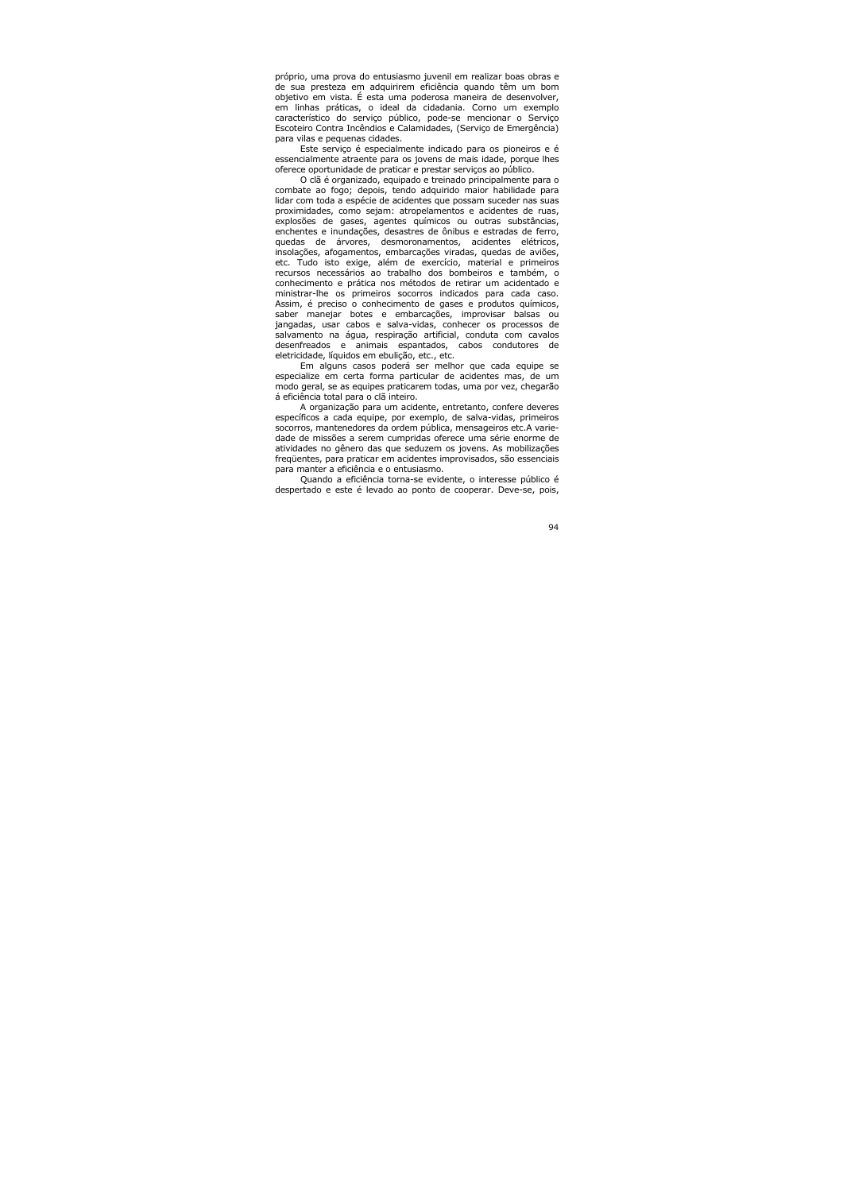próprio, uma prova do entusiasmo juvenil em realizar boas obras e de sua presteza em adquirirem eficiência quando têm um bom objetivo em vista. É esta uma poderosa maneira de desenvolver, em linhas práticas, o ideal da cidadania. Corno um exemplo característico do serviço público, pode-se mencionar o Serviço Escoteiro Contra Incêndios e Calamidades, (Serviço de Emergência) para vilas e pequenas cidades.

Este serviço é especialmente indicado para os pioneiros e é essencialmente atraente para os jovens de mais idade, porque lhes oferece oportunidade de praticar e prestar serviços ao público.

O clã é organizado, equipado e treinado principalmente para o combate ao fogo; depois, tendo adquirido maior habilidade para lidar com toda a espécie de acidentes que possam suceder nas suas proximidades, como sejam: atropelamentos e acidentes de ruas, explosões de gases, agentes químicos ou outras substâncias, enchentes e inundações, desastres de ônibus e estradas de ferro, quedas de árvores, desmoronamentos, acidentes elétricos, insolações, afogamentos, embarcações viradas, quedas de aviões, etc. Tudo isto exige, além de exercício, material e primeiros recursos necessários ao trabalho dos bombeiros e também, o conhecimento e prática nos métodos de retirar um acidentado e ministrar-lhe os primeiros socorros indicados para cada caso. Assim, é preciso o conhecimento de gases e produtos químicos, saber manejar botes e embarcações, improvisar balsas ou jangadas, usar cabos e salva-vidas, conhecer os processos de salvamento na água, respiração artificial, conduta com cavalos desenfreados e animais espantados, cabos condutores de eletricidade, líquidos em ebulição, etc., etc.

Em alguns casos poderá ser melhor que cada equipe se especialize em certa forma particular de acidentes mas, de um modo geral, se as equipes praticarem todas, uma por vez, chegarão á eficiência total para o clã inteiro.

A organização para um acidente, entretanto, confere deveres específicos a cada equipe, por exemplo, de salva-vidas, primeiros socorros, mantenedores da ordem pública, mensageiros etc.A variedade de missões a serem cumpridas oferece uma série enorme de atividades no gênero das que seduzem os jovens. As mobilizações freqüentes, para praticar em acidentes improvisados, são essenciais para manter a eficiência e o entusiasmo.

Quando a eficiência torna-se evidente, o interesse público é despertado e este é levado ao ponto de cooperar. Deve-se, pois,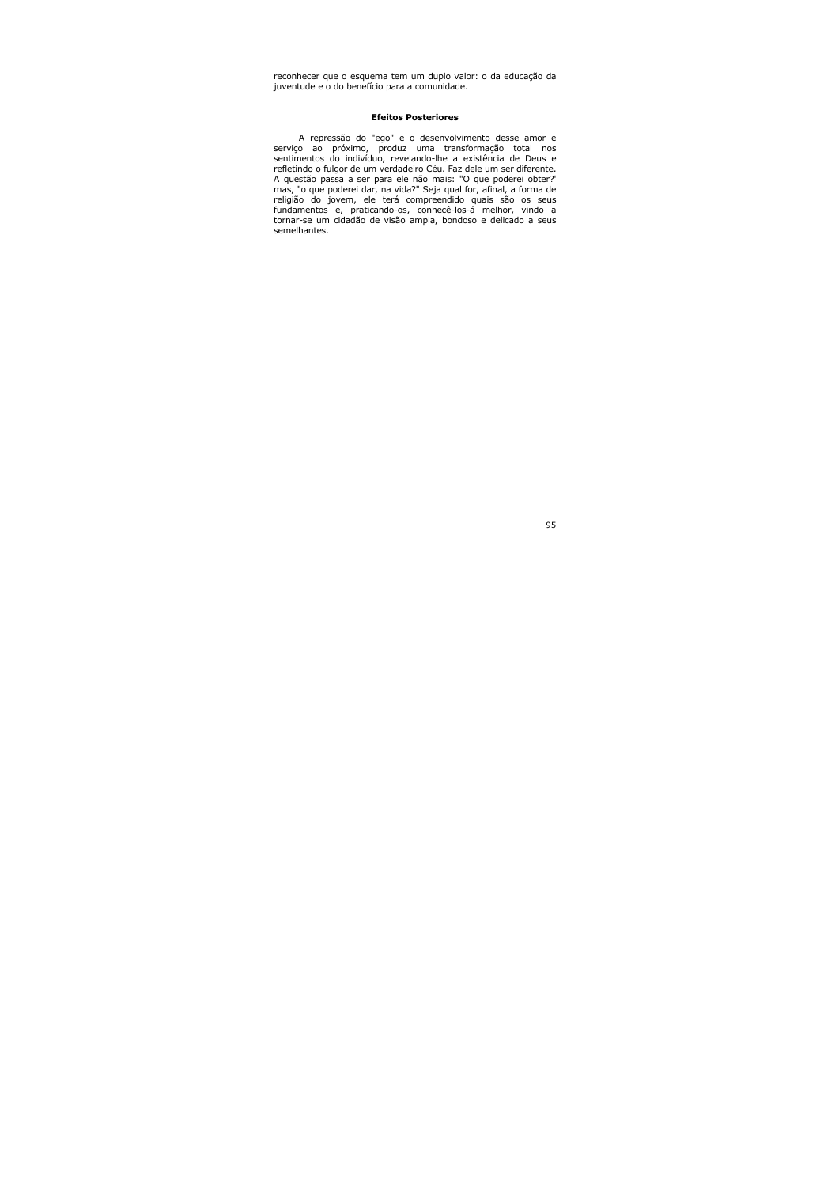reconhecer que o esquema tem um duplo valor: o da educação da juventude e o do benefício para a comunidade.

### Efeitos Posteriores

A repressão do "ego" e o desenvolvimento desse amor e serviço ao próximo, produz uma transformação total nos sentimentos do indivíduo, revelando-lhe a existência de Deus e refletindo o fulgor de um verdadeiro Céu. Faz dele um ser diferente. A questão passa a ser para ele não mais: "O que poderei obter?' mas, "o que poderei dar, na vida?" Seja qual for, afinal, a forma de religião do jovem, ele terá compreendido quais são os seus fundamentos e, praticando-os, conhecê-los-á melhor, vindo a tornar-se um cidadão de visão ampla, bondoso e delicado a seus semelhantes.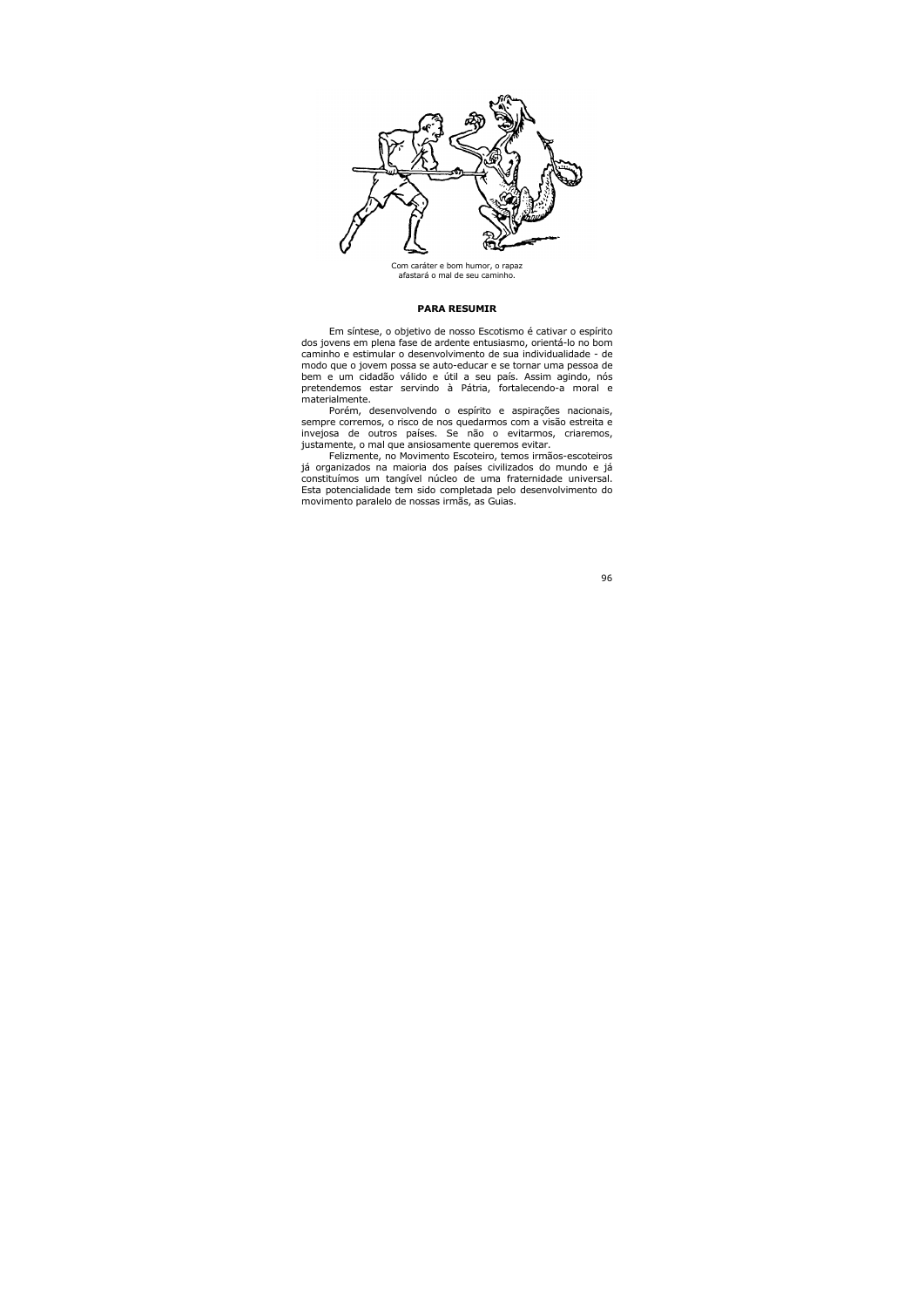Com caráter e bom humor, o rapaz afastará o mal de seu caminho.

**PARA RESUMIR**

Em síntese, o objetivo de nosso Escotismo é cativar o espírito dos jovens em plena fase de ardente entusiasmo, orientá-lo no bom caminho e estimular o desenvolvimento de sua individualidade - de modo que o jovem possa se auto-educar e se tornar uma pessoa de bem e um cidadão válido e útil a seu país. Assim agindo, nós pretendemos estar servindo à Pátria, fortalecendo-a moral e materialmente.

Porém, desenvolvendo o espírito e aspirações nacionais, sempre corremos, o risco de nos quedarmos com a visão estreita e invejosa de outros países. Se não o evitarmos, criaremos, justamente, o mal que ansiosamente queremos evitar.

Felizmente, no Movimento Escoteiro, temos irmãos-escoteiros já organizados na maioria dos países civilizados do mundo e já constituímos um tangível núcleo de uma fraternidade universal. Esta potencialidade tem sido completada pelo desenvolvimento do movimento paralelo de nossas irmãs, as Guias.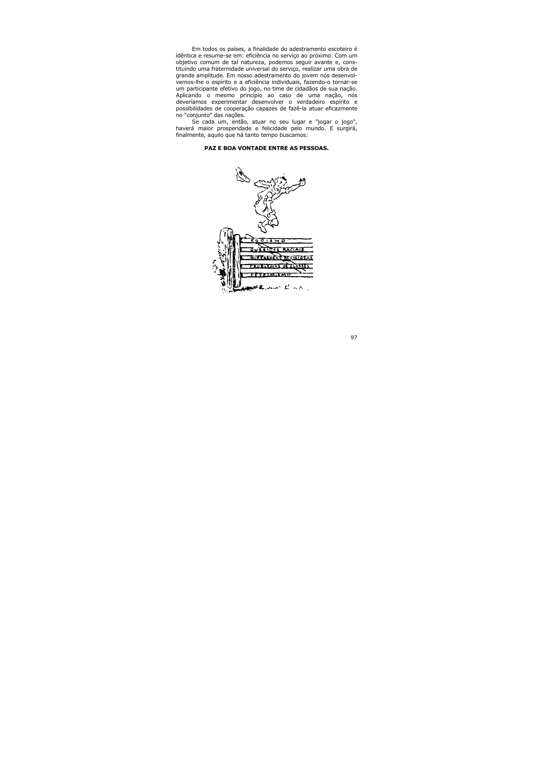Em todos os países, a finalidade do adestramento escoteiro é idêntica e resume-se em: eficiência no serviço ao próximo. Com um objetivo comum de tal natureza, podemos seguir avante e, constituindo uma fraternidade universal do serviço, realizar uma obra de grande amplitude. Em nosso adestramento do jovem nós desenvolvemos-lhe o espírito e a eficiência individuais, fazendo-o tornar-se um participante efetivo do jogo, no time de cidadãos de sua nação. Aplicando o mesmo princípio ao caso de uma nação, nós deveríamos experimentar desenvolver o verdadeiro espírito e possibilidades de cooperação capazes de fazê-la atuar eficazmente no "conjunto" das nações.

Se cada um, então, atuar no seu lugar e "jogar o jogo", haverá maior prosperidade e felicidade pelo mundo. E surgirá, finalmente, aquilo que há tanto tempo buscamos:

**PAZ E BOA VONTADE ENTRE AS PESSOAS.**

EGOÍSMO
QUESTÕES RACIAIS
DIFERENÇAS RELIGIOSAS
PROBLEMAS DE CLASSES
PESSIMISMO